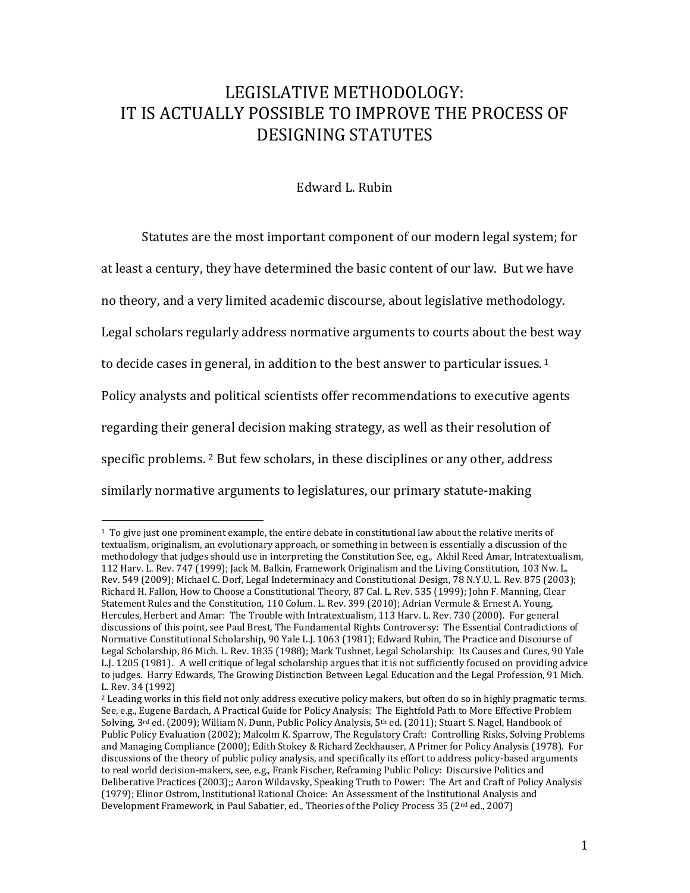# LEGISLATIVE METHODOLOGY: IT IS ACTUALLY POSSIBLE TO IMPROVE THE PROCESS OF DESIGNING STATUTES

Edward L. Rubin

Statutes are the most important component of our modern legal system; for at least a century, they have determined the basic content of our law. But we have no theory, and a very limited academic discourse, about legislative methodology. Legal scholars regularly address normative arguments to courts about the best way to decide cases in general, in addition to the best answer to particular issues. [1] Policy analysts and political scientists offer recommendations to executive agents regarding their general decision making strategy, as well as their resolution of specific problems. [2] But few scholars, in these disciplines or any other, address similarly normative arguments to legislatures, our primary statute-making

---

[1] To give just one prominent example, the entire debate in constitutional law about the relative merits of textualism, originalism, an evolutionary approach, or something in between is essentially a discussion of the methodology that judges should use in interpreting the Constitution See, e.g., Akhil Reed Amar, Intratextualism, 112 Harv. L. Rev. 747 (1999); Jack M. Balkin, Framework Originalism and the Living Constitution, 103 Nw. L. Rev. 549 (2009); Michael C. Dorf, Legal Indeterminacy and Constitutional Design, 78 N.Y.U. L. Rev. 875 (2003); Richard H. Fallon, How to Choose a Constitutional Theory, 87 Cal. L. Rev. 535 (1999); John F. Manning, Clear Statement Rules and the Constitution, 110 Colum. L. Rev. 399 (2010); Adrian Vermule & Ernest A. Young, Hercules, Herbert and Amar: The Trouble with Intratextualism, 113 Harv. L. Rev. 730 (2000). For general discussions of this point, see Paul Brest, The Fundamental Rights Controversy: The Essential Contradictions of Normative Constitutional Scholarship, 90 Yale L.J. 1063 (1981); Edward Rubin, The Practice and Discourse of Legal Scholarship, 86 Mich. L. Rev. 1835 (1988); Mark Tushnet, Legal Scholarship: Its Causes and Cures, 90 Yale L.J. 1205 (1981). A well critique of legal scholarship argues that it is not sufficiently focused on providing advice to judges. Harry Edwards, The Growing Distinction Between Legal Education and the Legal Profession, 91 Mich. L. Rev. 34 (1992)

[2] Leading works in this field not only address executive policy makers, but often do so in highly pragmatic terms. See, e.g., Eugene Bardach, A Practical Guide for Policy Analysis: The Eightfold Path to More Effective Problem Solving, 3rd ed. (2009); William N. Dunn, Public Policy Analysis, 5th ed. (2011); Stuart S. Nagel, Handbook of Public Policy Evaluation (2002); Malcolm K. Sparrow, The Regulatory Craft: Controlling Risks, Solving Problems and Managing Compliance (2000); Edith Stokey & Richard Zeckhauser, A Primer for Policy Analysis (1978). For discussions of the theory of public policy analysis, and specifically its effort to address policy-based arguments to real world decision-makers, see, e.g., Frank Fischer, Reframing Public Policy: Discursive Politics and Deliberative Practices (2003);; Aaron Wildavsky, Speaking Truth to Power: The Art and Craft of Policy Analysis (1979); Elinor Ostrom, Institutional Rational Choice: An Assessment of the Institutional Analysis and Development Framework, in Paul Sabatier, ed., Theories of the Policy Process 35 (2nd ed., 2007)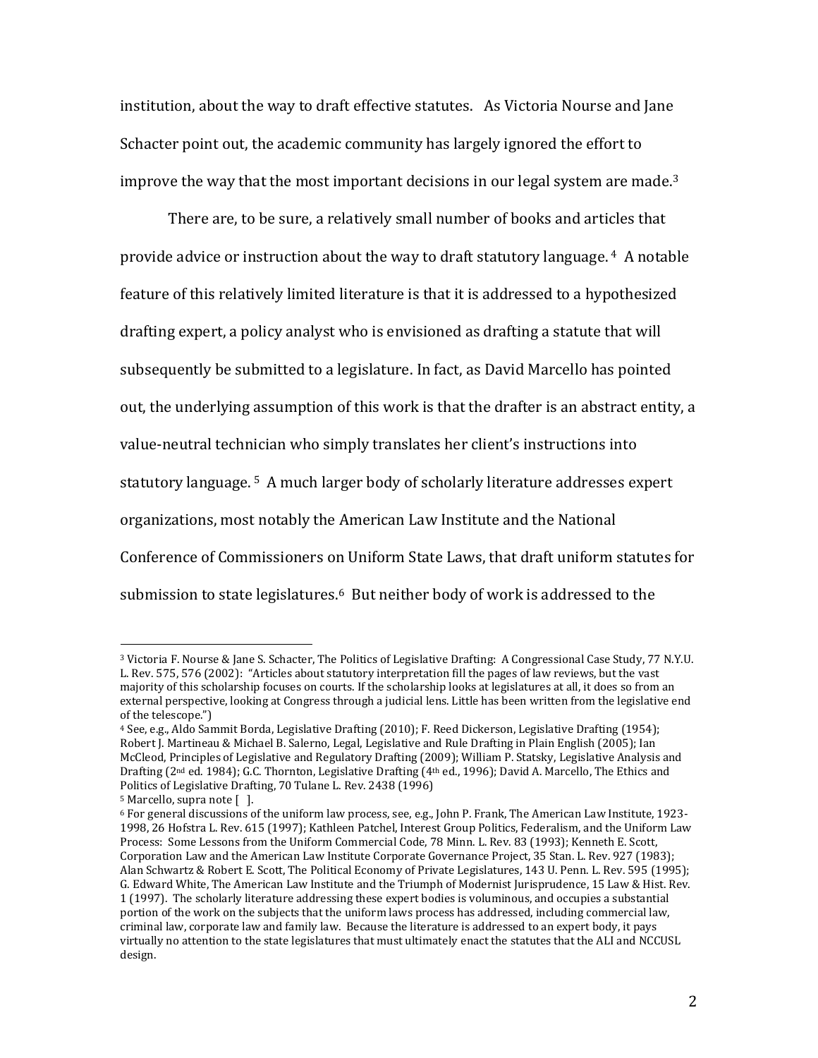institution, about the way to draft effective statutes. As Victoria Nourse and Jane Schacter point out, the academic community has largely ignored the effort to improve the way that the most important decisions in our legal system are made.[3]

There are, to be sure, a relatively small number of books and articles that provide advice or instruction about the way to draft statutory language.[4] A notable feature of this relatively limited literature is that it is addressed to a hypothesized drafting expert, a policy analyst who is envisioned as drafting a statute that will subsequently be submitted to a legislature. In fact, as David Marcello has pointed out, the underlying assumption of this work is that the drafter is an abstract entity, a value-neutral technician who simply translates her client's instructions into statutory language.[5] A much larger body of scholarly literature addresses expert organizations, most notably the American Law Institute and the National Conference of Commissioners on Uniform State Laws, that draft uniform statutes for submission to state legislatures.[6] But neither body of work is addressed to the

---

[3] Victoria F. Nourse & Jane S. Schacter, The Politics of Legislative Drafting: A Congressional Case Study, 77 N.Y.U. L. Rev. 575, 576 (2002): "Articles about statutory interpretation fill the pages of law reviews, but the vast majority of this scholarship focuses on courts. If the scholarship looks at legislatures at all, it does so from an external perspective, looking at Congress through a judicial lens. Little has been written from the legislative end of the telescope.")

[4] See, e.g., Aldo Sammit Borda, Legislative Drafting (2010); F. Reed Dickerson, Legislative Drafting (1954); Robert J. Martineau & Michael B. Salerno, Legal, Legislative and Rule Drafting in Plain English (2005); Ian McCleod, Principles of Legislative and Regulatory Drafting (2009); William P. Statsky, Legislative Analysis and Drafting (2nd ed. 1984); G.C. Thornton, Legislative Drafting (4th ed., 1996); David A. Marcello, The Ethics and Politics of Legislative Drafting, 70 Tulane L. Rev. 2438 (1996)

[5] Marcello, supra note [ ].

[6] For general discussions of the uniform law process, see, e.g., John P. Frank, The American Law Institute, 1923-1998, 26 Hofstra L. Rev. 615 (1997); Kathleen Patchel, Interest Group Politics, Federalism, and the Uniform Law Process: Some Lessons from the Uniform Commercial Code, 78 Minn. L. Rev. 83 (1993); Kenneth E. Scott, Corporation Law and the American Law Institute Corporate Governance Project, 35 Stan. L. Rev. 927 (1983); Alan Schwartz & Robert E. Scott, The Political Economy of Private Legislatures, 143 U. Penn. L. Rev. 595 (1995); G. Edward White, The American Law Institute and the Triumph of Modernist Jurisprudence, 15 Law & Hist. Rev. 1 (1997). The scholarly literature addressing these expert bodies is voluminous, and occupies a substantial portion of the work on the subjects that the uniform laws process has addressed, including commercial law, criminal law, corporate law and family law. Because the literature is addressed to an expert body, it pays virtually no attention to the state legislatures that must ultimately enact the statutes that the ALI and NCCUSL design.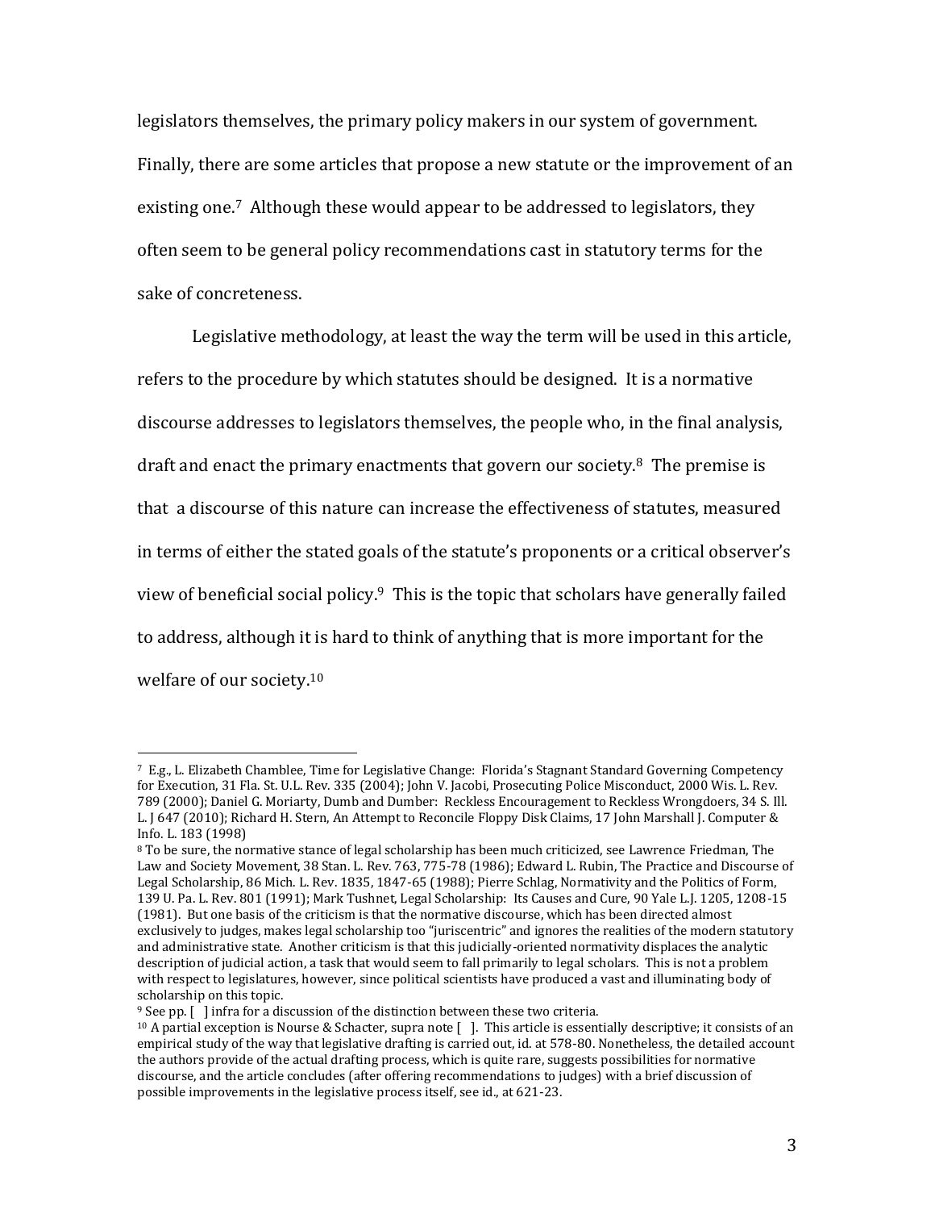legislators themselves, the primary policy makers in our system of government. Finally, there are some articles that propose a new statute or the improvement of an existing one.[7] Although these would appear to be addressed to legislators, they often seem to be general policy recommendations cast in statutory terms for the sake of concreteness.

Legislative methodology, at least the way the term will be used in this article, refers to the procedure by which statutes should be designed. It is a normative discourse addresses to legislators themselves, the people who, in the final analysis, draft and enact the primary enactments that govern our society.[8] The premise is that a discourse of this nature can increase the effectiveness of statutes, measured in terms of either the stated goals of the statute's proponents or a critical observer's view of beneficial social policy.[9] This is the topic that scholars have generally failed to address, although it is hard to think of anything that is more important for the welfare of our society.[10]

---

[7] E.g., L. Elizabeth Chamblee, Time for Legislative Change: Florida's Stagnant Standard Governing Competency for Execution, 31 Fla. St. U.L. Rev. 335 (2004); John V. Jacobi, Prosecuting Police Misconduct, 2000 Wis. L. Rev. 789 (2000); Daniel G. Moriarty, Dumb and Dumber: Reckless Encouragement to Reckless Wrongdoers, 34 S. Ill. L. J 647 (2010); Richard H. Stern, An Attempt to Reconcile Floppy Disk Claims, 17 John Marshall J. Computer & Info. L. 183 (1998)

[8] To be sure, the normative stance of legal scholarship has been much criticized, see Lawrence Friedman, The Law and Society Movement, 38 Stan. L. Rev. 763, 775-78 (1986); Edward L. Rubin, The Practice and Discourse of Legal Scholarship, 86 Mich. L. Rev. 1835, 1847-65 (1988); Pierre Schlag, Normativity and the Politics of Form, 139 U. Pa. L. Rev. 801 (1991); Mark Tushnet, Legal Scholarship: Its Causes and Cure, 90 Yale L.J. 1205, 1208-15 (1981). But one basis of the criticism is that the normative discourse, which has been directed almost exclusively to judges, makes legal scholarship too "juriscentric" and ignores the realities of the modern statutory and administrative state. Another criticism is that this judicially-oriented normativity displaces the analytic description of judicial action, a task that would seem to fall primarily to legal scholars. This is not a problem with respect to legislatures, however, since political scientists have produced a vast and illuminating body of scholarship on this topic.

[9] See pp. [ ] infra for a discussion of the distinction between these two criteria.

[10] A partial exception is Nourse & Schacter, supra note [ ]. This article is essentially descriptive; it consists of an empirical study of the way that legislative drafting is carried out, id. at 578-80. Nonetheless, the detailed account the authors provide of the actual drafting process, which is quite rare, suggests possibilities for normative discourse, and the article concludes (after offering recommendations to judges) with a brief discussion of possible improvements in the legislative process itself, see id., at 621-23.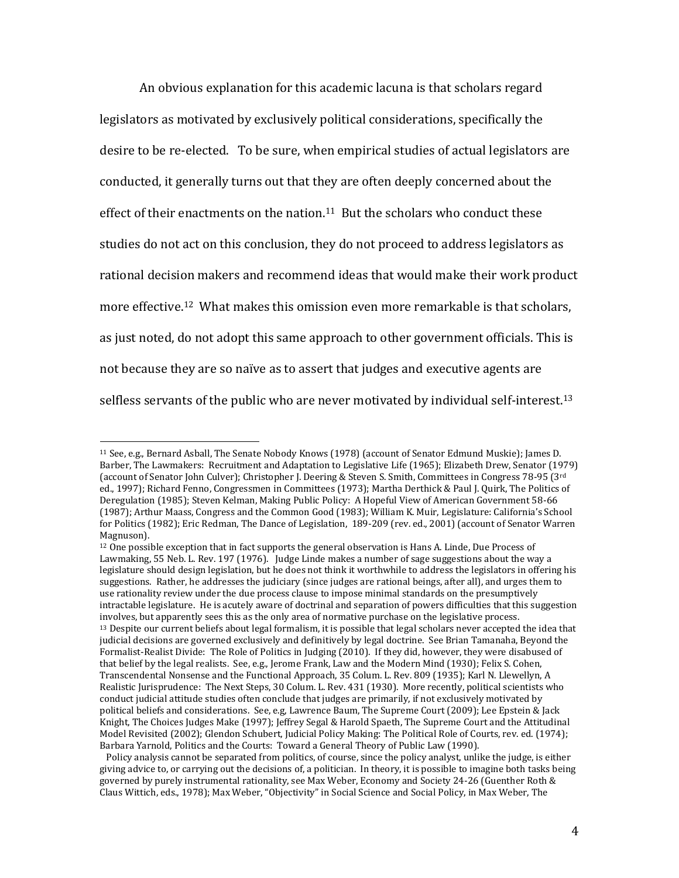An obvious explanation for this academic lacuna is that scholars regard legislators as motivated by exclusively political considerations, specifically the desire to be re-elected. To be sure, when empirical studies of actual legislators are conducted, it generally turns out that they are often deeply concerned about the effect of their enactments on the nation.[11] But the scholars who conduct these studies do not act on this conclusion, they do not proceed to address legislators as rational decision makers and recommend ideas that would make their work product more effective.[12] What makes this omission even more remarkable is that scholars, as just noted, do not adopt this same approach to other government officials. This is not because they are so naïve as to assert that judges and executive agents are selfless servants of the public who are never motivated by individual self-interest.[13]

---

[11] See, e.g., Bernard Asball, The Senate Nobody Knows (1978) (account of Senator Edmund Muskie); James D. Barber, The Lawmakers: Recruitment and Adaptation to Legislative Life (1965); Elizabeth Drew, Senator (1979) (account of Senator John Culver); Christopher J. Deering & Steven S. Smith, Committees in Congress 78-95 (3rd ed., 1997); Richard Fenno, Congressmen in Committees (1973); Martha Derthick & Paul J. Quirk, The Politics of Deregulation (1985); Steven Kelman, Making Public Policy: A Hopeful View of American Government 58-66 (1987); Arthur Maass, Congress and the Common Good (1983); William K. Muir, Legislature: California's School for Politics (1982); Eric Redman, The Dance of Legislation, 189-209 (rev. ed., 2001) (account of Senator Warren Magnuson).

[12] One possible exception that in fact supports the general observation is Hans A. Linde, Due Process of Lawmaking, 55 Neb. L. Rev. 197 (1976). Judge Linde makes a number of sage suggestions about the way a legislature should design legislation, but he does not think it worthwhile to address the legislators in offering his suggestions. Rather, he addresses the judiciary (since judges are rational beings, after all), and urges them to use rationality review under the due process clause to impose minimal standards on the presumptively intractable legislature. He is acutely aware of doctrinal and separation of powers difficulties that this suggestion involves, but apparently sees this as the only area of normative purchase on the legislative process.

[13] Despite our current beliefs about legal formalism, it is possible that legal scholars never accepted the idea that judicial decisions are governed exclusively and definitively by legal doctrine. See Brian Tamanaha, Beyond the Formalist-Realist Divide: The Role of Politics in Judging (2010). If they did, however, they were disabused of that belief by the legal realists. See, e.g., Jerome Frank, Law and the Modern Mind (1930); Felix S. Cohen, Transcendental Nonsense and the Functional Approach, 35 Colum. L. Rev. 809 (1935); Karl N. Llewellyn, A Realistic Jurisprudence: The Next Steps, 30 Colum. L. Rev. 431 (1930). More recently, political scientists who conduct judicial attitude studies often conclude that judges are primarily, if not exclusively motivated by political beliefs and considerations. See, e.g, Lawrence Baum, The Supreme Court (2009); Lee Epstein & Jack Knight, The Choices Judges Make (1997); Jeffrey Segal & Harold Spaeth, The Supreme Court and the Attitudinal Model Revisited (2002); Glendon Schubert, Judicial Policy Making: The Political Role of Courts, rev. ed. (1974); Barbara Yarnold, Politics and the Courts: Toward a General Theory of Public Law (1990).

Policy analysis cannot be separated from politics, of course, since the policy analyst, unlike the judge, is either giving advice to, or carrying out the decisions of, a politician. In theory, it is possible to imagine both tasks being governed by purely instrumental rationality, see Max Weber, Economy and Society 24-26 (Guenther Roth & Claus Wittich, eds., 1978); Max Weber, "Objectivity" in Social Science and Social Policy, in Max Weber, The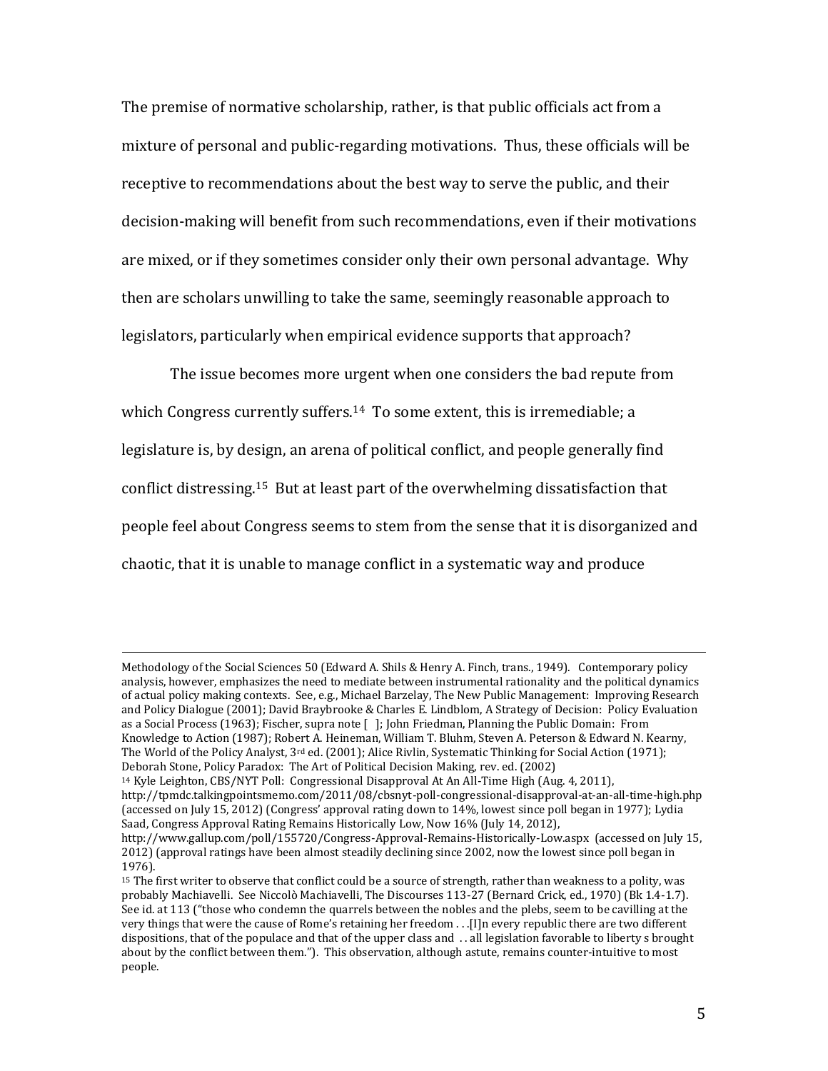The premise of normative scholarship, rather, is that public officials act from a mixture of personal and public-regarding motivations. Thus, these officials will be receptive to recommendations about the best way to serve the public, and their decision-making will benefit from such recommendations, even if their motivations are mixed, or if they sometimes consider only their own personal advantage. Why then are scholars unwilling to take the same, seemingly reasonable approach to legislators, particularly when empirical evidence supports that approach?

The issue becomes more urgent when one considers the bad repute from which Congress currently suffers.[14] To some extent, this is irremediable; a legislature is, by design, an arena of political conflict, and people generally find conflict distressing.[15] But at least part of the overwhelming dissatisfaction that people feel about Congress seems to stem from the sense that it is disorganized and chaotic, that it is unable to manage conflict in a systematic way and produce

---

Methodology of the Social Sciences 50 (Edward A. Shils & Henry A. Finch, trans., 1949). Contemporary policy analysis, however, emphasizes the need to mediate between instrumental rationality and the political dynamics of actual policy making contexts. See, e.g., Michael Barzelay, The New Public Management: Improving Research and Policy Dialogue (2001); David Braybrooke & Charles E. Lindblom, A Strategy of Decision: Policy Evaluation as a Social Process (1963); Fischer, supra note [ ]; John Friedman, Planning the Public Domain: From Knowledge to Action (1987); Robert A. Heineman, William T. Bluhm, Steven A. Peterson & Edward N. Kearny, The World of the Policy Analyst, 3rd ed. (2001); Alice Rivlin, Systematic Thinking for Social Action (1971); Deborah Stone, Policy Paradox: The Art of Political Decision Making, rev. ed. (2002)

[14] Kyle Leighton, CBS/NYT Poll: Congressional Disapproval At An All-Time High (Aug. 4, 2011), http://tpmdc.talkingpointsmemo.com/2011/08/cbsnyt-poll-congressional-disapproval-at-an-all-time-high.php (accessed on July 15, 2012) (Congress' approval rating down to 14%, lowest since poll began in 1977); Lydia Saad, Congress Approval Rating Remains Historically Low, Now 16% (July 14, 2012), http://www.gallup.com/poll/155720/Congress-Approval-Remains-Historically-Low.aspx (accessed on July 15, 2012) (approval ratings have been almost steadily declining since 2002, now the lowest since poll began in 1976).

[15] The first writer to observe that conflict could be a source of strength, rather than weakness to a polity, was probably Machiavelli. See Niccolò Machiavelli, The Discourses 113-27 (Bernard Crick, ed., 1970) (Bk 1.4-1.7). See id. at 113 ("those who condemn the quarrels between the nobles and the plebs, seem to be cavilling at the very things that were the cause of Rome's retaining her freedom . . .[I]n every republic there are two different dispositions, that of the populace and that of the upper class and . . all legislation favorable to liberty s brought about by the conflict between them."). This observation, although astute, remains counter-intuitive to most people.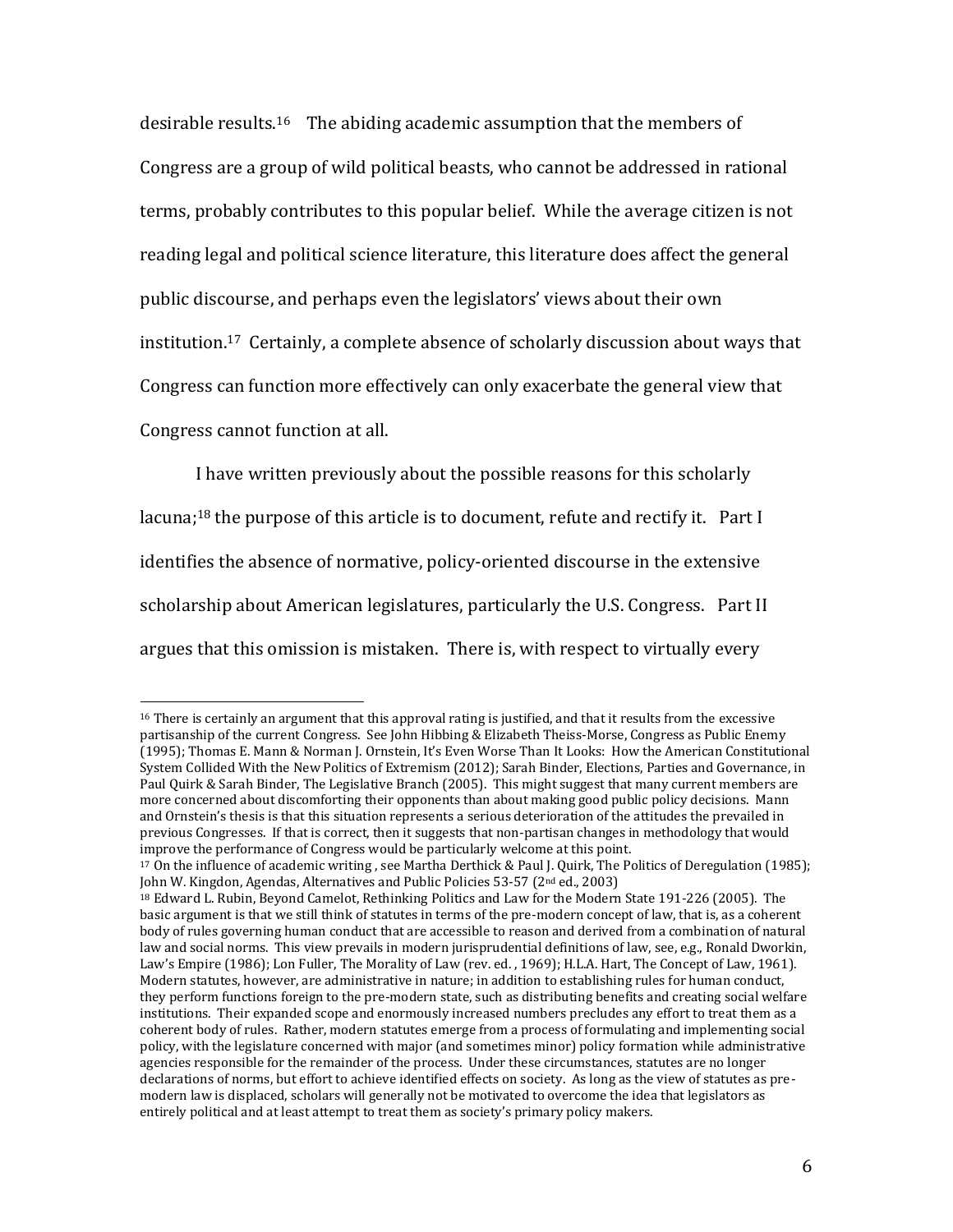desirable results.[16] The abiding academic assumption that the members of Congress are a group of wild political beasts, who cannot be addressed in rational terms, probably contributes to this popular belief. While the average citizen is not reading legal and political science literature, this literature does affect the general public discourse, and perhaps even the legislators' views about their own institution.[17] Certainly, a complete absence of scholarly discussion about ways that Congress can function more effectively can only exacerbate the general view that Congress cannot function at all.

I have written previously about the possible reasons for this scholarly lacuna;[18] the purpose of this article is to document, refute and rectify it. Part I identifies the absence of normative, policy-oriented discourse in the extensive scholarship about American legislatures, particularly the U.S. Congress. Part II argues that this omission is mistaken. There is, with respect to virtually every

---

[16] There is certainly an argument that this approval rating is justified, and that it results from the excessive partisanship of the current Congress. See John Hibbing & Elizabeth Theiss-Morse, Congress as Public Enemy (1995); Thomas E. Mann & Norman J. Ornstein, It's Even Worse Than It Looks: How the American Constitutional System Collided With the New Politics of Extremism (2012); Sarah Binder, Elections, Parties and Governance, in Paul Quirk & Sarah Binder, The Legislative Branch (2005). This might suggest that many current members are more concerned about discomforting their opponents than about making good public policy decisions. Mann and Ornstein's thesis is that this situation represents a serious deterioration of the attitudes the prevailed in previous Congresses. If that is correct, then it suggests that non-partisan changes in methodology that would improve the performance of Congress would be particularly welcome at this point.

[17] On the influence of academic writing , see Martha Derthick & Paul J. Quirk, The Politics of Deregulation (1985); John W. Kingdon, Agendas, Alternatives and Public Policies 53-57 (2nd ed., 2003)

[18] Edward L. Rubin, Beyond Camelot, Rethinking Politics and Law for the Modern State 191-226 (2005). The basic argument is that we still think of statutes in terms of the pre-modern concept of law, that is, as a coherent body of rules governing human conduct that are accessible to reason and derived from a combination of natural law and social norms. This view prevails in modern jurisprudential definitions of law, see, e.g., Ronald Dworkin, Law's Empire (1986); Lon Fuller, The Morality of Law (rev. ed. , 1969); H.L.A. Hart, The Concept of Law, 1961). Modern statutes, however, are administrative in nature; in addition to establishing rules for human conduct, they perform functions foreign to the pre-modern state, such as distributing benefits and creating social welfare institutions. Their expanded scope and enormously increased numbers precludes any effort to treat them as a coherent body of rules. Rather, modern statutes emerge from a process of formulating and implementing social policy, with the legislature concerned with major (and sometimes minor) policy formation while administrative agencies responsible for the remainder of the process. Under these circumstances, statutes are no longer declarations of norms, but effort to achieve identified effects on society. As long as the view of statutes as pre-modern law is displaced, scholars will generally not be motivated to overcome the idea that legislators as entirely political and at least attempt to treat them as society's primary policy makers.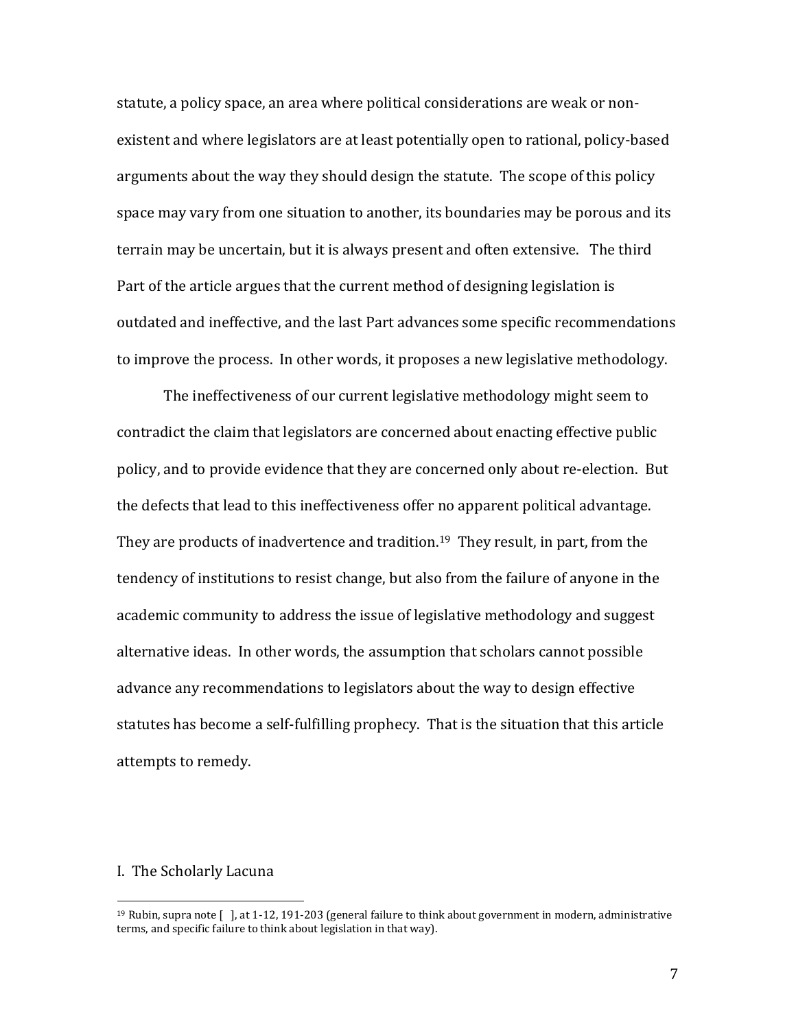statute, a policy space, an area where political considerations are weak or non-existent and where legislators are at least potentially open to rational, policy-based arguments about the way they should design the statute. The scope of this policy space may vary from one situation to another, its boundaries may be porous and its terrain may be uncertain, but it is always present and often extensive. The third Part of the article argues that the current method of designing legislation is outdated and ineffective, and the last Part advances some specific recommendations to improve the process. In other words, it proposes a new legislative methodology.

The ineffectiveness of our current legislative methodology might seem to contradict the claim that legislators are concerned about enacting effective public policy, and to provide evidence that they are concerned only about re-election. But the defects that lead to this ineffectiveness offer no apparent political advantage. They are products of inadvertence and tradition.[19] They result, in part, from the tendency of institutions to resist change, but also from the failure of anyone in the academic community to address the issue of legislative methodology and suggest alternative ideas. In other words, the assumption that scholars cannot possible advance any recommendations to legislators about the way to design effective statutes has become a self-fulfilling prophecy. That is the situation that this article attempts to remedy.

## I. The Scholarly Lacuna

[19] Rubin, supra note [ ], at 1-12, 191-203 (general failure to think about government in modern, administrative terms, and specific failure to think about legislation in that way).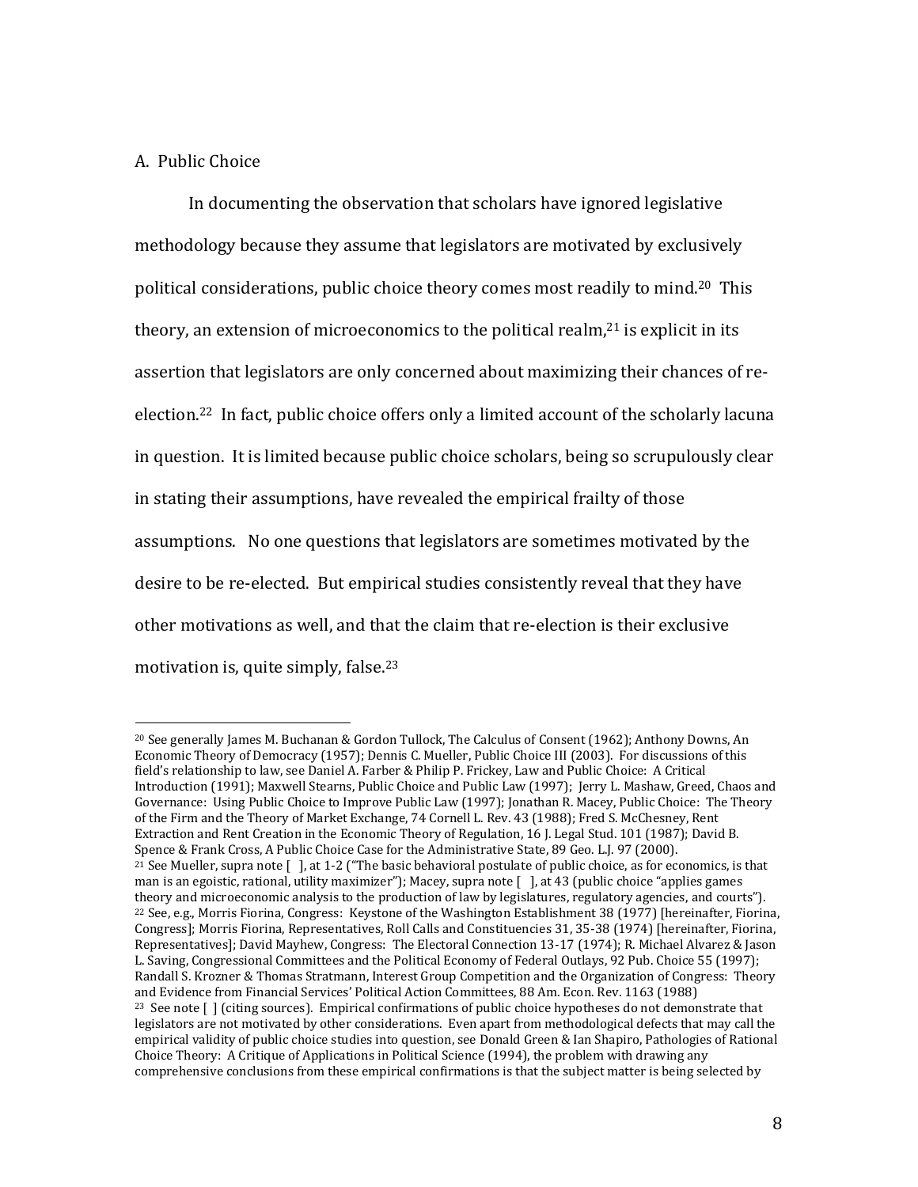A. Public Choice

In documenting the observation that scholars have ignored legislative methodology because they assume that legislators are motivated by exclusively political considerations, public choice theory comes most readily to mind.[20] This theory, an extension of microeconomics to the political realm,[21] is explicit in its assertion that legislators are only concerned about maximizing their chances of re-election.[22] In fact, public choice offers only a limited account of the scholarly lacuna in question. It is limited because public choice scholars, being so scrupulously clear in stating their assumptions, have revealed the empirical frailty of those assumptions. No one questions that legislators are sometimes motivated by the desire to be re-elected. But empirical studies consistently reveal that they have other motivations as well, and that the claim that re-election is their exclusive motivation is, quite simply, false.[23]

---

[20] See generally James M. Buchanan & Gordon Tullock, The Calculus of Consent (1962); Anthony Downs, An Economic Theory of Democracy (1957); Dennis C. Mueller, Public Choice III (2003). For discussions of this field's relationship to law, see Daniel A. Farber & Philip P. Frickey, Law and Public Choice: A Critical Introduction (1991); Maxwell Stearns, Public Choice and Public Law (1997); Jerry L. Mashaw, Greed, Chaos and Governance: Using Public Choice to Improve Public Law (1997); Jonathan R. Macey, Public Choice: The Theory of the Firm and the Theory of Market Exchange, 74 Cornell L. Rev. 43 (1988); Fred S. McChesney, Rent Extraction and Rent Creation in the Economic Theory of Regulation, 16 J. Legal Stud. 101 (1987); David B. Spence & Frank Cross, A Public Choice Case for the Administrative State, 89 Geo. L.J. 97 (2000).

[21] See Mueller, supra note [ ], at 1-2 ("The basic behavioral postulate of public choice, as for economics, is that man is an egoistic, rational, utility maximizer"); Macey, supra note [ ], at 43 (public choice "applies games theory and microeconomic analysis to the production of law by legislatures, regulatory agencies, and courts").

[22] See, e.g., Morris Fiorina, Congress: Keystone of the Washington Establishment 38 (1977) [hereinafter, Fiorina, Congress]; Morris Fiorina, Representatives, Roll Calls and Constituencies 31, 35-38 (1974) [hereinafter, Fiorina, Representatives]; David Mayhew, Congress: The Electoral Connection 13-17 (1974); R. Michael Alvarez & Jason L. Saving, Congressional Committees and the Political Economy of Federal Outlays, 92 Pub. Choice 55 (1997); Randall S. Krozner & Thomas Stratmann, Interest Group Competition and the Organization of Congress: Theory and Evidence from Financial Services' Political Action Committees, 88 Am. Econ. Rev. 1163 (1988)

[23] See note [ ] (citing sources). Empirical confirmations of public choice hypotheses do not demonstrate that legislators are not motivated by other considerations. Even apart from methodological defects that may call the empirical validity of public choice studies into question, see Donald Green & Ian Shapiro, Pathologies of Rational Choice Theory: A Critique of Applications in Political Science (1994), the problem with drawing any comprehensive conclusions from these empirical confirmations is that the subject matter is being selected by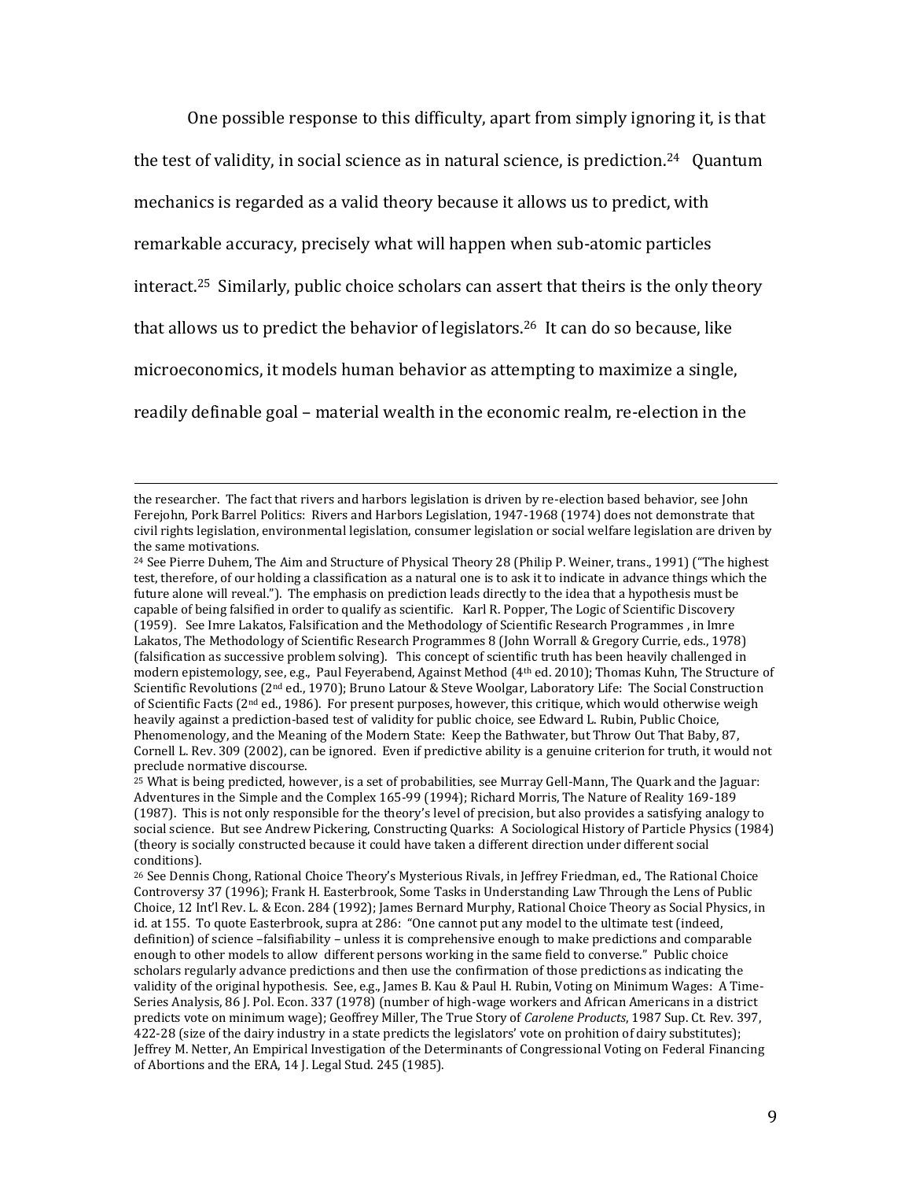One possible response to this difficulty, apart from simply ignoring it, is that the test of validity, in social science as in natural science, is prediction.[24] Quantum mechanics is regarded as a valid theory because it allows us to predict, with remarkable accuracy, precisely what will happen when sub-atomic particles interact.[25] Similarly, public choice scholars can assert that theirs is the only theory that allows us to predict the behavior of legislators.[26] It can do so because, like microeconomics, it models human behavior as attempting to maximize a single, readily definable goal – material wealth in the economic realm, re-election in the

---

the researcher. The fact that rivers and harbors legislation is driven by re-election based behavior, see John Ferejohn, Pork Barrel Politics: Rivers and Harbors Legislation, 1947-1968 (1974) does not demonstrate that civil rights legislation, environmental legislation, consumer legislation or social welfare legislation are driven by the same motivations.

[24] See Pierre Duhem, The Aim and Structure of Physical Theory 28 (Philip P. Weiner, trans., 1991) ("The highest test, therefore, of our holding a classification as a natural one is to ask it to indicate in advance things which the future alone will reveal."). The emphasis on prediction leads directly to the idea that a hypothesis must be capable of being falsified in order to qualify as scientific. Karl R. Popper, The Logic of Scientific Discovery (1959). See Imre Lakatos, Falsification and the Methodology of Scientific Research Programmes , in Imre Lakatos, The Methodology of Scientific Research Programmes 8 (John Worrall & Gregory Currie, eds., 1978) (falsification as successive problem solving). This concept of scientific truth has been heavily challenged in modern epistemology, see, e.g., Paul Feyerabend, Against Method (4th ed. 2010); Thomas Kuhn, The Structure of Scientific Revolutions (2nd ed., 1970); Bruno Latour & Steve Woolgar, Laboratory Life: The Social Construction of Scientific Facts (2nd ed., 1986). For present purposes, however, this critique, which would otherwise weigh heavily against a prediction-based test of validity for public choice, see Edward L. Rubin, Public Choice, Phenomenology, and the Meaning of the Modern State: Keep the Bathwater, but Throw Out That Baby, 87, Cornell L. Rev. 309 (2002), can be ignored. Even if predictive ability is a genuine criterion for truth, it would not preclude normative discourse.

[25] What is being predicted, however, is a set of probabilities, see Murray Gell-Mann, The Quark and the Jaguar: Adventures in the Simple and the Complex 165-99 (1994); Richard Morris, The Nature of Reality 169-189 (1987). This is not only responsible for the theory's level of precision, but also provides a satisfying analogy to social science. But see Andrew Pickering, Constructing Quarks: A Sociological History of Particle Physics (1984) (theory is socially constructed because it could have taken a different direction under different social conditions).

[26] See Dennis Chong, Rational Choice Theory's Mysterious Rivals, in Jeffrey Friedman, ed., The Rational Choice Controversy 37 (1996); Frank H. Easterbrook, Some Tasks in Understanding Law Through the Lens of Public Choice, 12 Int'l Rev. L. & Econ. 284 (1992); James Bernard Murphy, Rational Choice Theory as Social Physics, in id. at 155. To quote Easterbrook, supra at 286: "One cannot put any model to the ultimate test (indeed, definition) of science –falsifiability – unless it is comprehensive enough to make predictions and comparable enough to other models to allow different persons working in the same field to converse." Public choice scholars regularly advance predictions and then use the confirmation of those predictions as indicating the validity of the original hypothesis. See, e.g., James B. Kau & Paul H. Rubin, Voting on Minimum Wages: A Time-Series Analysis, 86 J. Pol. Econ. 337 (1978) (number of high-wage workers and African Americans in a district predicts vote on minimum wage); Geoffrey Miller, The True Story of *Carolene Products*, 1987 Sup. Ct. Rev. 397, 422-28 (size of the dairy industry in a state predicts the legislators' vote on prohition of dairy substitutes); Jeffrey M. Netter, An Empirical Investigation of the Determinants of Congressional Voting on Federal Financing of Abortions and the ERA, 14 J. Legal Stud. 245 (1985).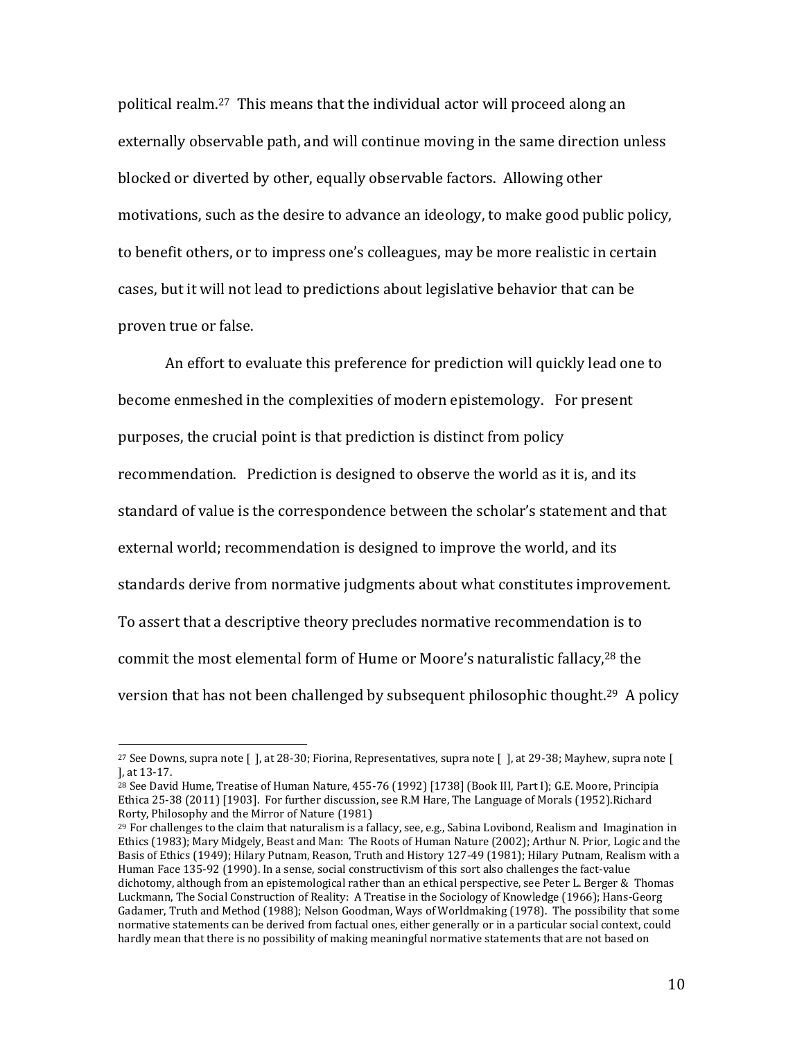political realm.[27] This means that the individual actor will proceed along an externally observable path, and will continue moving in the same direction unless blocked or diverted by other, equally observable factors. Allowing other motivations, such as the desire to advance an ideology, to make good public policy, to benefit others, or to impress one's colleagues, may be more realistic in certain cases, but it will not lead to predictions about legislative behavior that can be proven true or false.

An effort to evaluate this preference for prediction will quickly lead one to become enmeshed in the complexities of modern epistemology. For present purposes, the crucial point is that prediction is distinct from policy recommendation. Prediction is designed to observe the world as it is, and its standard of value is the correspondence between the scholar's statement and that external world; recommendation is designed to improve the world, and its standards derive from normative judgments about what constitutes improvement. To assert that a descriptive theory precludes normative recommendation is to commit the most elemental form of Hume or Moore's naturalistic fallacy,[28] the version that has not been challenged by subsequent philosophic thought.[29] A policy

---

[27] See Downs, supra note [ ], at 28-30; Fiorina, Representatives, supra note [ ], at 29-38; Mayhew, supra note [ ], at 13-17.

[28] See David Hume, Treatise of Human Nature, 455-76 (1992) [1738] (Book III, Part I); G.E. Moore, Principia Ethica 25-38 (2011) [1903]. For further discussion, see R.M Hare, The Language of Morals (1952).Richard Rorty, Philosophy and the Mirror of Nature (1981)

[29] For challenges to the claim that naturalism is a fallacy, see, e.g., Sabina Lovibond, Realism and Imagination in Ethics (1983); Mary Midgely, Beast and Man: The Roots of Human Nature (2002); Arthur N. Prior, Logic and the Basis of Ethics (1949); Hilary Putnam, Reason, Truth and History 127-49 (1981); Hilary Putnam, Realism with a Human Face 135-92 (1990). In a sense, social constructivism of this sort also challenges the fact-value dichotomy, although from an epistemological rather than an ethical perspective, see Peter L. Berger & Thomas Luckmann, The Social Construction of Reality: A Treatise in the Sociology of Knowledge (1966); Hans-Georg Gadamer, Truth and Method (1988); Nelson Goodman, Ways of Worldmaking (1978). The possibility that some normative statements can be derived from factual ones, either generally or in a particular social context, could hardly mean that there is no possibility of making meaningful normative statements that are not based on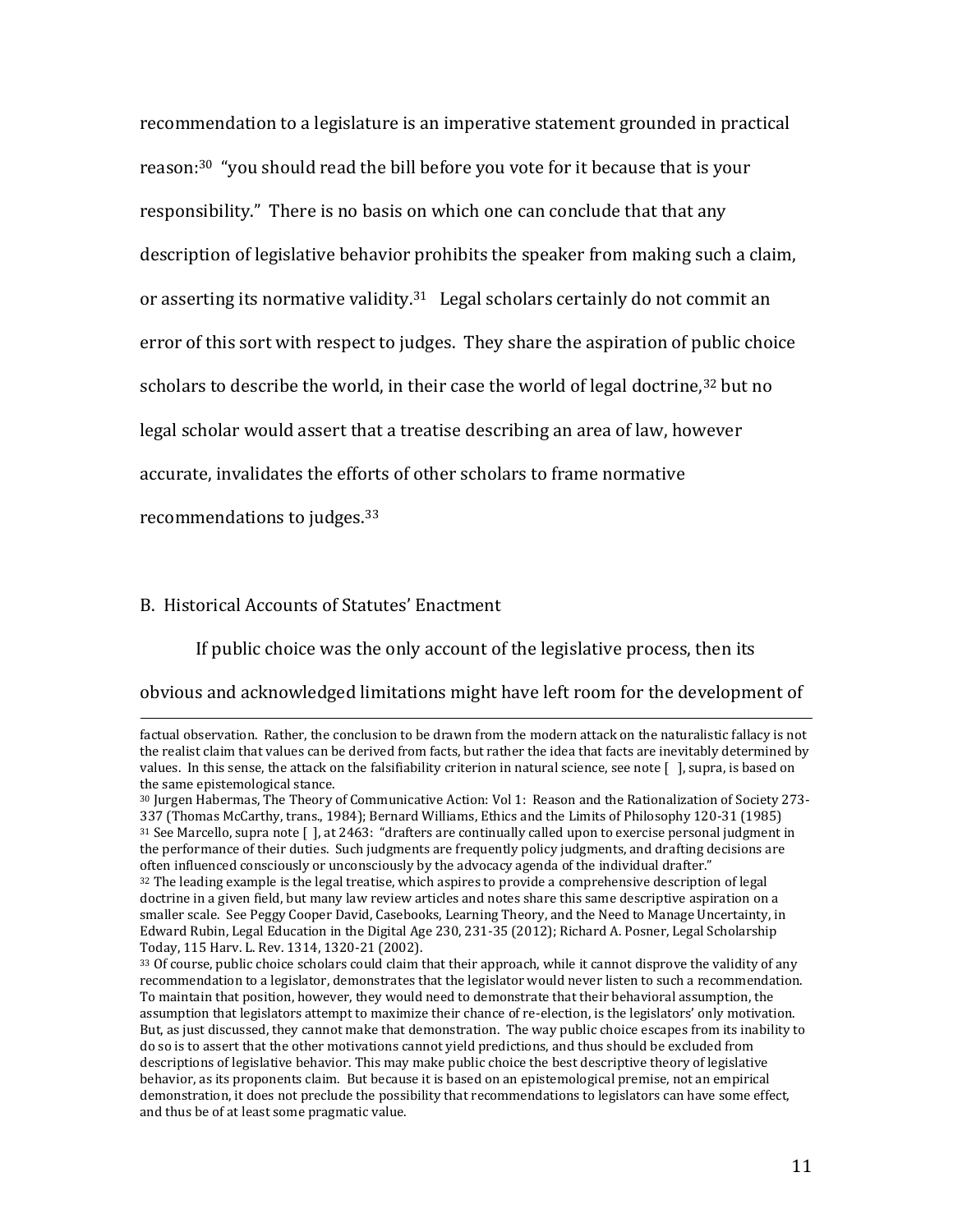recommendation to a legislature is an imperative statement grounded in practical reason:[30] "you should read the bill before you vote for it because that is your responsibility." There is no basis on which one can conclude that that any description of legislative behavior prohibits the speaker from making such a claim, or asserting its normative validity.[31] Legal scholars certainly do not commit an error of this sort with respect to judges. They share the aspiration of public choice scholars to describe the world, in their case the world of legal doctrine,[32] but no legal scholar would assert that a treatise describing an area of law, however accurate, invalidates the efforts of other scholars to frame normative recommendations to judges.[33]

## B. Historical Accounts of Statutes' Enactment

If public choice was the only account of the legislative process, then its obvious and acknowledged limitations might have left room for the development of

---

factual observation. Rather, the conclusion to be drawn from the modern attack on the naturalistic fallacy is not the realist claim that values can be derived from facts, but rather the idea that facts are inevitably determined by values. In this sense, the attack on the falsifiability criterion in natural science, see note [ ], supra, is based on the same epistemological stance.

[30] Jurgen Habermas, The Theory of Communicative Action: Vol 1: Reason and the Rationalization of Society 273-337 (Thomas McCarthy, trans., 1984); Bernard Williams, Ethics and the Limits of Philosophy 120-31 (1985)

[31] See Marcello, supra note [ ], at 2463: "drafters are continually called upon to exercise personal judgment in the performance of their duties. Such judgments are frequently policy judgments, and drafting decisions are often influenced consciously or unconsciously by the advocacy agenda of the individual drafter."

[32] The leading example is the legal treatise, which aspires to provide a comprehensive description of legal doctrine in a given field, but many law review articles and notes share this same descriptive aspiration on a smaller scale. See Peggy Cooper David, Casebooks, Learning Theory, and the Need to Manage Uncertainty, in Edward Rubin, Legal Education in the Digital Age 230, 231-35 (2012); Richard A. Posner, Legal Scholarship Today, 115 Harv. L. Rev. 1314, 1320-21 (2002).

[33] Of course, public choice scholars could claim that their approach, while it cannot disprove the validity of any recommendation to a legislator, demonstrates that the legislator would never listen to such a recommendation. To maintain that position, however, they would need to demonstrate that their behavioral assumption, the assumption that legislators attempt to maximize their chance of re-election, is the legislators' only motivation. But, as just discussed, they cannot make that demonstration. The way public choice escapes from its inability to do so is to assert that the other motivations cannot yield predictions, and thus should be excluded from descriptions of legislative behavior. This may make public choice the best descriptive theory of legislative behavior, as its proponents claim. But because it is based on an epistemological premise, not an empirical demonstration, it does not preclude the possibility that recommendations to legislators can have some effect, and thus be of at least some pragmatic value.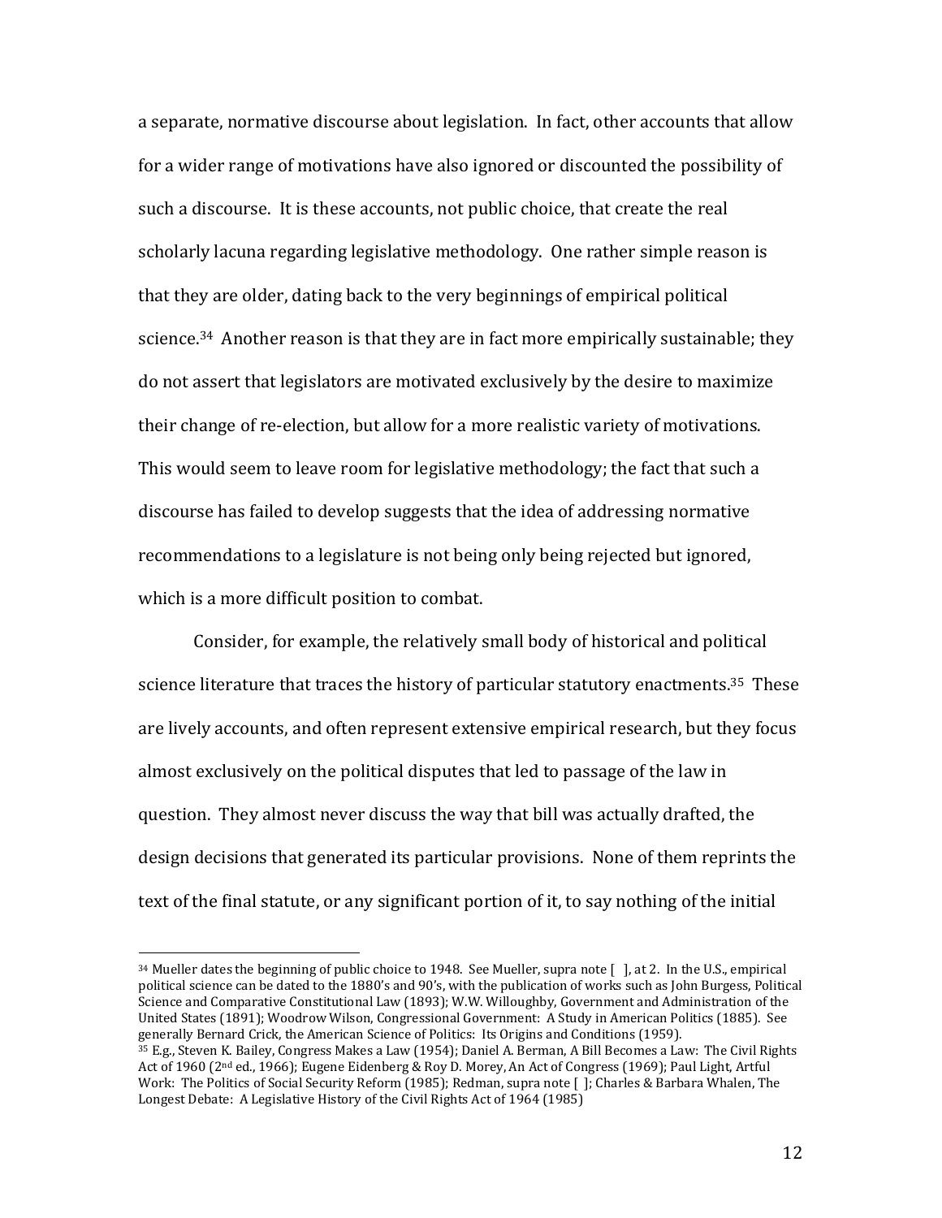a separate, normative discourse about legislation. In fact, other accounts that allow for a wider range of motivations have also ignored or discounted the possibility of such a discourse. It is these accounts, not public choice, that create the real scholarly lacuna regarding legislative methodology. One rather simple reason is that they are older, dating back to the very beginnings of empirical political science.[34] Another reason is that they are in fact more empirically sustainable; they do not assert that legislators are motivated exclusively by the desire to maximize their change of re-election, but allow for a more realistic variety of motivations. This would seem to leave room for legislative methodology; the fact that such a discourse has failed to develop suggests that the idea of addressing normative recommendations to a legislature is not being only being rejected but ignored, which is a more difficult position to combat.

Consider, for example, the relatively small body of historical and political science literature that traces the history of particular statutory enactments.[35] These are lively accounts, and often represent extensive empirical research, but they focus almost exclusively on the political disputes that led to passage of the law in question. They almost never discuss the way that bill was actually drafted, the design decisions that generated its particular provisions. None of them reprints the text of the final statute, or any significant portion of it, to say nothing of the initial

---

[34] Mueller dates the beginning of public choice to 1948. See Mueller, supra note [ ], at 2. In the U.S., empirical political science can be dated to the 1880's and 90's, with the publication of works such as John Burgess, Political Science and Comparative Constitutional Law (1893); W.W. Willoughby, Government and Administration of the United States (1891); Woodrow Wilson, Congressional Government: A Study in American Politics (1885). See generally Bernard Crick, the American Science of Politics: Its Origins and Conditions (1959).

[35] E.g., Steven K. Bailey, Congress Makes a Law (1954); Daniel A. Berman, A Bill Becomes a Law: The Civil Rights Act of 1960 (2nd ed., 1966); Eugene Eidenberg & Roy D. Morey, An Act of Congress (1969); Paul Light, Artful Work: The Politics of Social Security Reform (1985); Redman, supra note [ ]; Charles & Barbara Whalen, The Longest Debate: A Legislative History of the Civil Rights Act of 1964 (1985)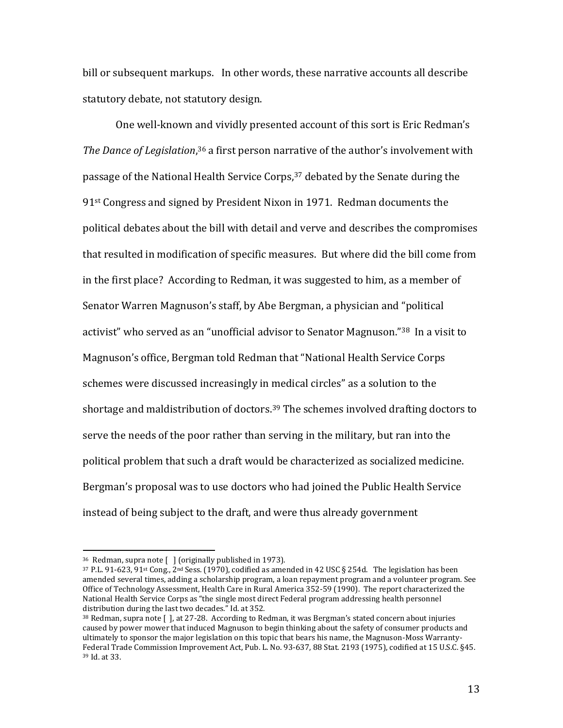bill or subsequent markups. In other words, these narrative accounts all describe statutory debate, not statutory design.

One well-known and vividly presented account of this sort is Eric Redman's *The Dance of Legislation*,[36] a first person narrative of the author's involvement with passage of the National Health Service Corps,[37] debated by the Senate during the 91st Congress and signed by President Nixon in 1971. Redman documents the political debates about the bill with detail and verve and describes the compromises that resulted in modification of specific measures. But where did the bill come from in the first place? According to Redman, it was suggested to him, as a member of Senator Warren Magnuson's staff, by Abe Bergman, a physician and "political activist" who served as an "unofficial advisor to Senator Magnuson."[38] In a visit to Magnuson's office, Bergman told Redman that "National Health Service Corps schemes were discussed increasingly in medical circles" as a solution to the shortage and maldistribution of doctors.[39] The schemes involved drafting doctors to serve the needs of the poor rather than serving in the military, but ran into the political problem that such a draft would be characterized as socialized medicine. Bergman's proposal was to use doctors who had joined the Public Health Service instead of being subject to the draft, and were thus already government

---

[36] Redman, supra note [ ] (originally published in 1973).

[37] P.L. 91-623, 91st Cong., 2nd Sess. (1970), codified as amended in 42 USC § 254d. The legislation has been amended several times, adding a scholarship program, a loan repayment program and a volunteer program. See Office of Technology Assessment, Health Care in Rural America 352-59 (1990). The report characterized the National Health Service Corps as "the single most direct Federal program addressing health personnel distribution during the last two decades." Id. at 352.

[38] Redman, supra note [ ], at 27-28. According to Redman, it was Bergman's stated concern about injuries caused by power mower that induced Magnuson to begin thinking about the safety of consumer products and ultimately to sponsor the major legislation on this topic that bears his name, the Magnuson-Moss Warranty-Federal Trade Commission Improvement Act, Pub. L. No. 93-637, 88 Stat. 2193 (1975), codified at 15 U.S.C. §45.

[39] Id. at 33.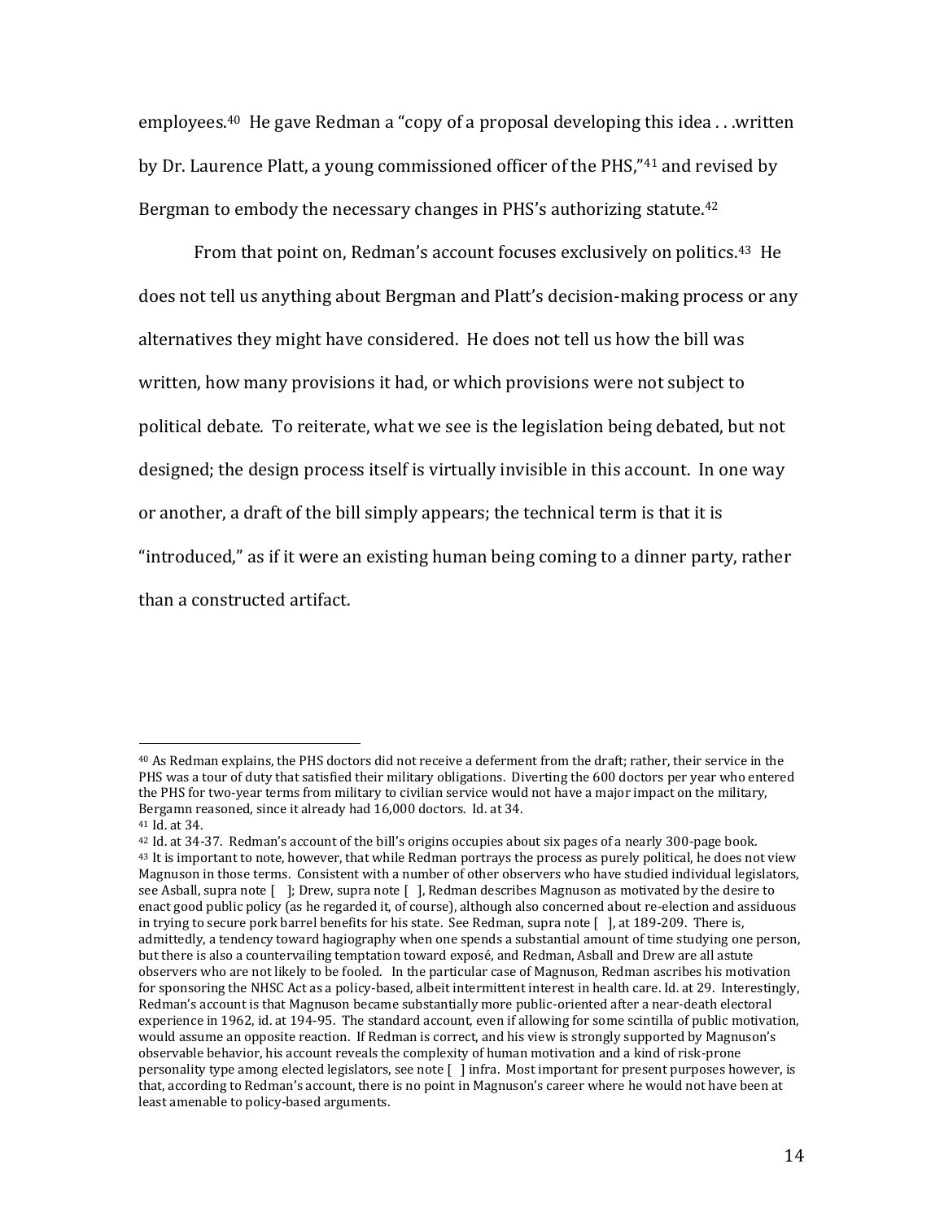employees.[40] He gave Redman a "copy of a proposal developing this idea . . .written by Dr. Laurence Platt, a young commissioned officer of the PHS,"[41] and revised by Bergman to embody the necessary changes in PHS's authorizing statute.[42]

From that point on, Redman's account focuses exclusively on politics.[43] He does not tell us anything about Bergman and Platt's decision-making process or any alternatives they might have considered. He does not tell us how the bill was written, how many provisions it had, or which provisions were not subject to political debate. To reiterate, what we see is the legislation being debated, but not designed; the design process itself is virtually invisible in this account. In one way or another, a draft of the bill simply appears; the technical term is that it is "introduced," as if it were an existing human being coming to a dinner party, rather than a constructed artifact.

---

[40] As Redman explains, the PHS doctors did not receive a deferment from the draft; rather, their service in the PHS was a tour of duty that satisfied their military obligations. Diverting the 600 doctors per year who entered the PHS for two-year terms from military to civilian service would not have a major impact on the military, Bergamn reasoned, since it already had 16,000 doctors. Id. at 34.

[41] Id. at 34.

[42] Id. at 34-37. Redman's account of the bill's origins occupies about six pages of a nearly 300-page book.

[43] It is important to note, however, that while Redman portrays the process as purely political, he does not view Magnuson in those terms. Consistent with a number of other observers who have studied individual legislators, see Asball, supra note [ ]; Drew, supra note [ ], Redman describes Magnuson as motivated by the desire to enact good public policy (as he regarded it, of course), although also concerned about re-election and assiduous in trying to secure pork barrel benefits for his state. See Redman, supra note [ ], at 189-209. There is, admittedly, a tendency toward hagiography when one spends a substantial amount of time studying one person, but there is also a countervailing temptation toward exposé, and Redman, Asball and Drew are all astute observers who are not likely to be fooled. In the particular case of Magnuson, Redman ascribes his motivation for sponsoring the NHSC Act as a policy-based, albeit intermittent interest in health care. Id. at 29. Interestingly, Redman's account is that Magnuson became substantially more public-oriented after a near-death electoral experience in 1962, id. at 194-95. The standard account, even if allowing for some scintilla of public motivation, would assume an opposite reaction. If Redman is correct, and his view is strongly supported by Magnuson's observable behavior, his account reveals the complexity of human motivation and a kind of risk-prone personality type among elected legislators, see note [ ] infra. Most important for present purposes however, is that, according to Redman's account, there is no point in Magnuson's career where he would not have been at least amenable to policy-based arguments.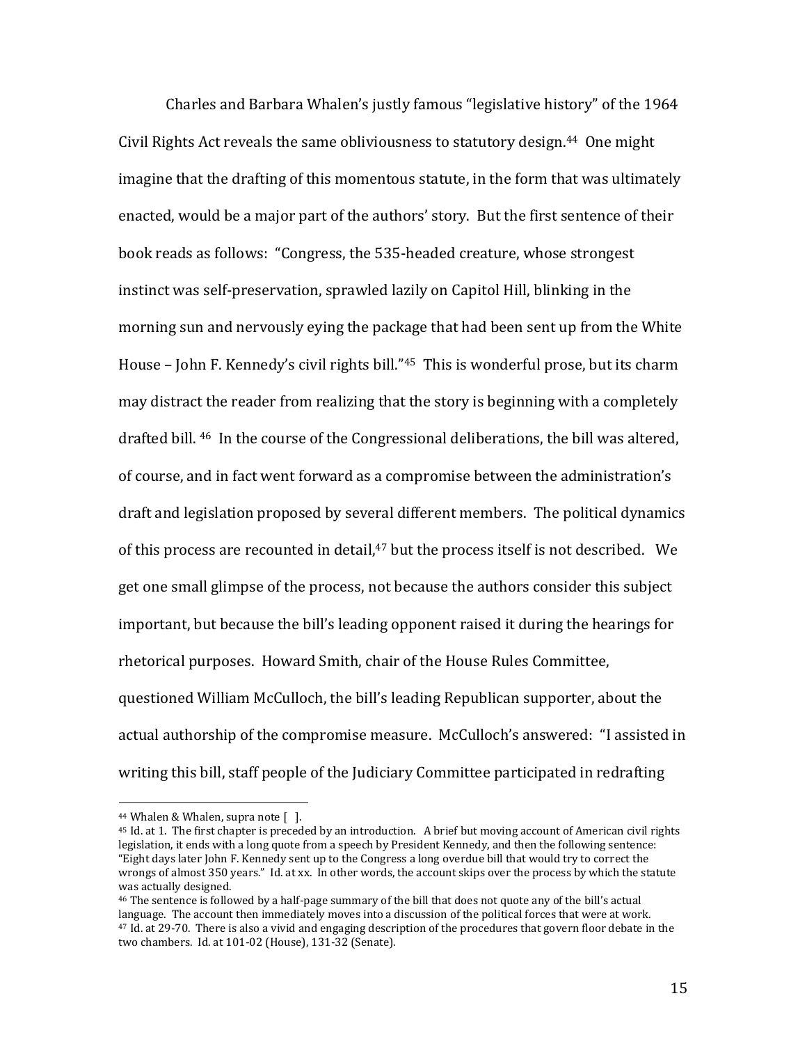Charles and Barbara Whalen's justly famous "legislative history" of the 1964 Civil Rights Act reveals the same obliviousness to statutory design.[44] One might imagine that the drafting of this momentous statute, in the form that was ultimately enacted, would be a major part of the authors' story. But the first sentence of their book reads as follows: "Congress, the 535-headed creature, whose strongest instinct was self-preservation, sprawled lazily on Capitol Hill, blinking in the morning sun and nervously eying the package that had been sent up from the White House – John F. Kennedy's civil rights bill."[45] This is wonderful prose, but its charm may distract the reader from realizing that the story is beginning with a completely drafted bill. [46] In the course of the Congressional deliberations, the bill was altered, of course, and in fact went forward as a compromise between the administration's draft and legislation proposed by several different members. The political dynamics of this process are recounted in detail,[47] but the process itself is not described. We get one small glimpse of the process, not because the authors consider this subject important, but because the bill's leading opponent raised it during the hearings for rhetorical purposes. Howard Smith, chair of the House Rules Committee, questioned William McCulloch, the bill's leading Republican supporter, about the actual authorship of the compromise measure. McCulloch's answered: "I assisted in writing this bill, staff people of the Judiciary Committee participated in redrafting

---

[44] Whalen & Whalen, supra note [ ].

[45] Id. at 1. The first chapter is preceded by an introduction. A brief but moving account of American civil rights legislation, it ends with a long quote from a speech by President Kennedy, and then the following sentence: "Eight days later John F. Kennedy sent up to the Congress a long overdue bill that would try to correct the wrongs of almost 350 years." Id. at xx. In other words, the account skips over the process by which the statute was actually designed.

[46] The sentence is followed by a half-page summary of the bill that does not quote any of the bill's actual language. The account then immediately moves into a discussion of the political forces that were at work.

[47] Id. at 29-70. There is also a vivid and engaging description of the procedures that govern floor debate in the two chambers. Id. at 101-02 (House), 131-32 (Senate).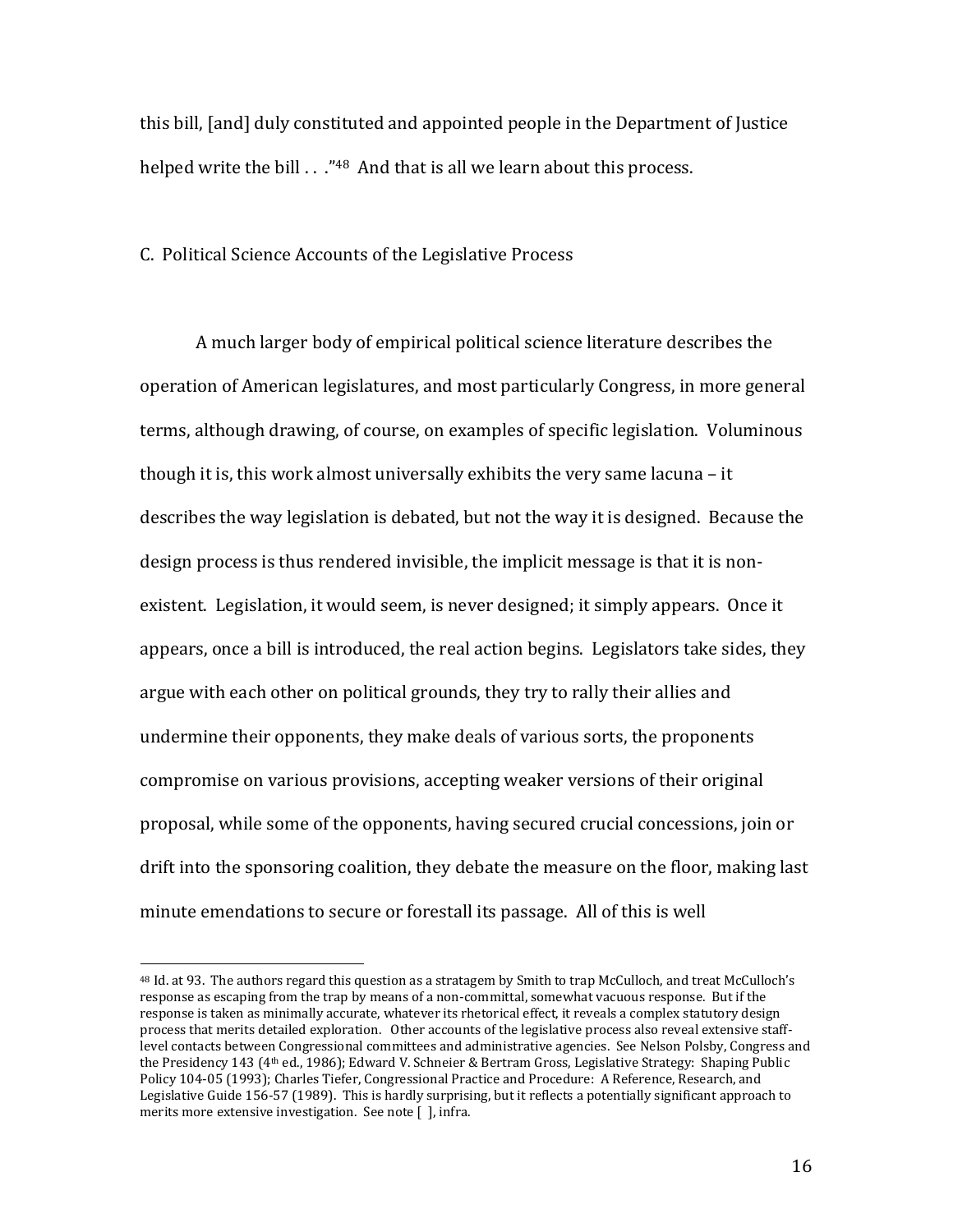this bill, [and] duly constituted and appointed people in the Department of Justice helped write the bill . . ."[48] And that is all we learn about this process.

### C. Political Science Accounts of the Legislative Process

A much larger body of empirical political science literature describes the operation of American legislatures, and most particularly Congress, in more general terms, although drawing, of course, on examples of specific legislation. Voluminous though it is, this work almost universally exhibits the very same lacuna – it describes the way legislation is debated, but not the way it is designed. Because the design process is thus rendered invisible, the implicit message is that it is non-existent. Legislation, it would seem, is never designed; it simply appears. Once it appears, once a bill is introduced, the real action begins. Legislators take sides, they argue with each other on political grounds, they try to rally their allies and undermine their opponents, they make deals of various sorts, the proponents compromise on various provisions, accepting weaker versions of their original proposal, while some of the opponents, having secured crucial concessions, join or drift into the sponsoring coalition, they debate the measure on the floor, making last minute emendations to secure or forestall its passage. All of this is well

---

[48] Id. at 93. The authors regard this question as a stratagem by Smith to trap McCulloch, and treat McCulloch's response as escaping from the trap by means of a non-committal, somewhat vacuous response. But if the response is taken as minimally accurate, whatever its rhetorical effect, it reveals a complex statutory design process that merits detailed exploration. Other accounts of the legislative process also reveal extensive staff-level contacts between Congressional committees and administrative agencies. See Nelson Polsby, Congress and the Presidency 143 (4th ed., 1986); Edward V. Schneier & Bertram Gross, Legislative Strategy: Shaping Public Policy 104-05 (1993); Charles Tiefer, Congressional Practice and Procedure: A Reference, Research, and Legislative Guide 156-57 (1989). This is hardly surprising, but it reflects a potentially significant approach to merits more extensive investigation. See note [ ], infra.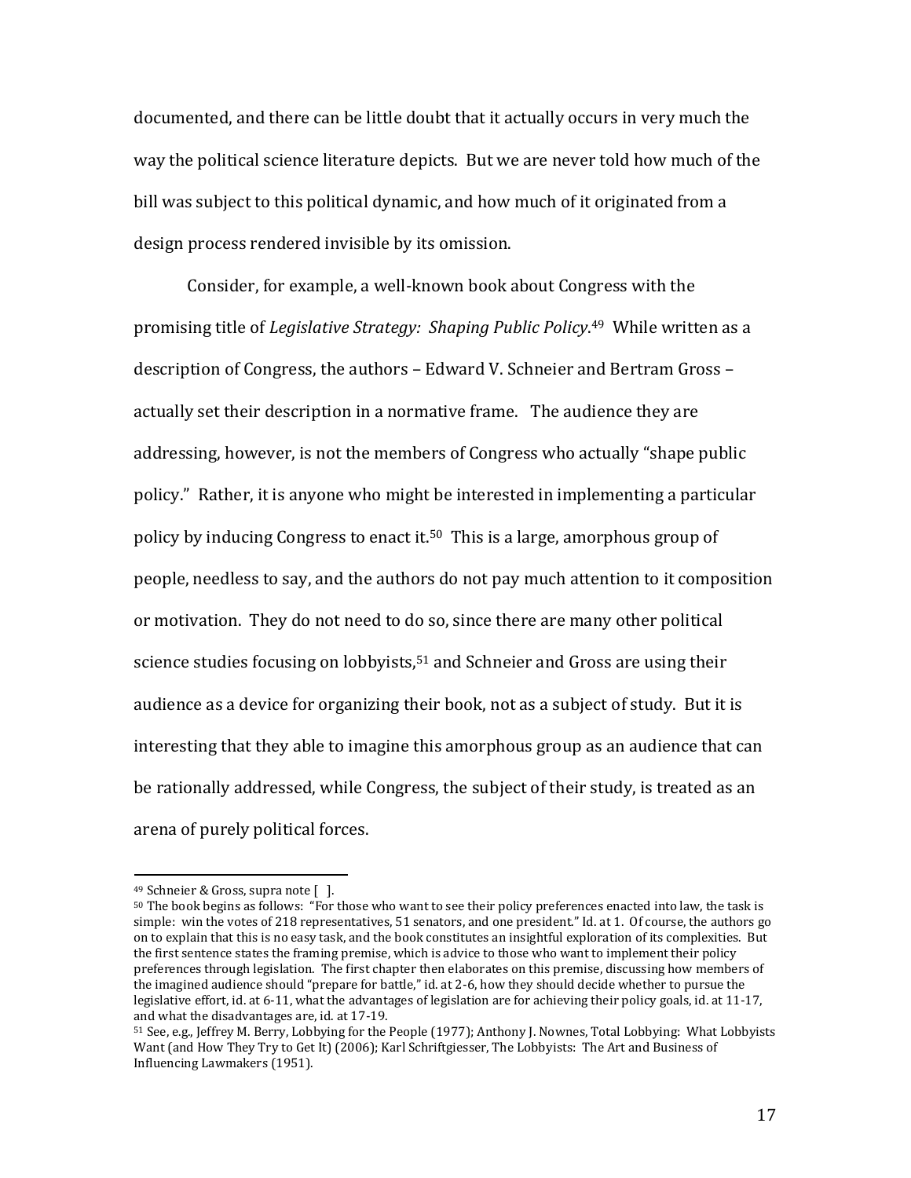documented, and there can be little doubt that it actually occurs in very much the way the political science literature depicts. But we are never told how much of the bill was subject to this political dynamic, and how much of it originated from a design process rendered invisible by its omission.

Consider, for example, a well-known book about Congress with the promising title of *Legislative Strategy: Shaping Public Policy*.[49] While written as a description of Congress, the authors – Edward V. Schneier and Bertram Gross – actually set their description in a normative frame. The audience they are addressing, however, is not the members of Congress who actually "shape public policy." Rather, it is anyone who might be interested in implementing a particular policy by inducing Congress to enact it.[50] This is a large, amorphous group of people, needless to say, and the authors do not pay much attention to it composition or motivation. They do not need to do so, since there are many other political science studies focusing on lobbyists,[51] and Schneier and Gross are using their audience as a device for organizing their book, not as a subject of study. But it is interesting that they able to imagine this amorphous group as an audience that can be rationally addressed, while Congress, the subject of their study, is treated as an arena of purely political forces.

---

[49] Schneier & Gross, supra note [ ].

[50] The book begins as follows: "For those who want to see their policy preferences enacted into law, the task is simple: win the votes of 218 representatives, 51 senators, and one president." Id. at 1. Of course, the authors go on to explain that this is no easy task, and the book constitutes an insightful exploration of its complexities. But the first sentence states the framing premise, which is advice to those who want to implement their policy preferences through legislation. The first chapter then elaborates on this premise, discussing how members of the imagined audience should "prepare for battle," id. at 2-6, how they should decide whether to pursue the legislative effort, id. at 6-11, what the advantages of legislation are for achieving their policy goals, id. at 11-17, and what the disadvantages are, id. at 17-19.

[51] See, e.g., Jeffrey M. Berry, Lobbying for the People (1977); Anthony J. Nownes, Total Lobbying: What Lobbyists Want (and How They Try to Get It) (2006); Karl Schriftgiesser, The Lobbyists: The Art and Business of Influencing Lawmakers (1951).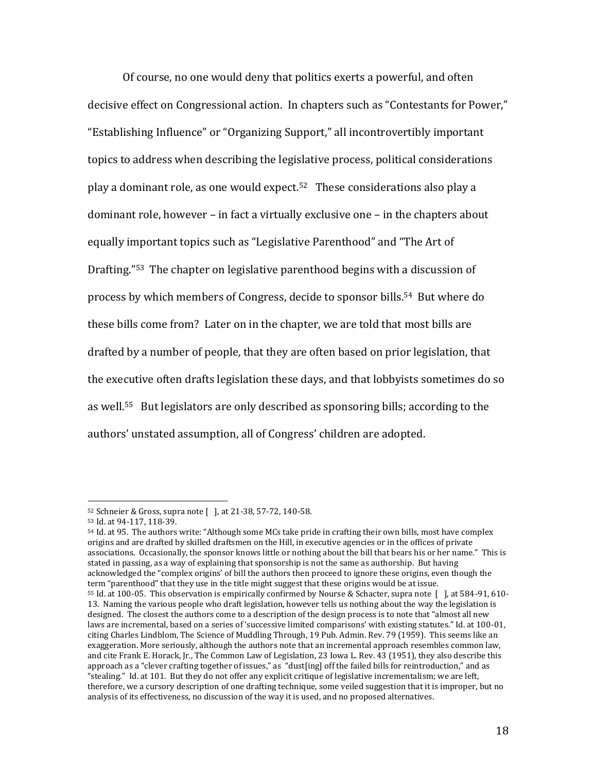Of course, no one would deny that politics exerts a powerful, and often decisive effect on Congressional action. In chapters such as "Contestants for Power," "Establishing Influence" or "Organizing Support," all incontrovertibly important topics to address when describing the legislative process, political considerations play a dominant role, as one would expect.[52] These considerations also play a dominant role, however – in fact a virtually exclusive one – in the chapters about equally important topics such as "Legislative Parenthood" and "The Art of Drafting."[53] The chapter on legislative parenthood begins with a discussion of process by which members of Congress, decide to sponsor bills.[54] But where do these bills come from? Later on in the chapter, we are told that most bills are drafted by a number of people, that they are often based on prior legislation, that the executive often drafts legislation these days, and that lobbyists sometimes do so as well.[55] But legislators are only described as sponsoring bills; according to the authors' unstated assumption, all of Congress' children are adopted.

---

[52] Schneier & Gross, supra note [ ], at 21-38, 57-72, 140-58.

[53] Id. at 94-117, 118-39.

[54] Id. at 95. The authors write: "Although some MCs take pride in crafting their own bills, most have complex origins and are drafted by skilled draftsmen on the Hill, in executive agencies or in the offices of private associations. Occasionally, the sponsor knows little or nothing about the bill that bears his or her name." This is stated in passing, as a way of explaining that sponsorship is not the same as authorship. But having acknowledged the "complex origins" of bill the authors then proceed to ignore these origins, even though the term "parenthood" that they use in the title might suggest that these origins would be at issue.

[55] Id. at 100-05. This observation is empirically confirmed by Nourse & Schacter, supra note [ ], at 584-91, 610-13. Naming the various people who draft legislation, however tells us nothing about the way the legislation is designed. The closest the authors come to a description of the design process is to note that "almost all new laws are incremental, based on a series of 'successive limited comparisons' with existing statutes." Id. at 100-01, citing Charles Lindblom, The Science of Muddling Through, 19 Pub. Admin. Rev. 79 (1959). This seems like an exaggeration. More seriously, although the authors note that an incremental approach resembles common law, and cite Frank E. Horack, Jr., The Common Law of Legislation, 23 Iowa L. Rev. 43 (1951), they also describe this approach as a "clever crafting together of issues," as "dust[ing] off the failed bills for reintroduction," and as "stealing." Id. at 101. But they do not offer any explicit critique of legislative incrementalism; we are left, therefore, we a cursory description of one drafting technique, some veiled suggestion that it is improper, but no analysis of its effectiveness, no discussion of the way it is used, and no proposed alternatives.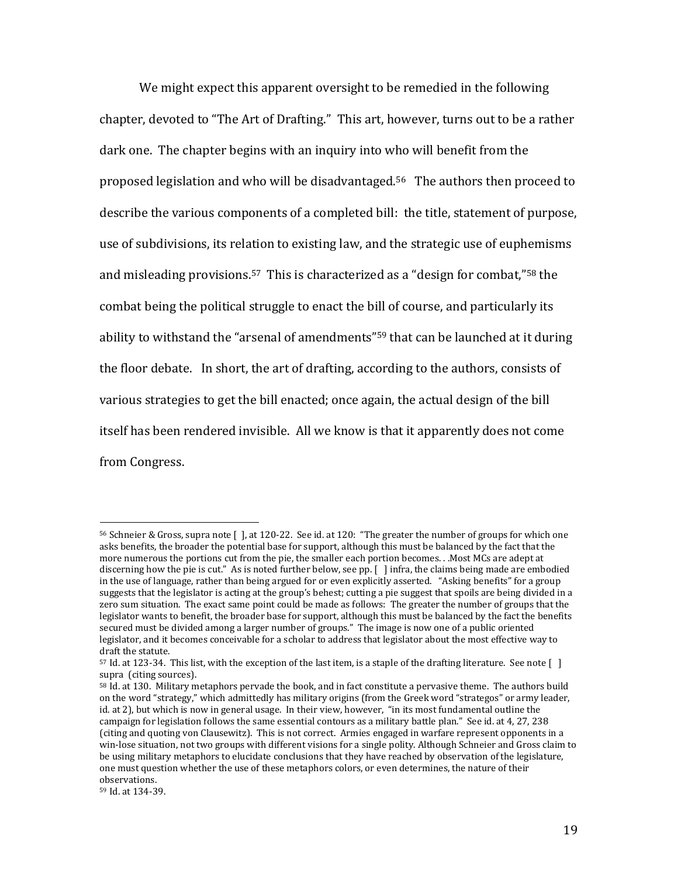We might expect this apparent oversight to be remedied in the following chapter, devoted to "The Art of Drafting." This art, however, turns out to be a rather dark one. The chapter begins with an inquiry into who will benefit from the proposed legislation and who will be disadvantaged.[56] The authors then proceed to describe the various components of a completed bill: the title, statement of purpose, use of subdivisions, its relation to existing law, and the strategic use of euphemisms and misleading provisions.[57] This is characterized as a "design for combat,"[58] the combat being the political struggle to enact the bill of course, and particularly its ability to withstand the "arsenal of amendments"[59] that can be launched at it during the floor debate. In short, the art of drafting, according to the authors, consists of various strategies to get the bill enacted; once again, the actual design of the bill itself has been rendered invisible. All we know is that it apparently does not come from Congress.

---

[56] Schneier & Gross, supra note [ ], at 120-22. See id. at 120: "The greater the number of groups for which one asks benefits, the broader the potential base for support, although this must be balanced by the fact that the more numerous the portions cut from the pie, the smaller each portion becomes. . .Most MCs are adept at discerning how the pie is cut." As is noted further below, see pp. [ ] infra, the claims being made are embodied in the use of language, rather than being argued for or even explicitly asserted. "Asking benefits" for a group suggests that the legislator is acting at the group's behest; cutting a pie suggest that spoils are being divided in a zero sum situation. The exact same point could be made as follows: The greater the number of groups that the legislator wants to benefit, the broader base for support, although this must be balanced by the fact the benefits secured must be divided among a larger number of groups." The image is now one of a public oriented legislator, and it becomes conceivable for a scholar to address that legislator about the most effective way to draft the statute.

[57] Id. at 123-34. This list, with the exception of the last item, is a staple of the drafting literature. See note [ ] supra (citing sources).

[58] Id. at 130. Military metaphors pervade the book, and in fact constitute a pervasive theme. The authors build on the word "strategy," which admittedly has military origins (from the Greek word "strategos" or army leader, id. at 2), but which is now in general usage. In their view, however, "in its most fundamental outline the campaign for legislation follows the same essential contours as a military battle plan." See id. at 4, 27, 238 (citing and quoting von Clausewitz). This is not correct. Armies engaged in warfare represent opponents in a win-lose situation, not two groups with different visions for a single polity. Although Schneier and Gross claim to be using military metaphors to elucidate conclusions that they have reached by observation of the legislature, one must question whether the use of these metaphors colors, or even determines, the nature of their observations.

[59] Id. at 134-39.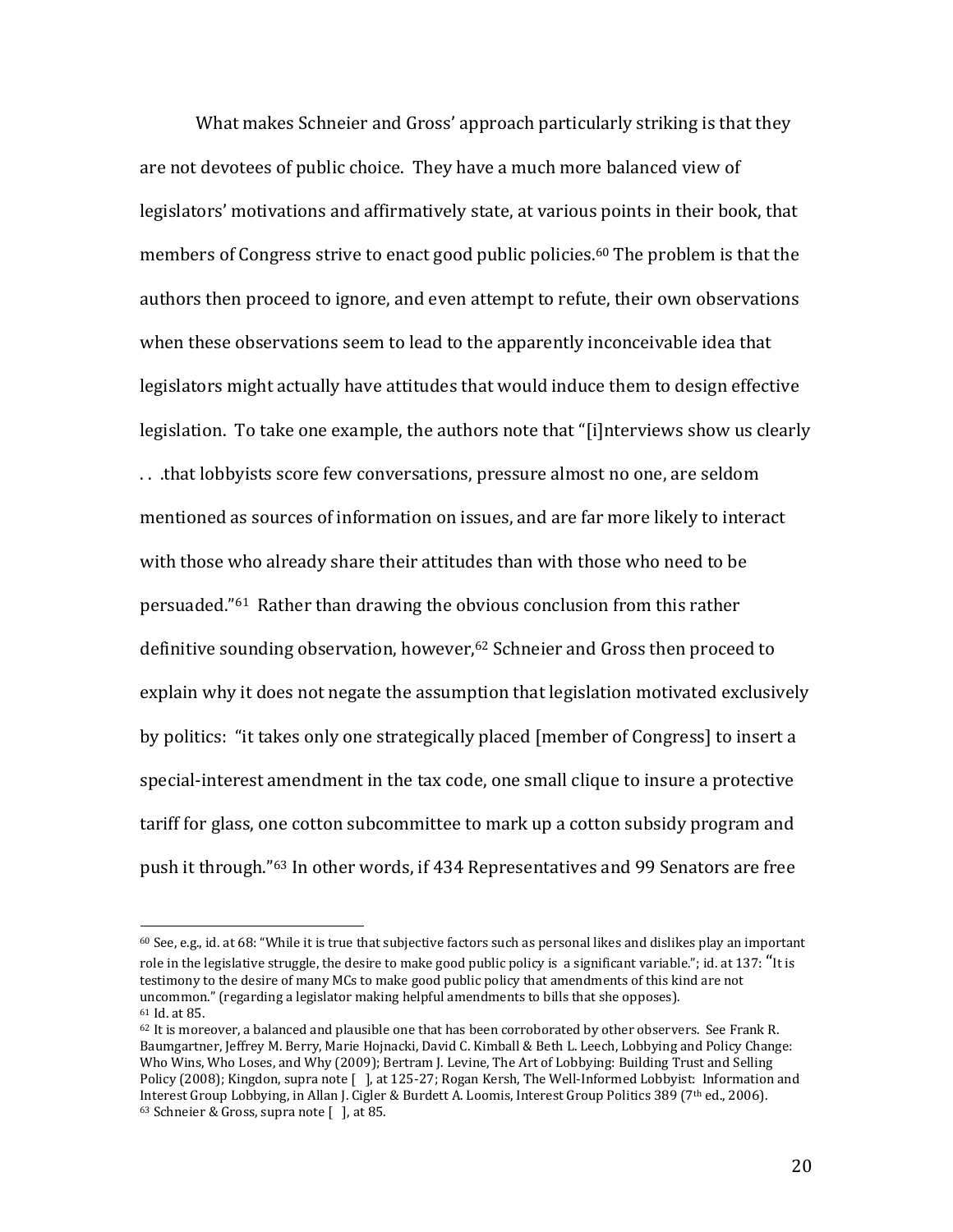What makes Schneier and Gross' approach particularly striking is that they are not devotees of public choice. They have a much more balanced view of legislators' motivations and affirmatively state, at various points in their book, that members of Congress strive to enact good public policies.[60] The problem is that the authors then proceed to ignore, and even attempt to refute, their own observations when these observations seem to lead to the apparently inconceivable idea that legislators might actually have attitudes that would induce them to design effective legislation. To take one example, the authors note that "[i]nterviews show us clearly . . .that lobbyists score few conversations, pressure almost no one, are seldom mentioned as sources of information on issues, and are far more likely to interact with those who already share their attitudes than with those who need to be persuaded."[61] Rather than drawing the obvious conclusion from this rather definitive sounding observation, however,[62] Schneier and Gross then proceed to explain why it does not negate the assumption that legislation motivated exclusively by politics: "it takes only one strategically placed [member of Congress] to insert a special-interest amendment in the tax code, one small clique to insure a protective tariff for glass, one cotton subcommittee to mark up a cotton subsidy program and push it through."[63] In other words, if 434 Representatives and 99 Senators are free

---

[60] See, e.g., id. at 68: "While it is true that subjective factors such as personal likes and dislikes play an important role in the legislative struggle, the desire to make good public policy is a significant variable."; id. at 137: "It is testimony to the desire of many MCs to make good public policy that amendments of this kind are not uncommon." (regarding a legislator making helpful amendments to bills that she opposes).

[61] Id. at 85.

[62] It is moreover, a balanced and plausible one that has been corroborated by other observers. See Frank R. Baumgartner, Jeffrey M. Berry, Marie Hojnacki, David C. Kimball & Beth L. Leech, Lobbying and Policy Change: Who Wins, Who Loses, and Why (2009); Bertram J. Levine, The Art of Lobbying: Building Trust and Selling Policy (2008); Kingdon, supra note [ ], at 125-27; Rogan Kersh, The Well-Informed Lobbyist: Information and Interest Group Lobbying, in Allan J. Cigler & Burdett A. Loomis, Interest Group Politics 389 (7th ed., 2006).

[63] Schneier & Gross, supra note [ ], at 85.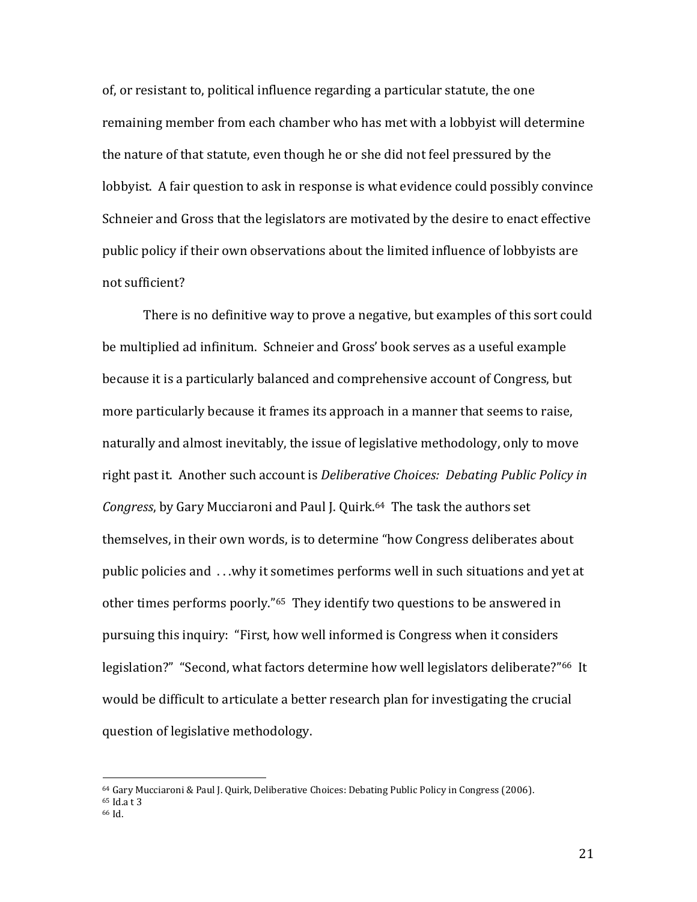of, or resistant to, political influence regarding a particular statute, the one remaining member from each chamber who has met with a lobbyist will determine the nature of that statute, even though he or she did not feel pressured by the lobbyist. A fair question to ask in response is what evidence could possibly convince Schneier and Gross that the legislators are motivated by the desire to enact effective public policy if their own observations about the limited influence of lobbyists are not sufficient?

There is no definitive way to prove a negative, but examples of this sort could be multiplied ad infinitum. Schneier and Gross' book serves as a useful example because it is a particularly balanced and comprehensive account of Congress, but more particularly because it frames its approach in a manner that seems to raise, naturally and almost inevitably, the issue of legislative methodology, only to move right past it. Another such account is *Deliberative Choices: Debating Public Policy in Congress*, by Gary Mucciaroni and Paul J. Quirk.[64] The task the authors set themselves, in their own words, is to determine "how Congress deliberates about public policies and . . .why it sometimes performs well in such situations and yet at other times performs poorly."[65] They identify two questions to be answered in pursuing this inquiry: "First, how well informed is Congress when it considers legislation?" "Second, what factors determine how well legislators deliberate?"[66] It would be difficult to articulate a better research plan for investigating the crucial question of legislative methodology.

---

[64] Gary Mucciaroni & Paul J. Quirk, Deliberative Choices: Debating Public Policy in Congress (2006).
[65] Id.a t 3
[66] Id.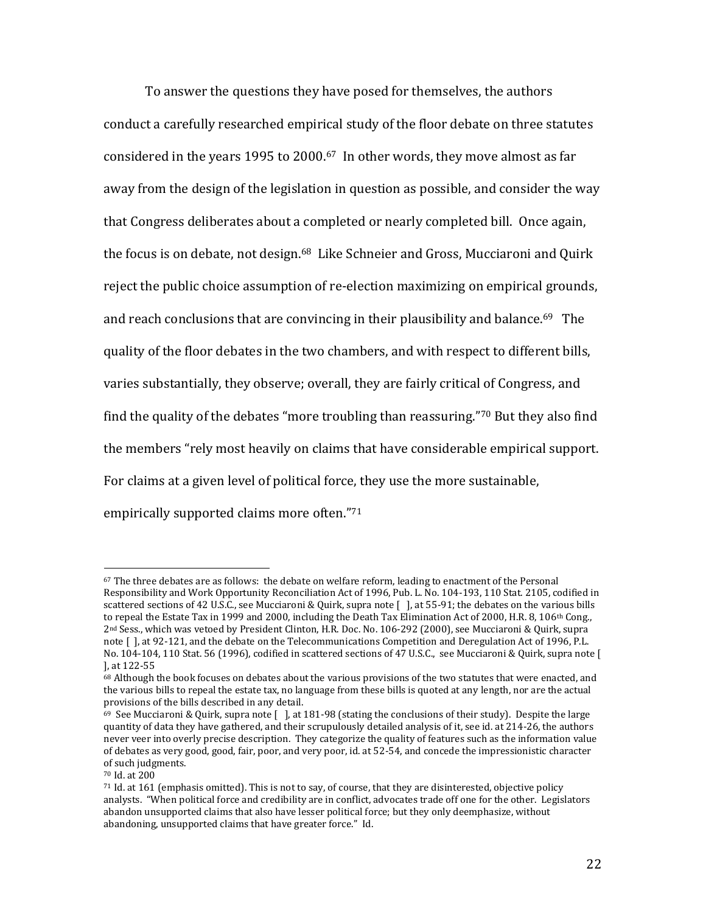To answer the questions they have posed for themselves, the authors conduct a carefully researched empirical study of the floor debate on three statutes considered in the years 1995 to 2000.[67] In other words, they move almost as far away from the design of the legislation in question as possible, and consider the way that Congress deliberates about a completed or nearly completed bill. Once again, the focus is on debate, not design.[68] Like Schneier and Gross, Mucciaroni and Quirk reject the public choice assumption of re-election maximizing on empirical grounds, and reach conclusions that are convincing in their plausibility and balance.[69] The quality of the floor debates in the two chambers, and with respect to different bills, varies substantially, they observe; overall, they are fairly critical of Congress, and find the quality of the debates "more troubling than reassuring."[70] But they also find the members "rely most heavily on claims that have considerable empirical support. For claims at a given level of political force, they use the more sustainable, empirically supported claims more often."[71]

---

[67] The three debates are as follows: the debate on welfare reform, leading to enactment of the Personal Responsibility and Work Opportunity Reconciliation Act of 1996, Pub. L. No. 104-193, 110 Stat. 2105, codified in scattered sections of 42 U.S.C., see Mucciaroni & Quirk, supra note [ ], at 55-91; the debates on the various bills to repeal the Estate Tax in 1999 and 2000, including the Death Tax Elimination Act of 2000, H.R. 8, 106th Cong., 2nd Sess., which was vetoed by President Clinton, H.R. Doc. No. 106-292 (2000), see Mucciaroni & Quirk, supra note [ ], at 92-121, and the debate on the Telecommunications Competition and Deregulation Act of 1996, P.L. No. 104-104, 110 Stat. 56 (1996), codified in scattered sections of 47 U.S.C., see Mucciaroni & Quirk, supra note [ ], at 122-55

[68] Although the book focuses on debates about the various provisions of the two statutes that were enacted, and the various bills to repeal the estate tax, no language from these bills is quoted at any length, nor are the actual provisions of the bills described in any detail.

[69] See Mucciaroni & Quirk, supra note [ ], at 181-98 (stating the conclusions of their study). Despite the large quantity of data they have gathered, and their scrupulously detailed analysis of it, see id. at 214-26, the authors never veer into overly precise description. They categorize the quality of features such as the information value of debates as very good, good, fair, poor, and very poor, id. at 52-54, and concede the impressionistic character of such judgments.

[70] Id. at 200

[71] Id. at 161 (emphasis omitted). This is not to say, of course, that they are disinterested, objective policy analysts. "When political force and credibility are in conflict, advocates trade off one for the other. Legislators abandon unsupported claims that also have lesser political force; but they only deemphasize, without abandoning, unsupported claims that have greater force." Id.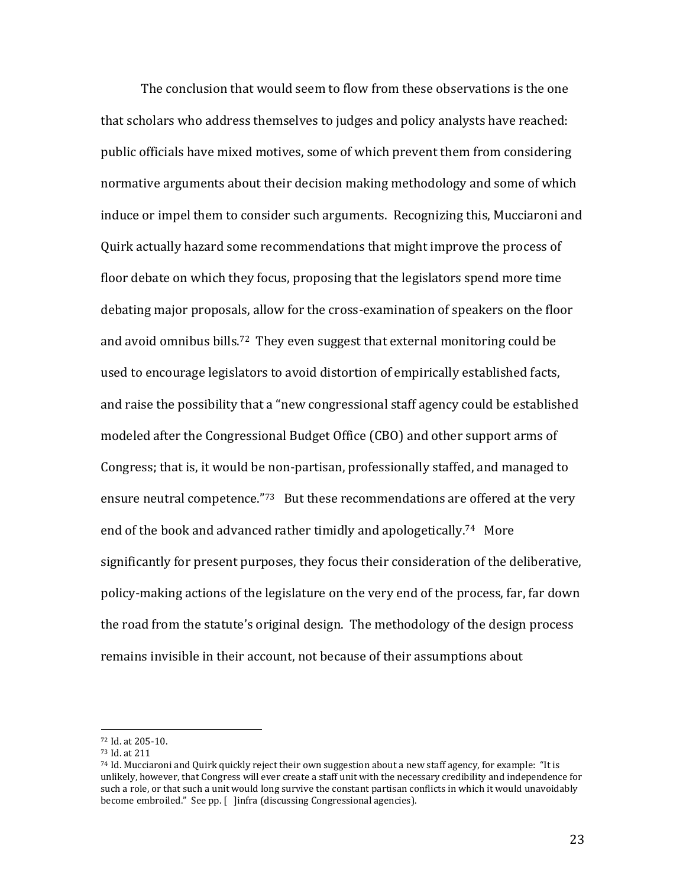The conclusion that would seem to flow from these observations is the one that scholars who address themselves to judges and policy analysts have reached: public officials have mixed motives, some of which prevent them from considering normative arguments about their decision making methodology and some of which induce or impel them to consider such arguments. Recognizing this, Mucciaroni and Quirk actually hazard some recommendations that might improve the process of floor debate on which they focus, proposing that the legislators spend more time debating major proposals, allow for the cross-examination of speakers on the floor and avoid omnibus bills.[72] They even suggest that external monitoring could be used to encourage legislators to avoid distortion of empirically established facts, and raise the possibility that a "new congressional staff agency could be established modeled after the Congressional Budget Office (CBO) and other support arms of Congress; that is, it would be non-partisan, professionally staffed, and managed to ensure neutral competence."[73] But these recommendations are offered at the very end of the book and advanced rather timidly and apologetically.[74] More significantly for present purposes, they focus their consideration of the deliberative, policy-making actions of the legislature on the very end of the process, far, far down the road from the statute's original design. The methodology of the design process remains invisible in their account, not because of their assumptions about

---

[72] Id. at 205-10.

[73] Id. at 211

[74] Id. Mucciaroni and Quirk quickly reject their own suggestion about a new staff agency, for example: "It is unlikely, however, that Congress will ever create a staff unit with the necessary credibility and independence for such a role, or that such a unit would long survive the constant partisan conflicts in which it would unavoidably become embroiled." See pp. [ ]infra (discussing Congressional agencies).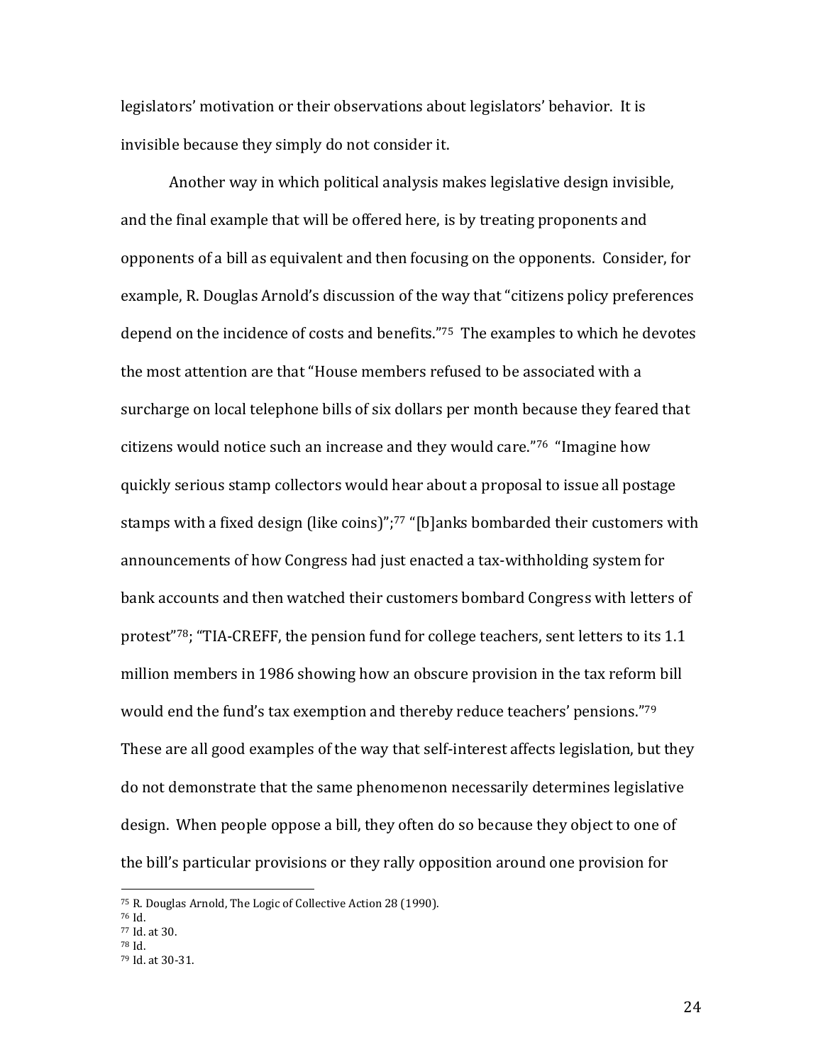legislators' motivation or their observations about legislators' behavior. It is invisible because they simply do not consider it.

Another way in which political analysis makes legislative design invisible, and the final example that will be offered here, is by treating proponents and opponents of a bill as equivalent and then focusing on the opponents. Consider, for example, R. Douglas Arnold's discussion of the way that "citizens policy preferences depend on the incidence of costs and benefits."[75] The examples to which he devotes the most attention are that "House members refused to be associated with a surcharge on local telephone bills of six dollars per month because they feared that citizens would notice such an increase and they would care."[76] "Imagine how quickly serious stamp collectors would hear about a proposal to issue all postage stamps with a fixed design (like coins)";[77] "[b]anks bombarded their customers with announcements of how Congress had just enacted a tax-withholding system for bank accounts and then watched their customers bombard Congress with letters of protest"[78]; "TIA-CREFF, the pension fund for college teachers, sent letters to its 1.1 million members in 1986 showing how an obscure provision in the tax reform bill would end the fund's tax exemption and thereby reduce teachers' pensions."[79] These are all good examples of the way that self-interest affects legislation, but they do not demonstrate that the same phenomenon necessarily determines legislative design. When people oppose a bill, they often do so because they object to one of the bill's particular provisions or they rally opposition around one provision for

---

[75] R. Douglas Arnold, The Logic of Collective Action 28 (1990).

[76] Id.

[77] Id. at 30.

[78] Id.

[79] Id. at 30-31.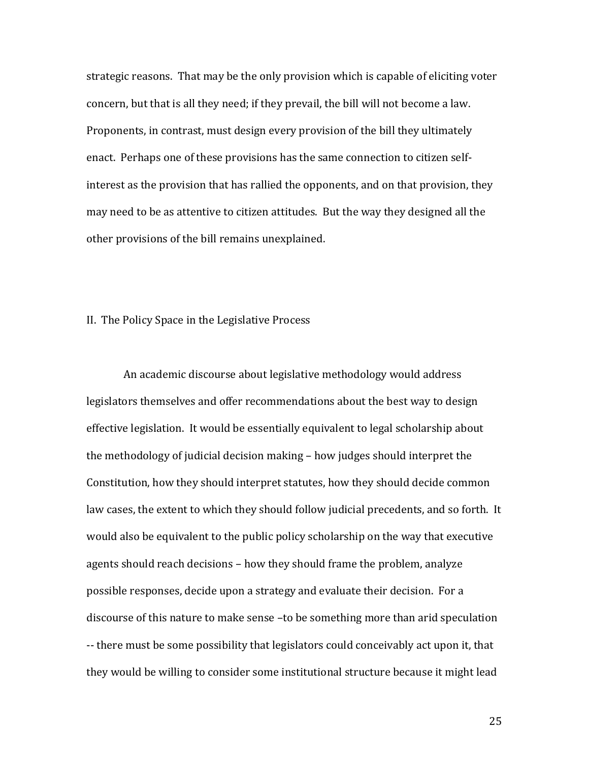strategic reasons. That may be the only provision which is capable of eliciting voter concern, but that is all they need; if they prevail, the bill will not become a law. Proponents, in contrast, must design every provision of the bill they ultimately enact. Perhaps one of these provisions has the same connection to citizen self-interest as the provision that has rallied the opponents, and on that provision, they may need to be as attentive to citizen attitudes. But the way they designed all the other provisions of the bill remains unexplained.

## II. The Policy Space in the Legislative Process

An academic discourse about legislative methodology would address legislators themselves and offer recommendations about the best way to design effective legislation. It would be essentially equivalent to legal scholarship about the methodology of judicial decision making – how judges should interpret the Constitution, how they should interpret statutes, how they should decide common law cases, the extent to which they should follow judicial precedents, and so forth. It would also be equivalent to the public policy scholarship on the way that executive agents should reach decisions – how they should frame the problem, analyze possible responses, decide upon a strategy and evaluate their decision. For a discourse of this nature to make sense –to be something more than arid speculation -- there must be some possibility that legislators could conceivably act upon it, that they would be willing to consider some institutional structure because it might lead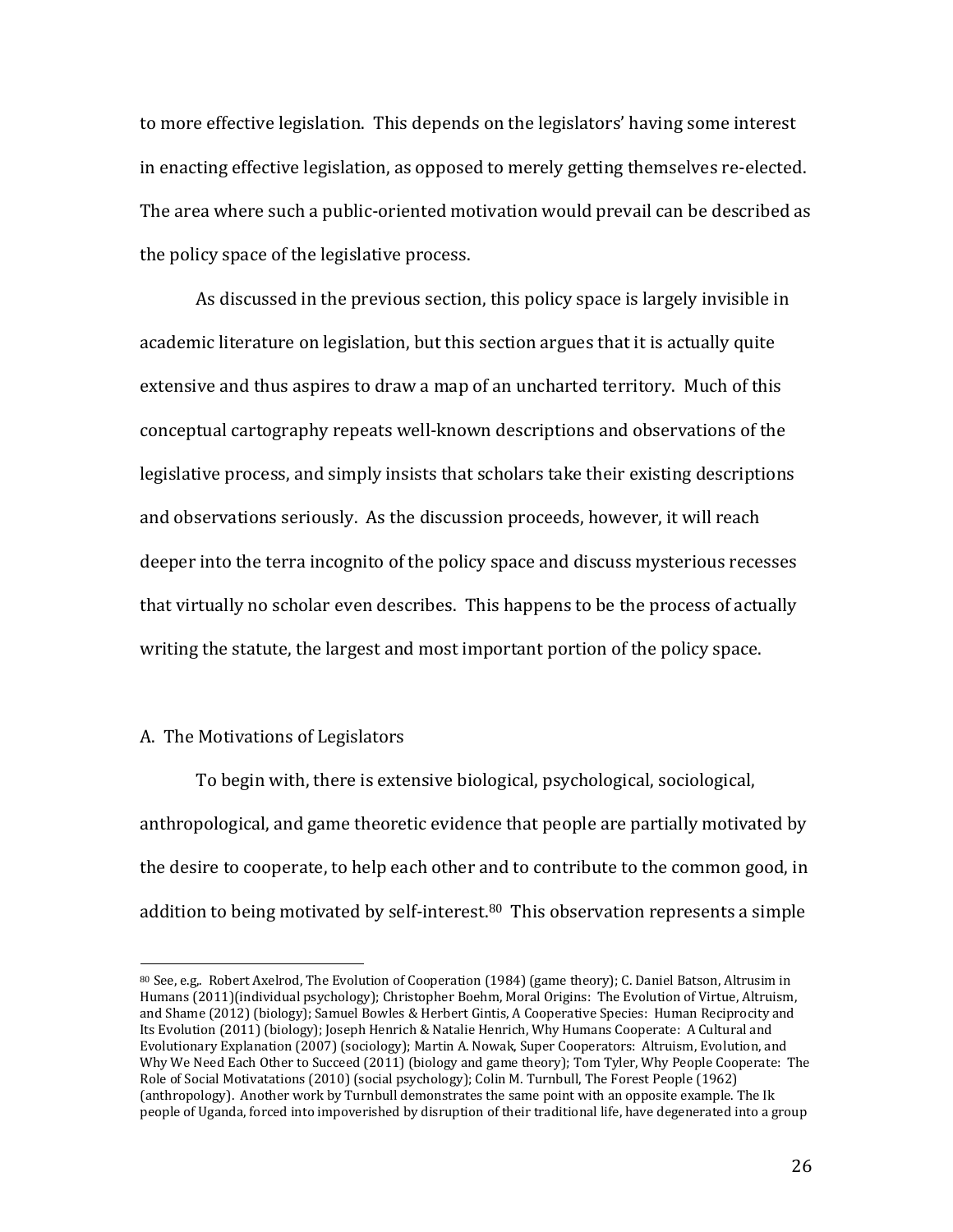to more effective legislation. This depends on the legislators' having some interest in enacting effective legislation, as opposed to merely getting themselves re-elected. The area where such a public-oriented motivation would prevail can be described as the policy space of the legislative process.

As discussed in the previous section, this policy space is largely invisible in academic literature on legislation, but this section argues that it is actually quite extensive and thus aspires to draw a map of an uncharted territory. Much of this conceptual cartography repeats well-known descriptions and observations of the legislative process, and simply insists that scholars take their existing descriptions and observations seriously. As the discussion proceeds, however, it will reach deeper into the terra incognito of the policy space and discuss mysterious recesses that virtually no scholar even describes. This happens to be the process of actually writing the statute, the largest and most important portion of the policy space.

## A. The Motivations of Legislators

To begin with, there is extensive biological, psychological, sociological, anthropological, and game theoretic evidence that people are partially motivated by the desire to cooperate, to help each other and to contribute to the common good, in addition to being motivated by self-interest.[80] This observation represents a simple

---

[80] See, e.g,. Robert Axelrod, The Evolution of Cooperation (1984) (game theory); C. Daniel Batson, Altrusim in Humans (2011)(individual psychology); Christopher Boehm, Moral Origins: The Evolution of Virtue, Altruism, and Shame (2012) (biology); Samuel Bowles & Herbert Gintis, A Cooperative Species: Human Reciprocity and Its Evolution (2011) (biology); Joseph Henrich & Natalie Henrich, Why Humans Cooperate: A Cultural and Evolutionary Explanation (2007) (sociology); Martin A. Nowak, Super Cooperators: Altruism, Evolution, and Why We Need Each Other to Succeed (2011) (biology and game theory); Tom Tyler, Why People Cooperate: The Role of Social Motivatations (2010) (social psychology); Colin M. Turnbull, The Forest People (1962) (anthropology). Another work by Turnbull demonstrates the same point with an opposite example. The Ik people of Uganda, forced into impoverished by disruption of their traditional life, have degenerated into a group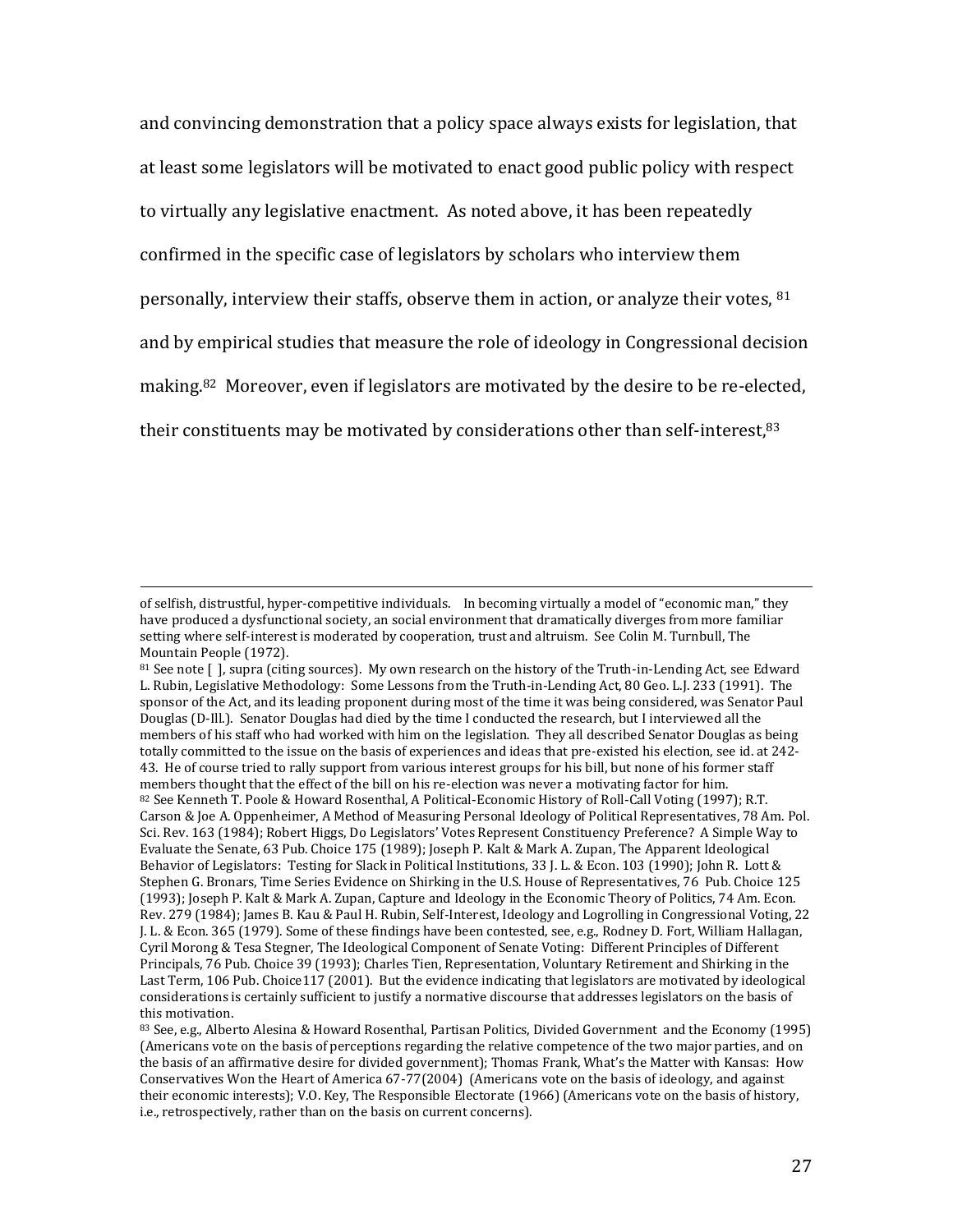and convincing demonstration that a policy space always exists for legislation, that at least some legislators will be motivated to enact good public policy with respect to virtually any legislative enactment. As noted above, it has been repeatedly confirmed in the specific case of legislators by scholars who interview them personally, interview their staffs, observe them in action, or analyze their votes, [81] and by empirical studies that measure the role of ideology in Congressional decision making.[82] Moreover, even if legislators are motivated by the desire to be re-elected, their constituents may be motivated by considerations other than self-interest,[83]

---

of selfish, distrustful, hyper-competitive individuals. In becoming virtually a model of "economic man," they have produced a dysfunctional society, an social environment that dramatically diverges from more familiar setting where self-interest is moderated by cooperation, trust and altruism. See Colin M. Turnbull, The Mountain People (1972).

[81] See note [ ], supra (citing sources). My own research on the history of the Truth-in-Lending Act, see Edward L. Rubin, Legislative Methodology: Some Lessons from the Truth-in-Lending Act, 80 Geo. L.J. 233 (1991). The sponsor of the Act, and its leading proponent during most of the time it was being considered, was Senator Paul Douglas (D-Ill.). Senator Douglas had died by the time I conducted the research, but I interviewed all the members of his staff who had worked with him on the legislation. They all described Senator Douglas as being totally committed to the issue on the basis of experiences and ideas that pre-existed his election, see id. at 242-43. He of course tried to rally support from various interest groups for his bill, but none of his former staff members thought that the effect of the bill on his re-election was never a motivating factor for him.

[82] See Kenneth T. Poole & Howard Rosenthal, A Political-Economic History of Roll-Call Voting (1997); R.T. Carson & Joe A. Oppenheimer, A Method of Measuring Personal Ideology of Political Representatives, 78 Am. Pol. Sci. Rev. 163 (1984); Robert Higgs, Do Legislators' Votes Represent Constituency Preference? A Simple Way to Evaluate the Senate, 63 Pub. Choice 175 (1989); Joseph P. Kalt & Mark A. Zupan, The Apparent Ideological Behavior of Legislators: Testing for Slack in Political Institutions, 33 J. L. & Econ. 103 (1990); John R. Lott & Stephen G. Bronars, Time Series Evidence on Shirking in the U.S. House of Representatives, 76 Pub. Choice 125 (1993); Joseph P. Kalt & Mark A. Zupan, Capture and Ideology in the Economic Theory of Politics, 74 Am. Econ. Rev. 279 (1984); James B. Kau & Paul H. Rubin, Self-Interest, Ideology and Logrolling in Congressional Voting, 22 J. L. & Econ. 365 (1979). Some of these findings have been contested, see, e.g., Rodney D. Fort, William Hallagan, Cyril Morong & Tesa Stegner, The Ideological Component of Senate Voting: Different Principles of Different Principals, 76 Pub. Choice 39 (1993); Charles Tien, Representation, Voluntary Retirement and Shirking in the Last Term, 106 Pub. Choice117 (2001). But the evidence indicating that legislators are motivated by ideological considerations is certainly sufficient to justify a normative discourse that addresses legislators on the basis of this motivation.

[83] See, e.g., Alberto Alesina & Howard Rosenthal, Partisan Politics, Divided Government and the Economy (1995) (Americans vote on the basis of perceptions regarding the relative competence of the two major parties, and on the basis of an affirmative desire for divided government); Thomas Frank, What's the Matter with Kansas: How Conservatives Won the Heart of America 67-77(2004) (Americans vote on the basis of ideology, and against their economic interests); V.O. Key, The Responsible Electorate (1966) (Americans vote on the basis of history, i.e., retrospectively, rather than on the basis on current concerns).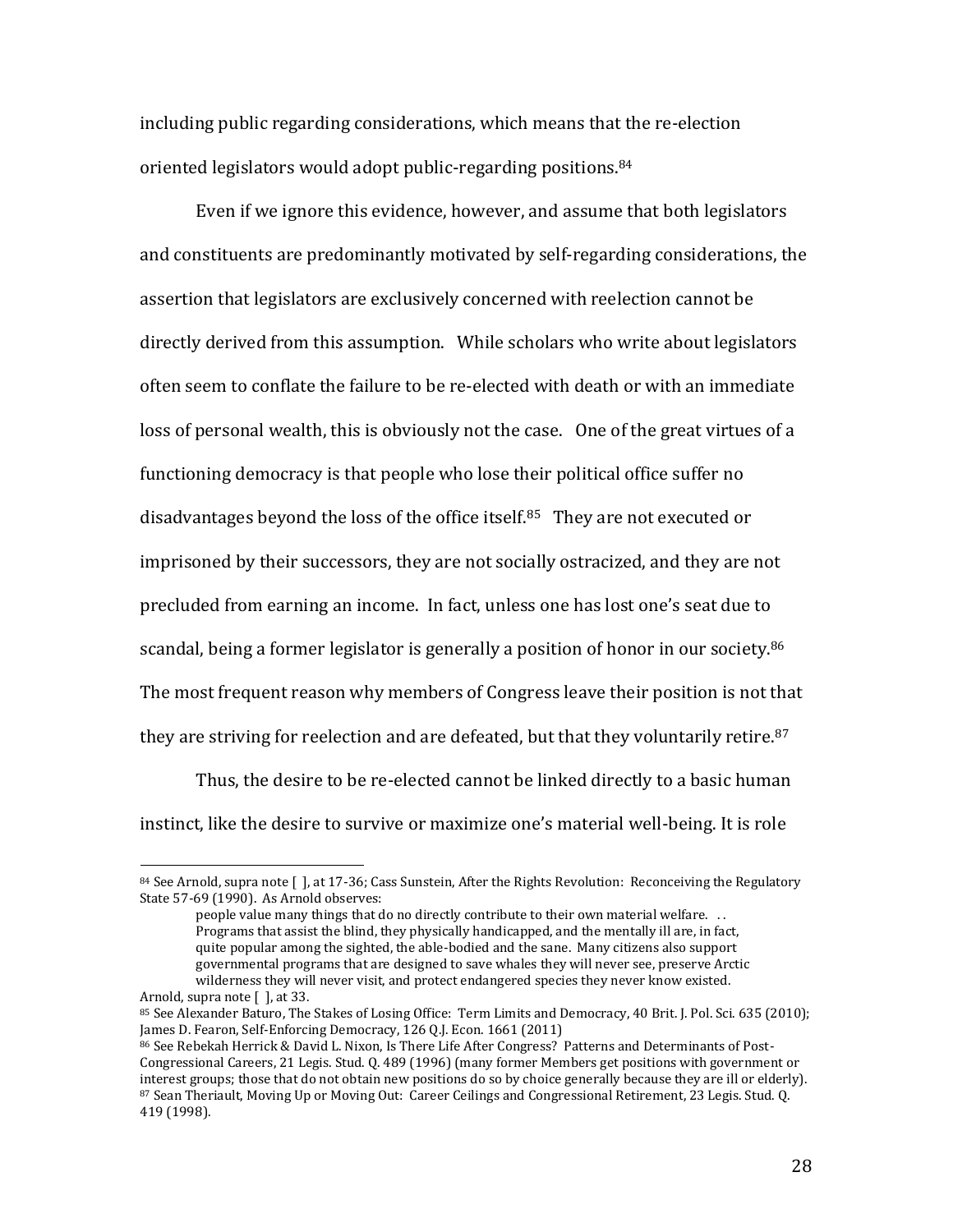including public regarding considerations, which means that the re-election oriented legislators would adopt public-regarding positions.[84]

Even if we ignore this evidence, however, and assume that both legislators and constituents are predominantly motivated by self-regarding considerations, the assertion that legislators are exclusively concerned with reelection cannot be directly derived from this assumption. While scholars who write about legislators often seem to conflate the failure to be re-elected with death or with an immediate loss of personal wealth, this is obviously not the case. One of the great virtues of a functioning democracy is that people who lose their political office suffer no disadvantages beyond the loss of the office itself.[85] They are not executed or imprisoned by their successors, they are not socially ostracized, and they are not precluded from earning an income. In fact, unless one has lost one's seat due to scandal, being a former legislator is generally a position of honor in our society.[86] The most frequent reason why members of Congress leave their position is not that they are striving for reelection and are defeated, but that they voluntarily retire.[87]

Thus, the desire to be re-elected cannot be linked directly to a basic human instinct, like the desire to survive or maximize one's material well-being. It is role

---

[84] See Arnold, supra note [ ], at 17-36; Cass Sunstein, After the Rights Revolution: Reconceiving the Regulatory State 57-69 (1990). As Arnold observes:

> people value many things that do no directly contribute to their own material welfare. . . Programs that assist the blind, they physically handicapped, and the mentally ill are, in fact, quite popular among the sighted, the able-bodied and the sane. Many citizens also support governmental programs that are designed to save whales they will never see, preserve Arctic wilderness they will never visit, and protect endangered species they never know existed.

Arnold, supra note [ ], at 33.

[85] See Alexander Baturo, The Stakes of Losing Office: Term Limits and Democracy, 40 Brit. J. Pol. Sci. 635 (2010); James D. Fearon, Self-Enforcing Democracy, 126 Q.J. Econ. 1661 (2011)

[86] See Rebekah Herrick & David L. Nixon, Is There Life After Congress? Patterns and Determinants of Post-Congressional Careers, 21 Legis. Stud. Q. 489 (1996) (many former Members get positions with government or interest groups; those that do not obtain new positions do so by choice generally because they are ill or elderly).

[87] Sean Theriault, Moving Up or Moving Out: Career Ceilings and Congressional Retirement, 23 Legis. Stud. Q. 419 (1998).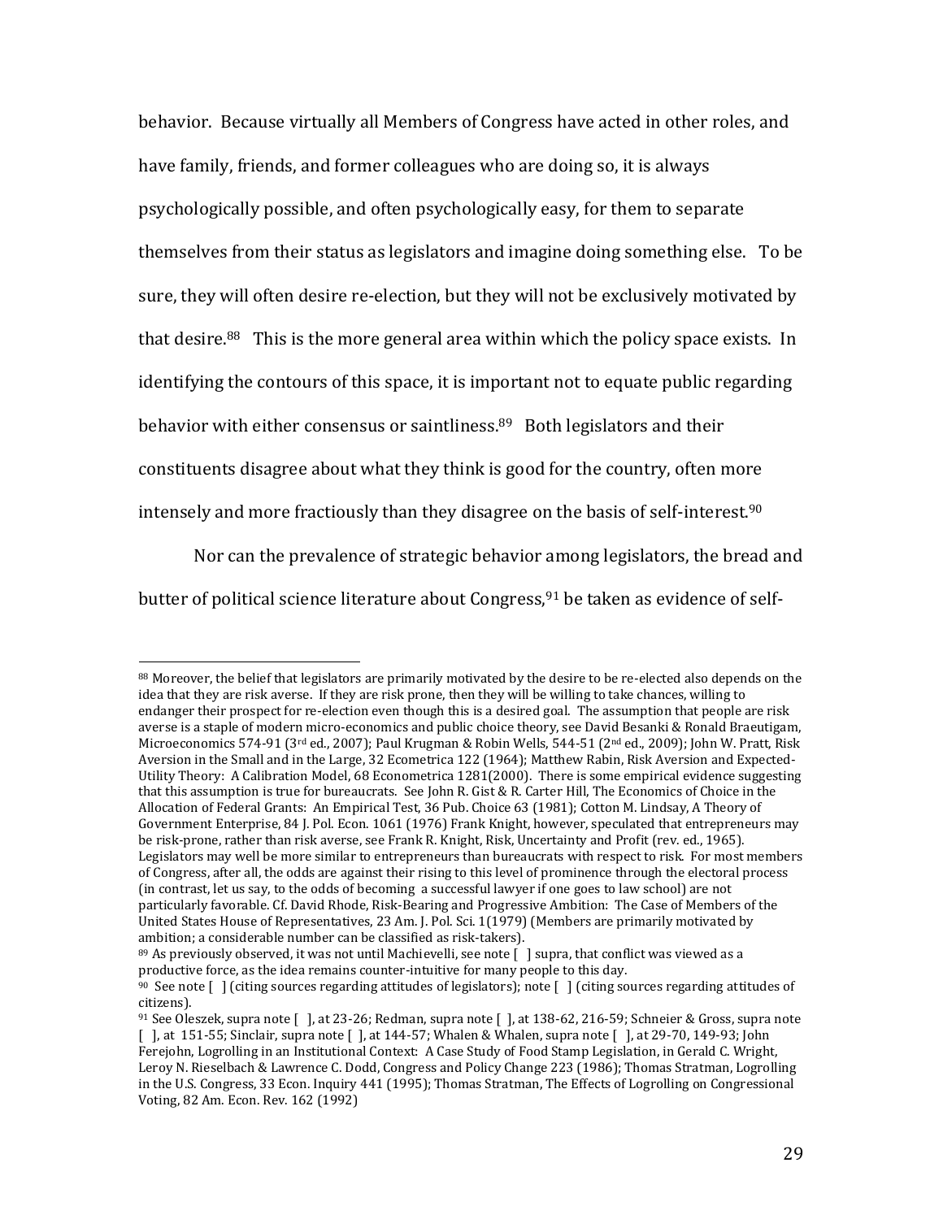behavior. Because virtually all Members of Congress have acted in other roles, and have family, friends, and former colleagues who are doing so, it is always psychologically possible, and often psychologically easy, for them to separate themselves from their status as legislators and imagine doing something else. To be sure, they will often desire re-election, but they will not be exclusively motivated by that desire.[88] This is the more general area within which the policy space exists. In identifying the contours of this space, it is important not to equate public regarding behavior with either consensus or saintliness.[89] Both legislators and their constituents disagree about what they think is good for the country, often more intensely and more fractiously than they disagree on the basis of self-interest.[90]

Nor can the prevalence of strategic behavior among legislators, the bread and butter of political science literature about Congress,[91] be taken as evidence of self-

---

[88] Moreover, the belief that legislators are primarily motivated by the desire to be re-elected also depends on the idea that they are risk averse. If they are risk prone, then they will be willing to take chances, willing to endanger their prospect for re-election even though this is a desired goal. The assumption that people are risk averse is a staple of modern micro-economics and public choice theory, see David Besanki & Ronald Braeutigam, Microeconomics 574-91 (3rd ed., 2007); Paul Krugman & Robin Wells, 544-51 (2nd ed., 2009); John W. Pratt, Risk Aversion in the Small and in the Large, 32 Ecometrica 122 (1964); Matthew Rabin, Risk Aversion and Expected-Utility Theory: A Calibration Model, 68 Econometrica 1281(2000). There is some empirical evidence suggesting that this assumption is true for bureaucrats. See John R. Gist & R. Carter Hill, The Economics of Choice in the Allocation of Federal Grants: An Empirical Test, 36 Pub. Choice 63 (1981); Cotton M. Lindsay, A Theory of Government Enterprise, 84 J. Pol. Econ. 1061 (1976) Frank Knight, however, speculated that entrepreneurs may be risk-prone, rather than risk averse, see Frank R. Knight, Risk, Uncertainty and Profit (rev. ed., 1965). Legislators may well be more similar to entrepreneurs than bureaucrats with respect to risk. For most members of Congress, after all, the odds are against their rising to this level of prominence through the electoral process (in contrast, let us say, to the odds of becoming a successful lawyer if one goes to law school) are not particularly favorable. Cf. David Rhode, Risk-Bearing and Progressive Ambition: The Case of Members of the United States House of Representatives, 23 Am. J. Pol. Sci. 1(1979) (Members are primarily motivated by ambition; a considerable number can be classified as risk-takers).

[89] As previously observed, it was not until Machievelli, see note [ ] supra, that conflict was viewed as a productive force, as the idea remains counter-intuitive for many people to this day.

[90] See note [ ] (citing sources regarding attitudes of legislators); note [ ] (citing sources regarding attitudes of citizens).

[91] See Oleszek, supra note [ ], at 23-26; Redman, supra note [ ], at 138-62, 216-59; Schneier & Gross, supra note [ ], at 151-55; Sinclair, supra note [ ], at 144-57; Whalen & Whalen, supra note [ ], at 29-70, 149-93; John Ferejohn, Logrolling in an Institutional Context: A Case Study of Food Stamp Legislation, in Gerald C. Wright, Leroy N. Rieselbach & Lawrence C. Dodd, Congress and Policy Change 223 (1986); Thomas Stratman, Logrolling in the U.S. Congress, 33 Econ. Inquiry 441 (1995); Thomas Stratman, The Effects of Logrolling on Congressional Voting, 82 Am. Econ. Rev. 162 (1992)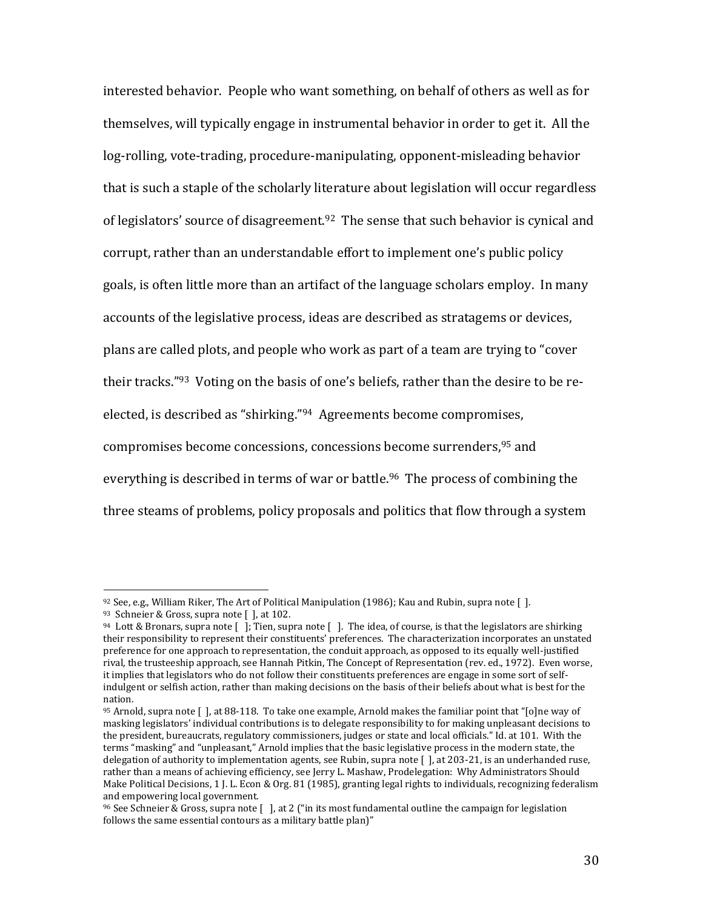interested behavior. People who want something, on behalf of others as well as for themselves, will typically engage in instrumental behavior in order to get it. All the log-rolling, vote-trading, procedure-manipulating, opponent-misleading behavior that is such a staple of the scholarly literature about legislation will occur regardless of legislators' source of disagreement.[92] The sense that such behavior is cynical and corrupt, rather than an understandable effort to implement one's public policy goals, is often little more than an artifact of the language scholars employ. In many accounts of the legislative process, ideas are described as stratagems or devices, plans are called plots, and people who work as part of a team are trying to "cover their tracks."[93] Voting on the basis of one's beliefs, rather than the desire to be re-elected, is described as "shirking."[94] Agreements become compromises, compromises become concessions, concessions become surrenders,[95] and everything is described in terms of war or battle.[96] The process of combining the three steams of problems, policy proposals and politics that flow through a system

---

[92] See, e.g., William Riker, The Art of Political Manipulation (1986); Kau and Rubin, supra note [ ].

[93] Schneier & Gross, supra note [ ], at 102.

[94] Lott & Bronars, supra note [ ]; Tien, supra note [ ]. The idea, of course, is that the legislators are shirking their responsibility to represent their constituents' preferences. The characterization incorporates an unstated preference for one approach to representation, the conduit approach, as opposed to its equally well-justified rival, the trusteeship approach, see Hannah Pitkin, The Concept of Representation (rev. ed., 1972). Even worse, it implies that legislators who do not follow their constituents preferences are engage in some sort of self-indulgent or selfish action, rather than making decisions on the basis of their beliefs about what is best for the nation.

[95] Arnold, supra note [ ], at 88-118. To take one example, Arnold makes the familiar point that "[o]ne way of masking legislators' individual contributions is to delegate responsibility to for making unpleasant decisions to the president, bureaucrats, regulatory commissioners, judges or state and local officials." Id. at 101. With the terms "masking" and "unpleasant," Arnold implies that the basic legislative process in the modern state, the delegation of authority to implementation agents, see Rubin, supra note [ ], at 203-21, is an underhanded ruse, rather than a means of achieving efficiency, see Jerry L. Mashaw, Prodelegation: Why Administrators Should Make Political Decisions, 1 J. L. Econ & Org. 81 (1985), granting legal rights to individuals, recognizing federalism and empowering local government.

[96] See Schneier & Gross, supra note [ ], at 2 ("in its most fundamental outline the campaign for legislation follows the same essential contours as a military battle plan)"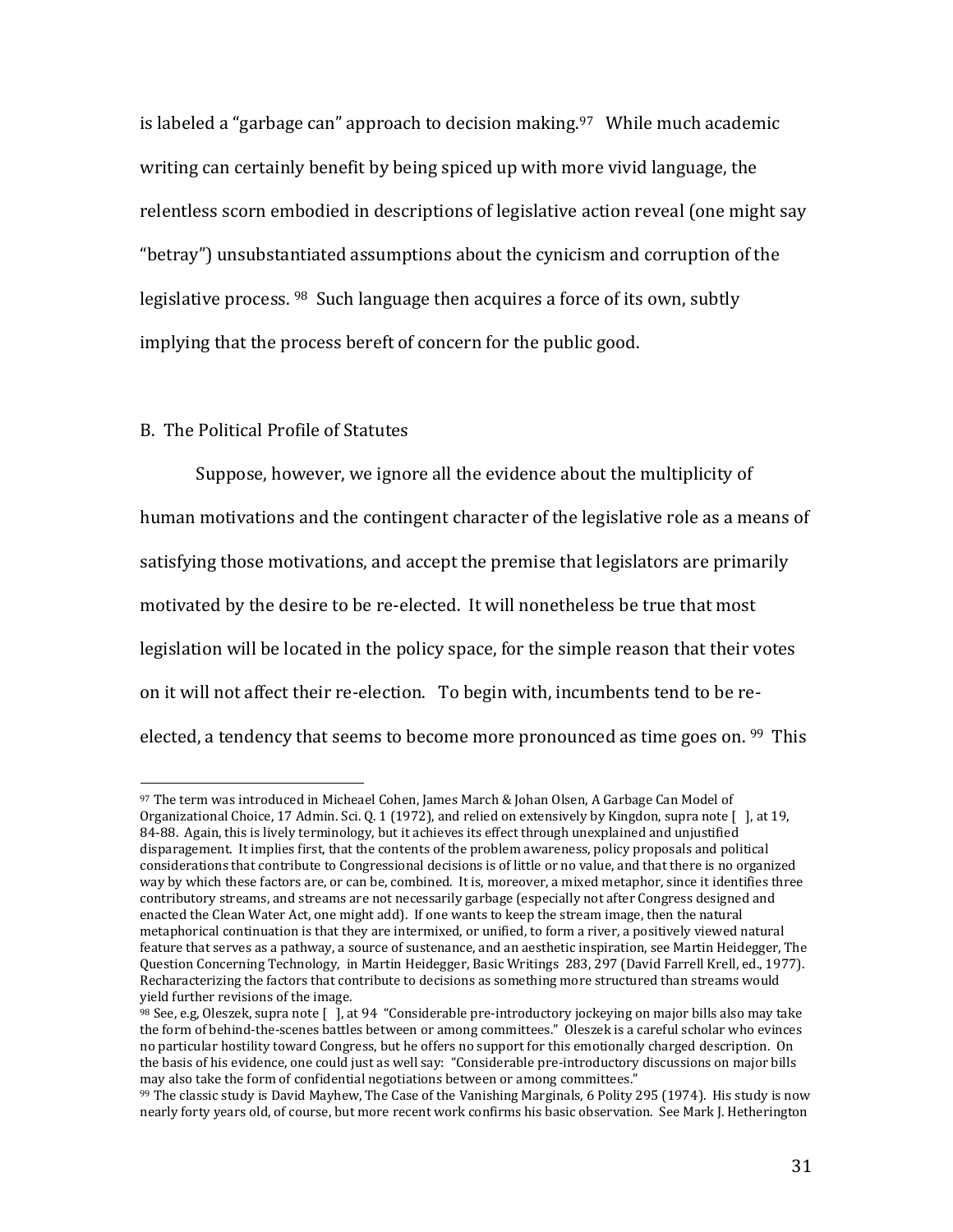is labeled a "garbage can" approach to decision making.[97] While much academic writing can certainly benefit by being spiced up with more vivid language, the relentless scorn embodied in descriptions of legislative action reveal (one might say "betray") unsubstantiated assumptions about the cynicism and corruption of the legislative process. [98] Such language then acquires a force of its own, subtly implying that the process bereft of concern for the public good.

## B. The Political Profile of Statutes

Suppose, however, we ignore all the evidence about the multiplicity of human motivations and the contingent character of the legislative role as a means of satisfying those motivations, and accept the premise that legislators are primarily motivated by the desire to be re-elected. It will nonetheless be true that most legislation will be located in the policy space, for the simple reason that their votes on it will not affect their re-election. To begin with, incumbents tend to be re-elected, a tendency that seems to become more pronounced as time goes on. [99] This

---

[97] The term was introduced in Micheael Cohen, James March & Johan Olsen, A Garbage Can Model of Organizational Choice, 17 Admin. Sci. Q. 1 (1972), and relied on extensively by Kingdon, supra note [ ], at 19, 84-88. Again, this is lively terminology, but it achieves its effect through unexplained and unjustified disparagement. It implies first, that the contents of the problem awareness, policy proposals and political considerations that contribute to Congressional decisions is of little or no value, and that there is no organized way by which these factors are, or can be, combined. It is, moreover, a mixed metaphor, since it identifies three contributory streams, and streams are not necessarily garbage (especially not after Congress designed and enacted the Clean Water Act, one might add). If one wants to keep the stream image, then the natural metaphorical continuation is that they are intermixed, or unified, to form a river, a positively viewed natural feature that serves as a pathway, a source of sustenance, and an aesthetic inspiration, see Martin Heidegger, The Question Concerning Technology, in Martin Heidegger, Basic Writings 283, 297 (David Farrell Krell, ed., 1977). Recharacterizing the factors that contribute to decisions as something more structured than streams would yield further revisions of the image.

[98] See, e.g, Oleszek, supra note [ ], at 94 "Considerable pre-introductory jockeying on major bills also may take the form of behind-the-scenes battles between or among committees." Oleszek is a careful scholar who evinces no particular hostility toward Congress, but he offers no support for this emotionally charged description. On the basis of his evidence, one could just as well say: "Considerable pre-introductory discussions on major bills may also take the form of confidential negotiations between or among committees."

[99] The classic study is David Mayhew, The Case of the Vanishing Marginals, 6 Polity 295 (1974). His study is now nearly forty years old, of course, but more recent work confirms his basic observation. See Mark J. Hetherington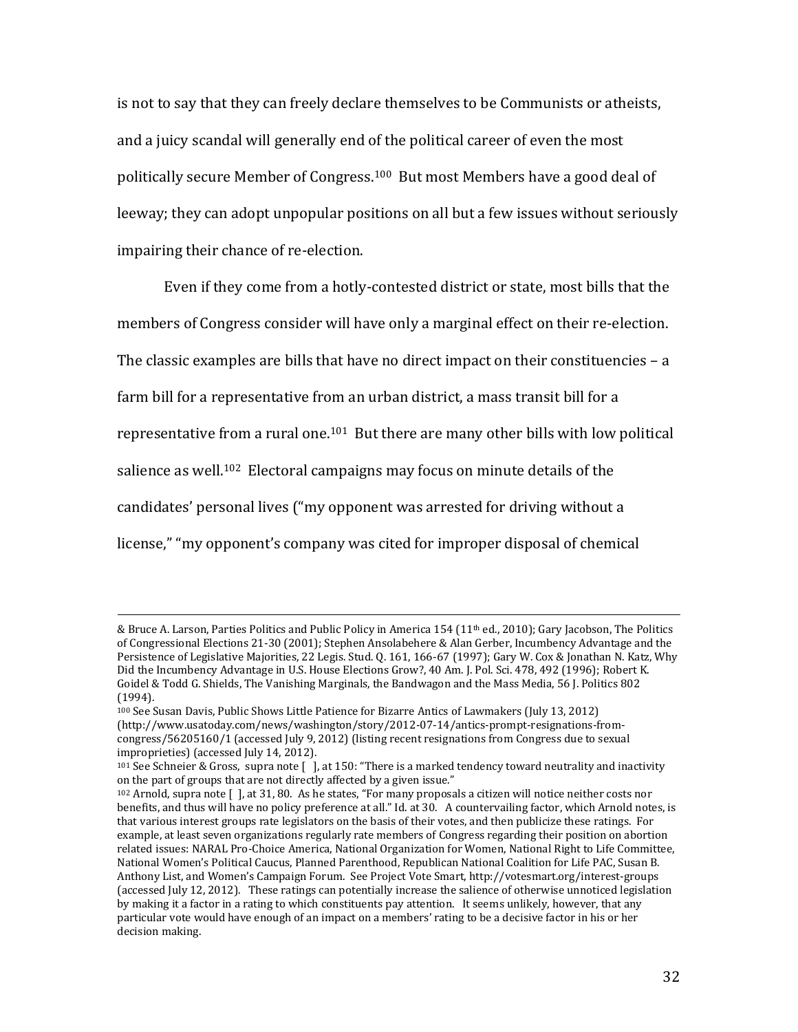is not to say that they can freely declare themselves to be Communists or atheists, and a juicy scandal will generally end of the political career of even the most politically secure Member of Congress.[100] But most Members have a good deal of leeway; they can adopt unpopular positions on all but a few issues without seriously impairing their chance of re-election.

Even if they come from a hotly-contested district or state, most bills that the members of Congress consider will have only a marginal effect on their re-election. The classic examples are bills that have no direct impact on their constituencies – a farm bill for a representative from an urban district, a mass transit bill for a representative from a rural one.[101] But there are many other bills with low political salience as well.[102] Electoral campaigns may focus on minute details of the candidates' personal lives ("my opponent was arrested for driving without a license," "my opponent's company was cited for improper disposal of chemical

---

& Bruce A. Larson, Parties Politics and Public Policy in America 154 (11th ed., 2010); Gary Jacobson, The Politics of Congressional Elections 21-30 (2001); Stephen Ansolabehere & Alan Gerber, Incumbency Advantage and the Persistence of Legislative Majorities, 22 Legis. Stud. Q. 161, 166-67 (1997); Gary W. Cox & Jonathan N. Katz, Why Did the Incumbency Advantage in U.S. House Elections Grow?, 40 Am. J. Pol. Sci. 478, 492 (1996); Robert K. Goidel & Todd G. Shields, The Vanishing Marginals, the Bandwagon and the Mass Media, 56 J. Politics 802 (1994).

[100] See Susan Davis, Public Shows Little Patience for Bizarre Antics of Lawmakers (July 13, 2012) (http://www.usatoday.com/news/washington/story/2012-07-14/antics-prompt-resignations-from-congress/56205160/1 (accessed July 9, 2012) (listing recent resignations from Congress due to sexual improprieties) (accessed July 14, 2012).

[101] See Schneier & Gross, supra note [ ], at 150: "There is a marked tendency toward neutrality and inactivity on the part of groups that are not directly affected by a given issue."

[102] Arnold, supra note [ ], at 31, 80. As he states, "For many proposals a citizen will notice neither costs nor benefits, and thus will have no policy preference at all." Id. at 30. A countervailing factor, which Arnold notes, is that various interest groups rate legislators on the basis of their votes, and then publicize these ratings. For example, at least seven organizations regularly rate members of Congress regarding their position on abortion related issues: NARAL Pro-Choice America, National Organization for Women, National Right to Life Committee, National Women's Political Caucus, Planned Parenthood, Republican National Coalition for Life PAC, Susan B. Anthony List, and Women's Campaign Forum. See Project Vote Smart, http://votesmart.org/interest-groups (accessed July 12, 2012). These ratings can potentially increase the salience of otherwise unnoticed legislation by making it a factor in a rating to which constituents pay attention. It seems unlikely, however, that any particular vote would have enough of an impact on a members' rating to be a decisive factor in his or her decision making.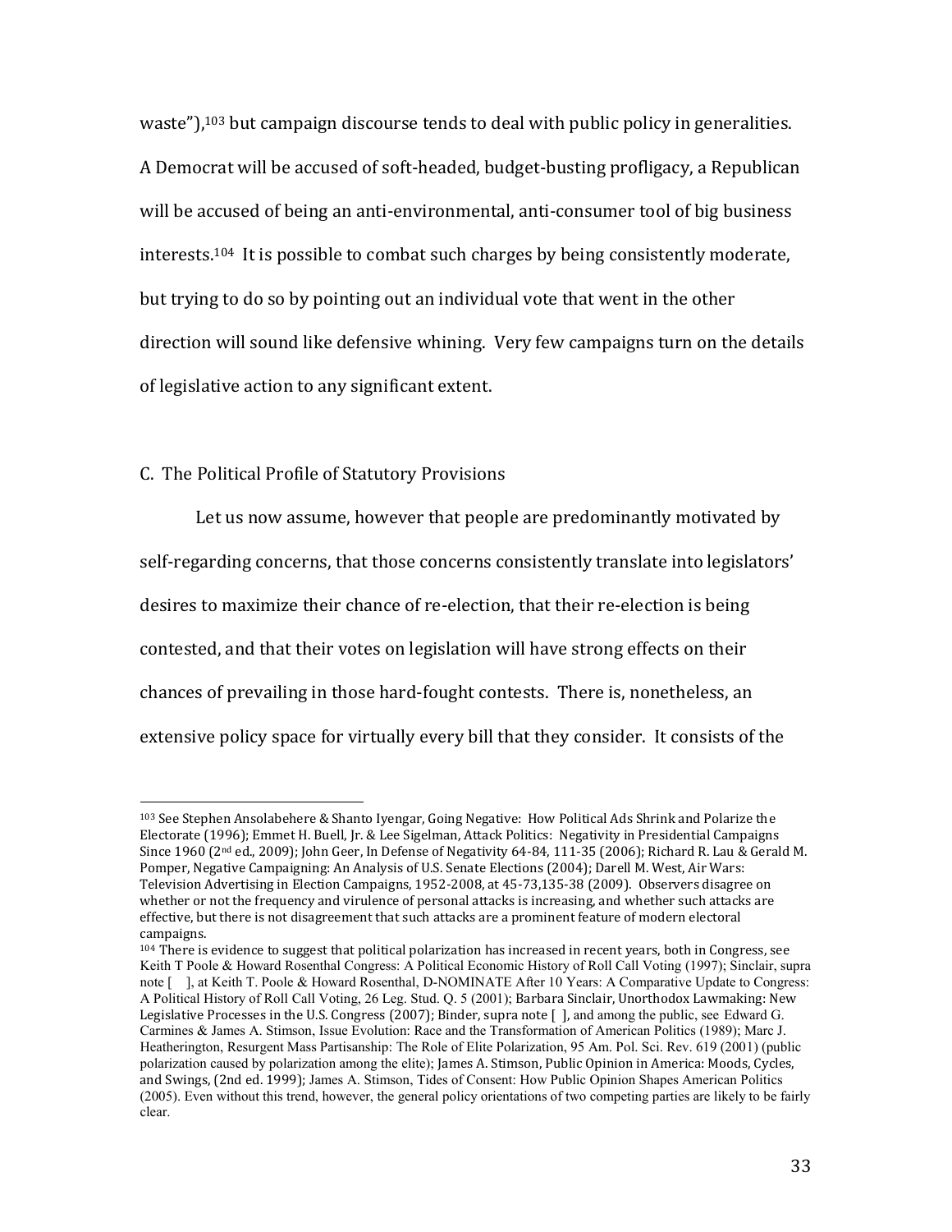waste"),[103] but campaign discourse tends to deal with public policy in generalities. A Democrat will be accused of soft-headed, budget-busting profligacy, a Republican will be accused of being an anti-environmental, anti-consumer tool of big business interests.[104] It is possible to combat such charges by being consistently moderate, but trying to do so by pointing out an individual vote that went in the other direction will sound like defensive whining. Very few campaigns turn on the details of legislative action to any significant extent.

### C. The Political Profile of Statutory Provisions

Let us now assume, however that people are predominantly motivated by self-regarding concerns, that those concerns consistently translate into legislators' desires to maximize their chance of re-election, that their re-election is being contested, and that their votes on legislation will have strong effects on their chances of prevailing in those hard-fought contests. There is, nonetheless, an extensive policy space for virtually every bill that they consider. It consists of the

---

[103] See Stephen Ansolabehere & Shanto Iyengar, Going Negative: How Political Ads Shrink and Polarize the Electorate (1996); Emmet H. Buell, Jr. & Lee Sigelman, Attack Politics: Negativity in Presidential Campaigns Since 1960 (2nd ed., 2009); John Geer, In Defense of Negativity 64-84, 111-35 (2006); Richard R. Lau & Gerald M. Pomper, Negative Campaigning: An Analysis of U.S. Senate Elections (2004); Darell M. West, Air Wars: Television Advertising in Election Campaigns, 1952-2008, at 45-73,135-38 (2009). Observers disagree on whether or not the frequency and virulence of personal attacks is increasing, and whether such attacks are effective, but there is not disagreement that such attacks are a prominent feature of modern electoral campaigns.

[104] There is evidence to suggest that political polarization has increased in recent years, both in Congress, see Keith T Poole & Howard Rosenthal Congress: A Political Economic History of Roll Call Voting (1997); Sinclair, supra note [ ], at Keith T. Poole & Howard Rosenthal, D-NOMINATE After 10 Years: A Comparative Update to Congress: A Political History of Roll Call Voting, 26 Leg. Stud. Q. 5 (2001); Barbara Sinclair, Unorthodox Lawmaking: New Legislative Processes in the U.S. Congress (2007); Binder, supra note [ ], and among the public, see Edward G. Carmines & James A. Stimson, Issue Evolution: Race and the Transformation of American Politics (1989); Marc J. Heatherington, Resurgent Mass Partisanship: The Role of Elite Polarization, 95 Am. Pol. Sci. Rev. 619 (2001) (public polarization caused by polarization among the elite); James A. Stimson, Public Opinion in America: Moods, Cycles, and Swings, (2nd ed. 1999); James A. Stimson, Tides of Consent: How Public Opinion Shapes American Politics (2005). Even without this trend, however, the general policy orientations of two competing parties are likely to be fairly clear.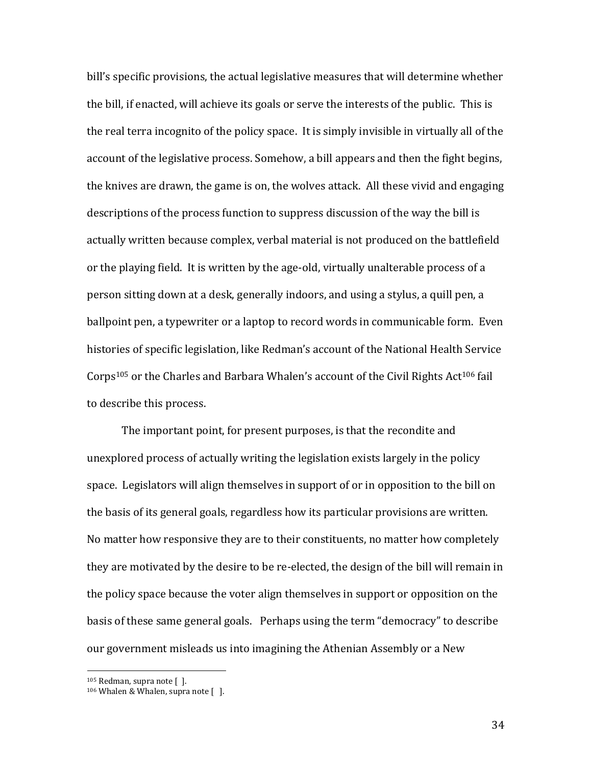bill's specific provisions, the actual legislative measures that will determine whether the bill, if enacted, will achieve its goals or serve the interests of the public. This is the real terra incognito of the policy space. It is simply invisible in virtually all of the account of the legislative process. Somehow, a bill appears and then the fight begins, the knives are drawn, the game is on, the wolves attack. All these vivid and engaging descriptions of the process function to suppress discussion of the way the bill is actually written because complex, verbal material is not produced on the battlefield or the playing field. It is written by the age-old, virtually unalterable process of a person sitting down at a desk, generally indoors, and using a stylus, a quill pen, a ballpoint pen, a typewriter or a laptop to record words in communicable form. Even histories of specific legislation, like Redman's account of the National Health Service Corps[105] or the Charles and Barbara Whalen's account of the Civil Rights Act[106] fail to describe this process.

The important point, for present purposes, is that the recondite and unexplored process of actually writing the legislation exists largely in the policy space. Legislators will align themselves in support of or in opposition to the bill on the basis of its general goals, regardless how its particular provisions are written. No matter how responsive they are to their constituents, no matter how completely they are motivated by the desire to be re-elected, the design of the bill will remain in the policy space because the voter align themselves in support or opposition on the basis of these same general goals. Perhaps using the term "democracy" to describe our government misleads us into imagining the Athenian Assembly or a New

[105] Redman, supra note [ ].

[106] Whalen & Whalen, supra note [ ].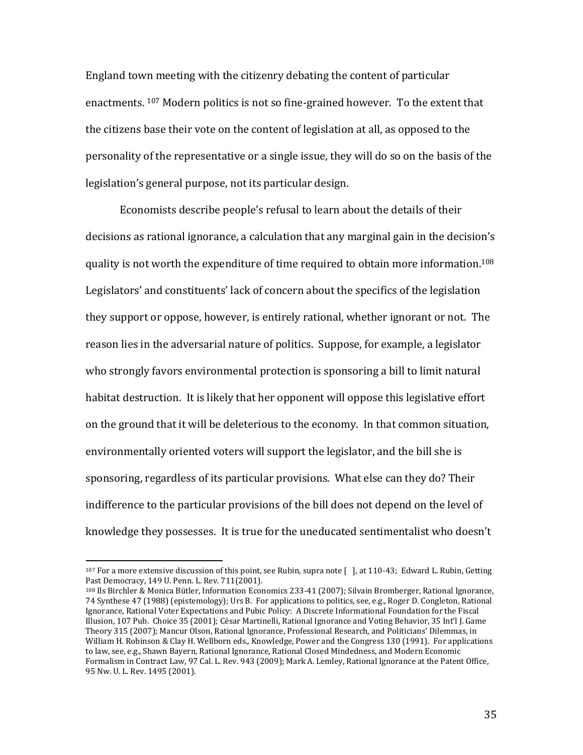England town meeting with the citizenry debating the content of particular enactments. [107] Modern politics is not so fine-grained however. To the extent that the citizens base their vote on the content of legislation at all, as opposed to the personality of the representative or a single issue, they will do so on the basis of the legislation's general purpose, not its particular design.

Economists describe people's refusal to learn about the details of their decisions as rational ignorance, a calculation that any marginal gain in the decision's quality is not worth the expenditure of time required to obtain more information.[108] Legislators' and constituents' lack of concern about the specifics of the legislation they support or oppose, however, is entirely rational, whether ignorant or not. The reason lies in the adversarial nature of politics. Suppose, for example, a legislator who strongly favors environmental protection is sponsoring a bill to limit natural habitat destruction. It is likely that her opponent will oppose this legislative effort on the ground that it will be deleterious to the economy. In that common situation, environmentally oriented voters will support the legislator, and the bill she is sponsoring, regardless of its particular provisions. What else can they do? Their indifference to the particular provisions of the bill does not depend on the level of knowledge they possesses. It is true for the uneducated sentimentalist who doesn't

---

[107] For a more extensive discussion of this point, see Rubin, supra note [ ], at 110-43; Edward L. Rubin, Getting Past Democracy, 149 U. Penn. L. Rev. 711(2001).

[108] Ils Birchler & Monica Bütler, Information Economics 233-41 (2007); Silvain Bromberger, Rational Ignorance, 74 Synthese 47 (1988) (epistemology); Urs B. For applications to politics, see, e.g., Roger D. Congleton, Rational Ignorance, Rational Voter Expectations and Pubic Policy: A Discrete Informational Foundation for the Fiscal Illusion, 107 Pub. Choice 35 (2001); César Martinelli, Rational Ignorance and Voting Behavior, 35 Int'l J. Game Theory 315 (2007); Mancur Olson, Rational Ignorance, Professional Research, and Politicians' Dilemmas, in William H. Robinson & Clay H. Wellborn eds., Knowledge, Power and the Congress 130 (1991). For applications to law, see, e.g., Shawn Bayern, Rational Ignorance, Rational Closed Mindedness, and Modern Economic Formalism in Contract Law, 97 Cal. L. Rev. 943 (2009); Mark A. Lemley, Rational Ignorance at the Patent Office, 95 Nw. U. L. Rev. 1495 (2001).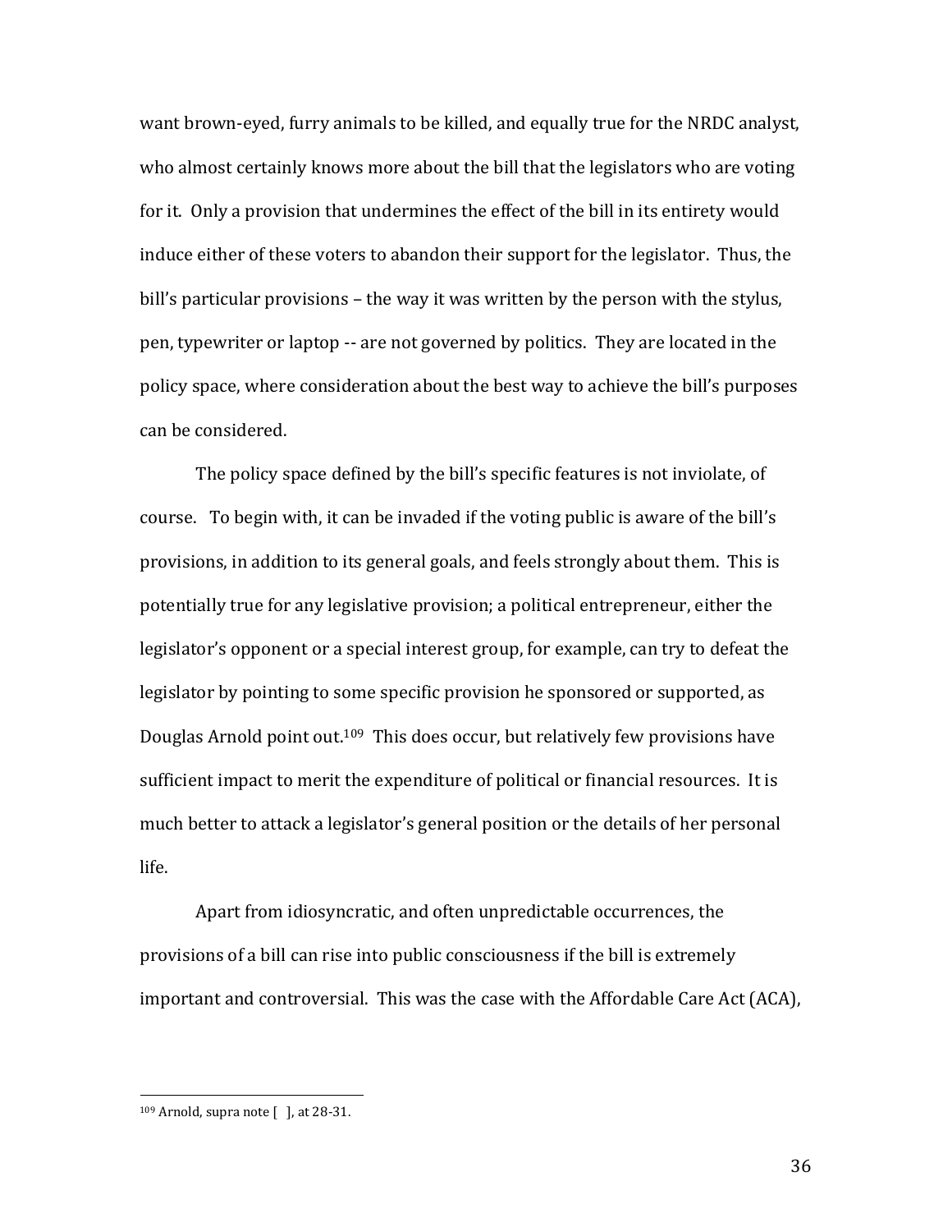want brown-eyed, furry animals to be killed, and equally true for the NRDC analyst, who almost certainly knows more about the bill that the legislators who are voting for it. Only a provision that undermines the effect of the bill in its entirety would induce either of these voters to abandon their support for the legislator. Thus, the bill's particular provisions – the way it was written by the person with the stylus, pen, typewriter or laptop -- are not governed by politics. They are located in the policy space, where consideration about the best way to achieve the bill's purposes can be considered.

The policy space defined by the bill's specific features is not inviolate, of course. To begin with, it can be invaded if the voting public is aware of the bill's provisions, in addition to its general goals, and feels strongly about them. This is potentially true for any legislative provision; a political entrepreneur, either the legislator's opponent or a special interest group, for example, can try to defeat the legislator by pointing to some specific provision he sponsored or supported, as Douglas Arnold point out.[109] This does occur, but relatively few provisions have sufficient impact to merit the expenditure of political or financial resources. It is much better to attack a legislator's general position or the details of her personal life.

Apart from idiosyncratic, and often unpredictable occurrences, the provisions of a bill can rise into public consciousness if the bill is extremely important and controversial. This was the case with the Affordable Care Act (ACA),

[109] Arnold, supra note [ ], at 28-31.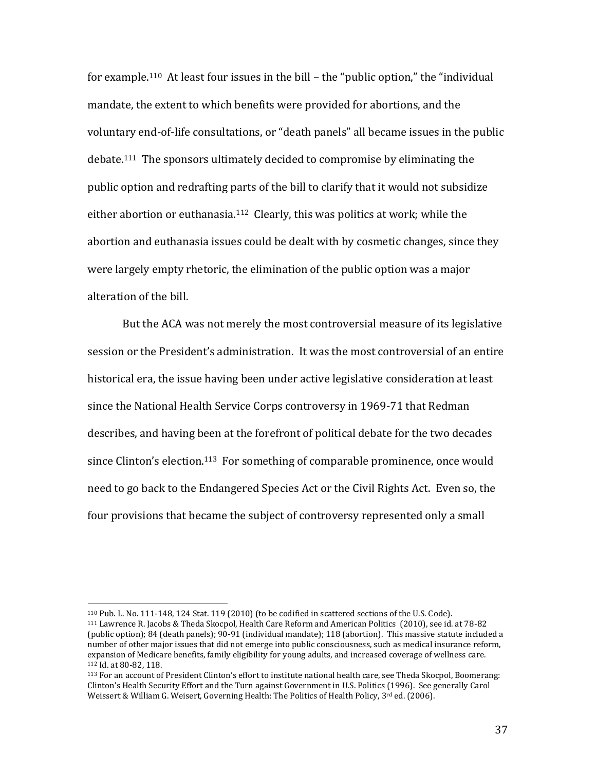for example.[110] At least four issues in the bill – the "public option," the "individual mandate, the extent to which benefits were provided for abortions, and the voluntary end-of-life consultations, or "death panels" all became issues in the public debate.[111] The sponsors ultimately decided to compromise by eliminating the public option and redrafting parts of the bill to clarify that it would not subsidize either abortion or euthanasia.[112] Clearly, this was politics at work; while the abortion and euthanasia issues could be dealt with by cosmetic changes, since they were largely empty rhetoric, the elimination of the public option was a major alteration of the bill.

But the ACA was not merely the most controversial measure of its legislative session or the President's administration. It was the most controversial of an entire historical era, the issue having been under active legislative consideration at least since the National Health Service Corps controversy in 1969-71 that Redman describes, and having been at the forefront of political debate for the two decades since Clinton's election.[113] For something of comparable prominence, once would need to go back to the Endangered Species Act or the Civil Rights Act. Even so, the four provisions that became the subject of controversy represented only a small

---

[110] Pub. L. No. 111-148, 124 Stat. 119 (2010) (to be codified in scattered sections of the U.S. Code).

[111] Lawrence R. Jacobs & Theda Skocpol, Health Care Reform and American Politics (2010), see id. at 78-82 (public option); 84 (death panels); 90-91 (individual mandate); 118 (abortion). This massive statute included a number of other major issues that did not emerge into public consciousness, such as medical insurance reform, expansion of Medicare benefits, family eligibility for young adults, and increased coverage of wellness care.

[112] Id. at 80-82, 118.

[113] For an account of President Clinton's effort to institute national health care, see Theda Skocpol, Boomerang: Clinton's Health Security Effort and the Turn against Government in U.S. Politics (1996). See generally Carol Weissert & William G. Weisert, Governing Health: The Politics of Health Policy, 3rd ed. (2006).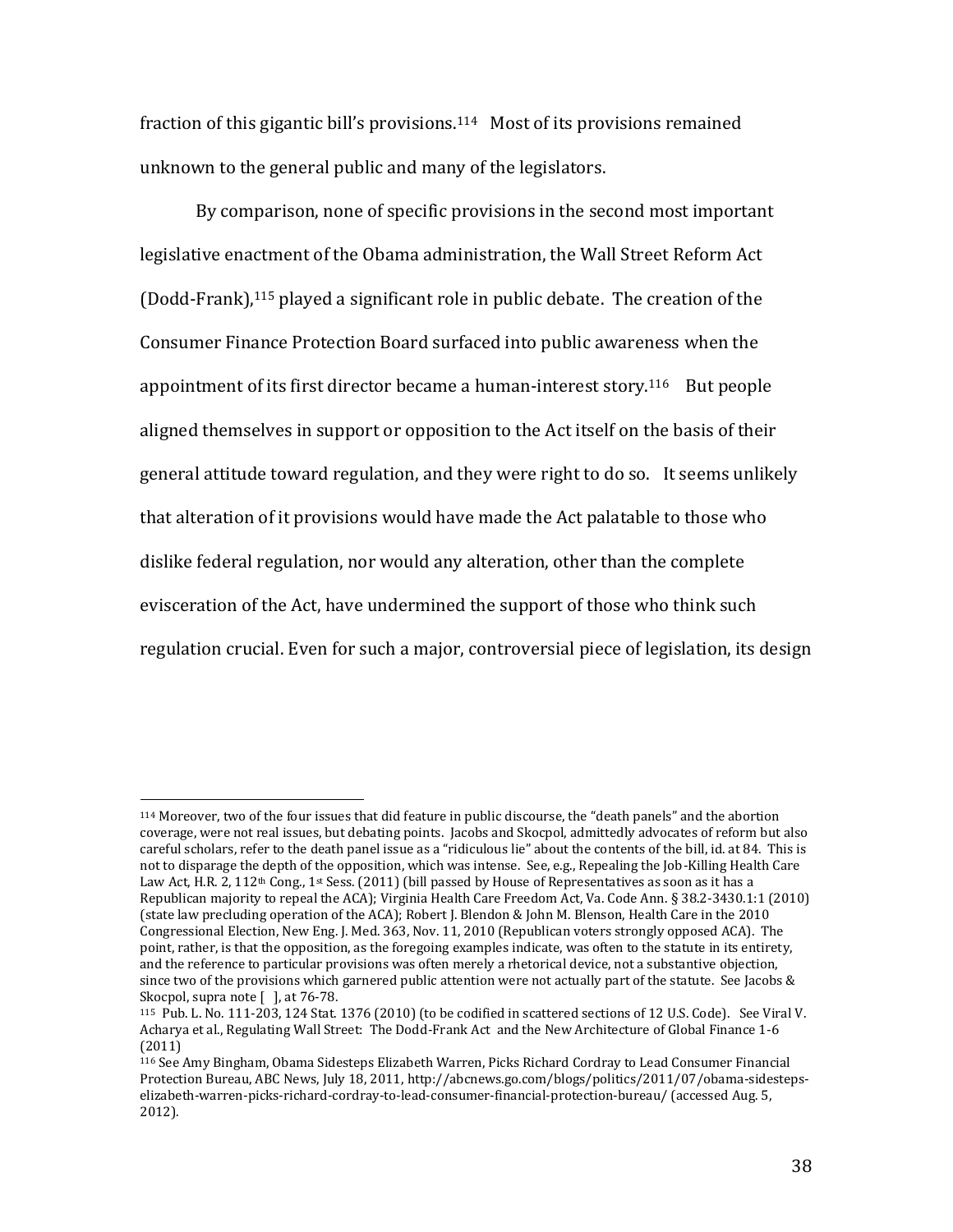fraction of this gigantic bill's provisions.[114] Most of its provisions remained unknown to the general public and many of the legislators.

By comparison, none of specific provisions in the second most important legislative enactment of the Obama administration, the Wall Street Reform Act (Dodd-Frank),[115] played a significant role in public debate. The creation of the Consumer Finance Protection Board surfaced into public awareness when the appointment of its first director became a human-interest story.[116] But people aligned themselves in support or opposition to the Act itself on the basis of their general attitude toward regulation, and they were right to do so. It seems unlikely that alteration of it provisions would have made the Act palatable to those who dislike federal regulation, nor would any alteration, other than the complete evisceration of the Act, have undermined the support of those who think such regulation crucial. Even for such a major, controversial piece of legislation, its design

---

[114] Moreover, two of the four issues that did feature in public discourse, the "death panels" and the abortion coverage, were not real issues, but debating points. Jacobs and Skocpol, admittedly advocates of reform but also careful scholars, refer to the death panel issue as a "ridiculous lie" about the contents of the bill, id. at 84. This is not to disparage the depth of the opposition, which was intense. See, e.g., Repealing the Job-Killing Health Care Law Act, H.R. 2, 112th Cong., 1st Sess. (2011) (bill passed by House of Representatives as soon as it has a Republican majority to repeal the ACA); Virginia Health Care Freedom Act, Va. Code Ann. § 38.2-3430.1:1 (2010) (state law precluding operation of the ACA); Robert J. Blendon & John M. Blenson, Health Care in the 2010 Congressional Election, New Eng. J. Med. 363, Nov. 11, 2010 (Republican voters strongly opposed ACA). The point, rather, is that the opposition, as the foregoing examples indicate, was often to the statute in its entirety, and the reference to particular provisions was often merely a rhetorical device, not a substantive objection, since two of the provisions which garnered public attention were not actually part of the statute. See Jacobs & Skocpol, supra note [ ], at 76-78.

[115] Pub. L. No. 111-203, 124 Stat. 1376 (2010) (to be codified in scattered sections of 12 U.S. Code). See Viral V. Acharya et al., Regulating Wall Street: The Dodd-Frank Act and the New Architecture of Global Finance 1-6 (2011)

[116] See Amy Bingham, Obama Sidesteps Elizabeth Warren, Picks Richard Cordray to Lead Consumer Financial Protection Bureau, ABC News, July 18, 2011, http://abcnews.go.com/blogs/politics/2011/07/obama-sidesteps-elizabeth-warren-picks-richard-cordray-to-lead-consumer-financial-protection-bureau/ (accessed Aug. 5, 2012).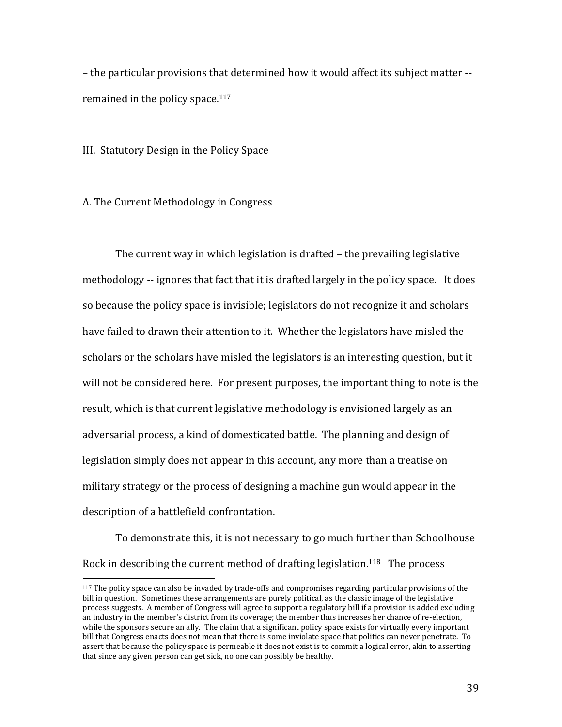– the particular provisions that determined how it would affect its subject matter -- remained in the policy space.[117]

## III. Statutory Design in the Policy Space

### A. The Current Methodology in Congress

The current way in which legislation is drafted – the prevailing legislative methodology -- ignores that fact that it is drafted largely in the policy space. It does so because the policy space is invisible; legislators do not recognize it and scholars have failed to drawn their attention to it. Whether the legislators have misled the scholars or the scholars have misled the legislators is an interesting question, but it will not be considered here. For present purposes, the important thing to note is the result, which is that current legislative methodology is envisioned largely as an adversarial process, a kind of domesticated battle. The planning and design of legislation simply does not appear in this account, any more than a treatise on military strategy or the process of designing a machine gun would appear in the description of a battlefield confrontation.

To demonstrate this, it is not necessary to go much further than Schoolhouse Rock in describing the current method of drafting legislation.[118] The process

---

[117] The policy space can also be invaded by trade-offs and compromises regarding particular provisions of the bill in question. Sometimes these arrangements are purely political, as the classic image of the legislative process suggests. A member of Congress will agree to support a regulatory bill if a provision is added excluding an industry in the member's district from its coverage; the member thus increases her chance of re-election, while the sponsors secure an ally. The claim that a significant policy space exists for virtually every important bill that Congress enacts does not mean that there is some inviolate space that politics can never penetrate. To assert that because the policy space is permeable it does not exist is to commit a logical error, akin to asserting that since any given person can get sick, no one can possibly be healthy.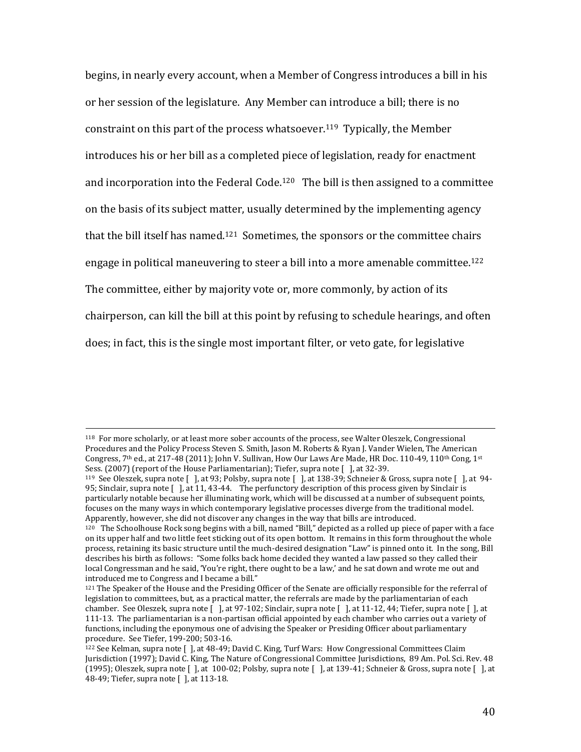begins, in nearly every account, when a Member of Congress introduces a bill in his or her session of the legislature. Any Member can introduce a bill; there is no constraint on this part of the process whatsoever.[119] Typically, the Member introduces his or her bill as a completed piece of legislation, ready for enactment and incorporation into the Federal Code.[120] The bill is then assigned to a committee on the basis of its subject matter, usually determined by the implementing agency that the bill itself has named.[121] Sometimes, the sponsors or the committee chairs engage in political maneuvering to steer a bill into a more amenable committee.[122] The committee, either by majority vote or, more commonly, by action of its chairperson, can kill the bill at this point by refusing to schedule hearings, and often does; in fact, this is the single most important filter, or veto gate, for legislative

---

[118] For more scholarly, or at least more sober accounts of the process, see Walter Oleszek, Congressional Procedures and the Policy Process Steven S. Smith, Jason M. Roberts & Ryan J. Vander Wielen, The American Congress, 7th ed., at 217-48 (2011); John V. Sullivan, How Our Laws Are Made, HR Doc. 110-49, 110th Cong, 1st Sess. (2007) (report of the House Parliamentarian); Tiefer, supra note [ ], at 32-39.

[119] See Oleszek, supra note [ ], at 93; Polsby, supra note [ ], at 138-39; Schneier & Gross, supra note [ ], at 94-95; Sinclair, supra note [ ], at 11, 43-44. The perfunctory description of this process given by Sinclair is particularly notable because her illuminating work, which will be discussed at a number of subsequent points, focuses on the many ways in which contemporary legislative processes diverge from the traditional model. Apparently, however, she did not discover any changes in the way that bills are introduced.

[120] The Schoolhouse Rock song begins with a bill, named "Bill," depicted as a rolled up piece of paper with a face on its upper half and two little feet sticking out of its open bottom. It remains in this form throughout the whole process, retaining its basic structure until the much-desired designation "Law" is pinned onto it. In the song, Bill describes his birth as follows: "Some folks back home decided they wanted a law passed so they called their local Congressman and he said, 'You're right, there ought to be a law,' and he sat down and wrote me out and introduced me to Congress and I became a bill."

[121] The Speaker of the House and the Presiding Officer of the Senate are officially responsible for the referral of legislation to committees, but, as a practical matter, the referrals are made by the parliamentarian of each chamber. See Oleszek, supra note [ ], at 97-102; Sinclair, supra note [ ], at 11-12, 44; Tiefer, supra note [ ], at 111-13. The parliamentarian is a non-partisan official appointed by each chamber who carries out a variety of functions, including the eponymous one of advising the Speaker or Presiding Officer about parliamentary procedure. See Tiefer, 199-200; 503-16.

[122] See Kelman, supra note [ ], at 48-49; David C. King, Turf Wars: How Congressional Committees Claim Jurisdiction (1997); David C. King, The Nature of Congressional Committee Jurisdictions, 89 Am. Pol. Sci. Rev. 48 (1995); Oleszek, supra note [ ], at 100-02; Polsby, supra note [ ], at 139-41; Schneier & Gross, supra note [ ], at 48-49; Tiefer, supra note [ ], at 113-18.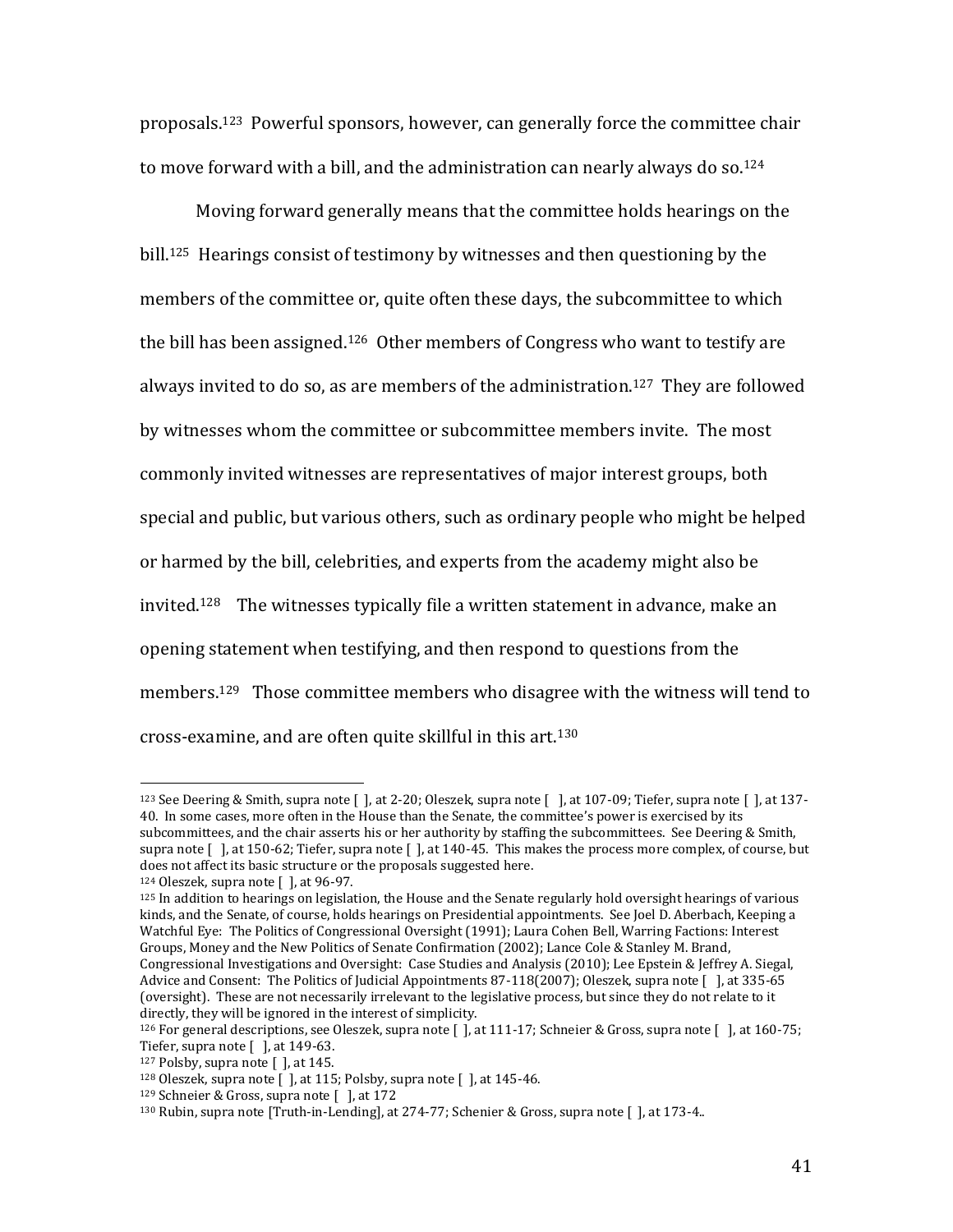proposals.[123] Powerful sponsors, however, can generally force the committee chair to move forward with a bill, and the administration can nearly always do so.[124]

Moving forward generally means that the committee holds hearings on the bill.[125] Hearings consist of testimony by witnesses and then questioning by the members of the committee or, quite often these days, the subcommittee to which the bill has been assigned.[126] Other members of Congress who want to testify are always invited to do so, as are members of the administration.[127] They are followed by witnesses whom the committee or subcommittee members invite. The most commonly invited witnesses are representatives of major interest groups, both special and public, but various others, such as ordinary people who might be helped or harmed by the bill, celebrities, and experts from the academy might also be invited.[128] The witnesses typically file a written statement in advance, make an opening statement when testifying, and then respond to questions from the members.[129] Those committee members who disagree with the witness will tend to cross-examine, and are often quite skillful in this art.[130]

---

[123] See Deering & Smith, supra note [ ], at 2-20; Oleszek, supra note [ ], at 107-09; Tiefer, supra note [ ], at 137-40. In some cases, more often in the House than the Senate, the committee's power is exercised by its subcommittees, and the chair asserts his or her authority by staffing the subcommittees. See Deering & Smith, supra note [ ], at 150-62; Tiefer, supra note [ ], at 140-45. This makes the process more complex, of course, but does not affect its basic structure or the proposals suggested here.

[124] Oleszek, supra note [ ], at 96-97.

[125] In addition to hearings on legislation, the House and the Senate regularly hold oversight hearings of various kinds, and the Senate, of course, holds hearings on Presidential appointments. See Joel D. Aberbach, Keeping a Watchful Eye: The Politics of Congressional Oversight (1991); Laura Cohen Bell, Warring Factions: Interest Groups, Money and the New Politics of Senate Confirmation (2002); Lance Cole & Stanley M. Brand, Congressional Investigations and Oversight: Case Studies and Analysis (2010); Lee Epstein & Jeffrey A. Siegal, Advice and Consent: The Politics of Judicial Appointments 87-118(2007); Oleszek, supra note [ ], at 335-65 (oversight). These are not necessarily irrelevant to the legislative process, but since they do not relate to it directly, they will be ignored in the interest of simplicity.

[126] For general descriptions, see Oleszek, supra note [ ], at 111-17; Schneier & Gross, supra note [ ], at 160-75; Tiefer, supra note [ ], at 149-63.

[127] Polsby, supra note [ ], at 145.

[128] Oleszek, supra note [ ], at 115; Polsby, supra note [ ], at 145-46.

[129] Schneier & Gross, supra note [ ], at 172

[130] Rubin, supra note [Truth-in-Lending], at 274-77; Schenier & Gross, supra note [ ], at 173-4..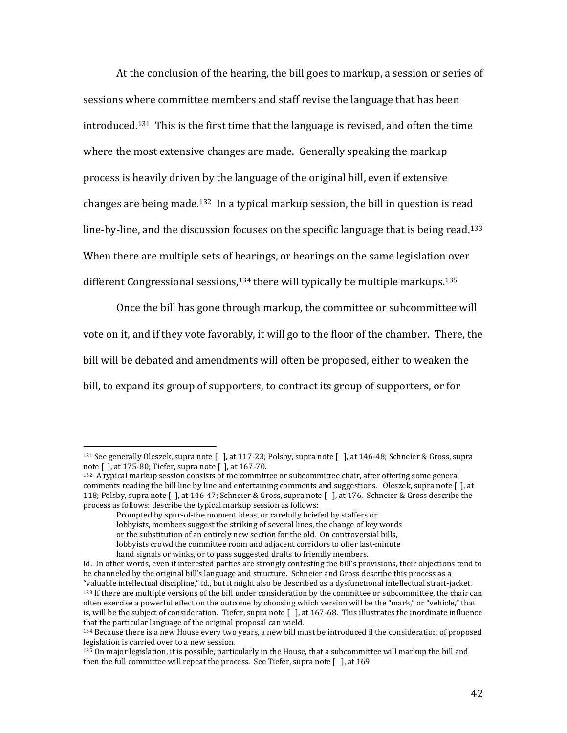At the conclusion of the hearing, the bill goes to markup, a session or series of sessions where committee members and staff revise the language that has been introduced.[131] This is the first time that the language is revised, and often the time where the most extensive changes are made. Generally speaking the markup process is heavily driven by the language of the original bill, even if extensive changes are being made.[132] In a typical markup session, the bill in question is read line-by-line, and the discussion focuses on the specific language that is being read.[133] When there are multiple sets of hearings, or hearings on the same legislation over different Congressional sessions,[134] there will typically be multiple markups.[135]

Once the bill has gone through markup, the committee or subcommittee will vote on it, and if they vote favorably, it will go to the floor of the chamber. There, the bill will be debated and amendments will often be proposed, either to weaken the bill, to expand its group of supporters, to contract its group of supporters, or for

---

[131] See generally Oleszek, supra note [ ], at 117-23; Polsby, supra note [ ], at 146-48; Schneier & Gross, supra note [ ], at 175-80; Tiefer, supra note [ ], at 167-70.

[132] A typical markup session consists of the committee or subcommittee chair, after offering some general comments reading the bill line by line and entertaining comments and suggestions. Oleszek, supra note [ ], at 118; Polsby, supra note [ ], at 146-47; Schneier & Gross, supra note [ ], at 176. Schneier & Gross describe the process as follows: describe the typical markup session as follows:

> Prompted by spur-of-the moment ideas, or carefully briefed by staffers or lobbyists, members suggest the striking of several lines, the change of key words or the substitution of an entirely new section for the old. On controversial bills, lobbyists crowd the committee room and adjacent corridors to offer last-minute hand signals or winks, or to pass suggested drafts to friendly members.

Id. In other words, even if interested parties are strongly contesting the bill's provisions, their objections tend to be channeled by the original bill's language and structure. Schneier and Gross describe this process as a "valuable intellectual discipline," id., but it might also be described as a dysfunctional intellectual strait-jacket.

[133] If there are multiple versions of the bill under consideration by the committee or subcommittee, the chair can often exercise a powerful effect on the outcome by choosing which version will be the "mark," or "vehicle," that is, will be the subject of consideration. Tiefer, supra note [ ], at 167-68. This illustrates the inordinate influence that the particular language of the original proposal can wield.

[134] Because there is a new House every two years, a new bill must be introduced if the consideration of proposed legislation is carried over to a new session.

[135] On major legislation, it is possible, particularly in the House, that a subcommittee will markup the bill and then the full committee will repeat the process. See Tiefer, supra note [ ], at 169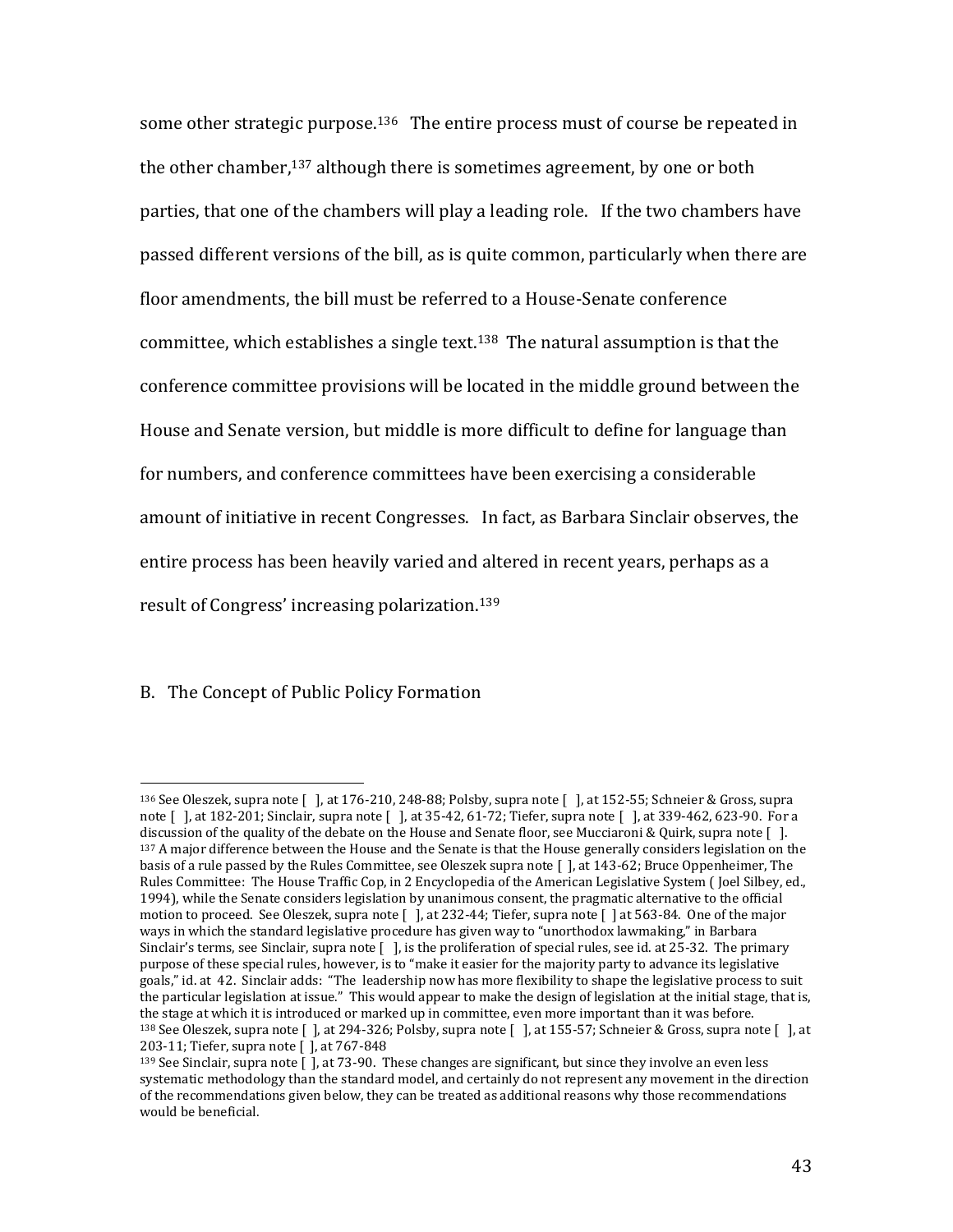some other strategic purpose.[136] The entire process must of course be repeated in the other chamber,[137] although there is sometimes agreement, by one or both parties, that one of the chambers will play a leading role. If the two chambers have passed different versions of the bill, as is quite common, particularly when there are floor amendments, the bill must be referred to a House-Senate conference committee, which establishes a single text.[138] The natural assumption is that the conference committee provisions will be located in the middle ground between the House and Senate version, but middle is more difficult to define for language than for numbers, and conference committees have been exercising a considerable amount of initiative in recent Congresses. In fact, as Barbara Sinclair observes, the entire process has been heavily varied and altered in recent years, perhaps as a result of Congress' increasing polarization.[139]

## B. The Concept of Public Policy Formation

---

[136] See Oleszek, supra note [ ], at 176-210, 248-88; Polsby, supra note [ ], at 152-55; Schneier & Gross, supra note [ ], at 182-201; Sinclair, supra note [ ], at 35-42, 61-72; Tiefer, supra note [ ], at 339-462, 623-90. For a discussion of the quality of the debate on the House and Senate floor, see Mucciaroni & Quirk, supra note [ ].

[137] A major difference between the House and the Senate is that the House generally considers legislation on the basis of a rule passed by the Rules Committee, see Oleszek supra note [ ], at 143-62; Bruce Oppenheimer, The Rules Committee: The House Traffic Cop, in 2 Encyclopedia of the American Legislative System ( Joel Silbey, ed., 1994), while the Senate considers legislation by unanimous consent, the pragmatic alternative to the official motion to proceed. See Oleszek, supra note [ ], at 232-44; Tiefer, supra note [ ] at 563-84. One of the major ways in which the standard legislative procedure has given way to "unorthodox lawmaking," in Barbara Sinclair's terms, see Sinclair, supra note [ ], is the proliferation of special rules, see id. at 25-32. The primary purpose of these special rules, however, is to "make it easier for the majority party to advance its legislative goals," id. at 42. Sinclair adds: "The leadership now has more flexibility to shape the legislative process to suit the particular legislation at issue." This would appear to make the design of legislation at the initial stage, that is, the stage at which it is introduced or marked up in committee, even more important than it was before.

[138] See Oleszek, supra note [ ], at 294-326; Polsby, supra note [ ], at 155-57; Schneier & Gross, supra note [ ], at 203-11; Tiefer, supra note [ ], at 767-848

[139] See Sinclair, supra note [ ], at 73-90. These changes are significant, but since they involve an even less systematic methodology than the standard model, and certainly do not represent any movement in the direction of the recommendations given below, they can be treated as additional reasons why those recommendations would be beneficial.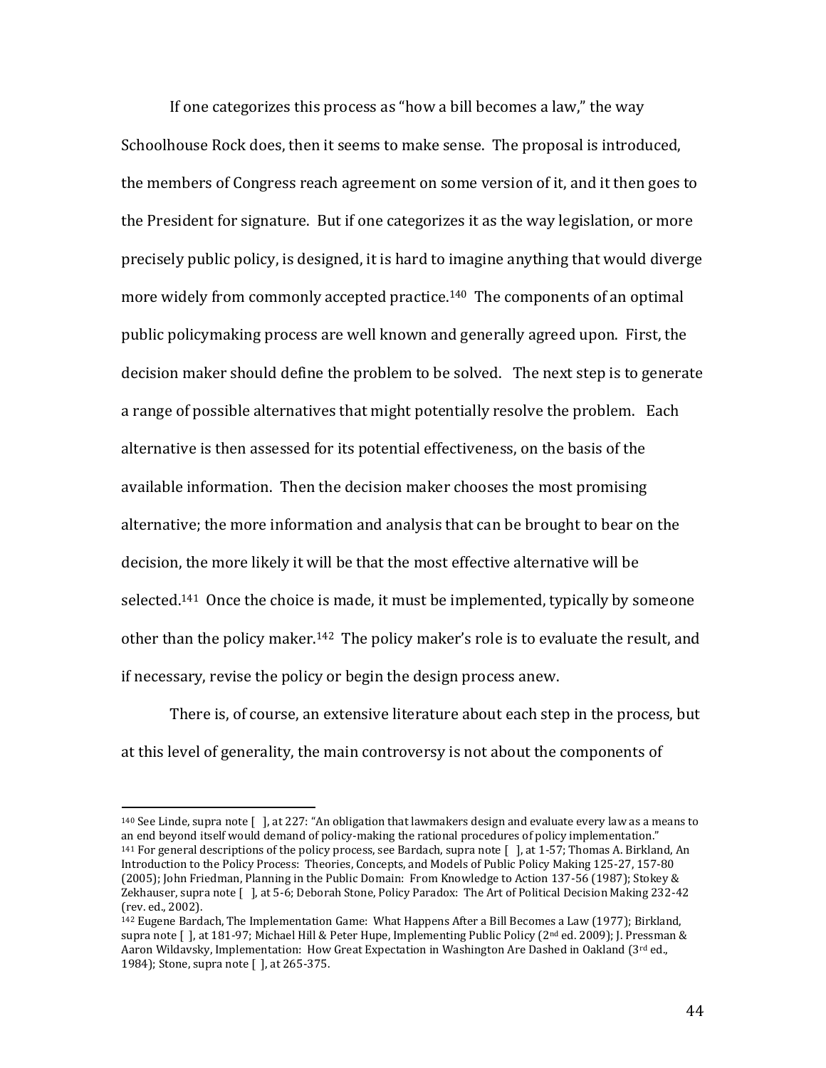If one categorizes this process as "how a bill becomes a law," the way Schoolhouse Rock does, then it seems to make sense. The proposal is introduced, the members of Congress reach agreement on some version of it, and it then goes to the President for signature. But if one categorizes it as the way legislation, or more precisely public policy, is designed, it is hard to imagine anything that would diverge more widely from commonly accepted practice.[140] The components of an optimal public policymaking process are well known and generally agreed upon. First, the decision maker should define the problem to be solved. The next step is to generate a range of possible alternatives that might potentially resolve the problem. Each alternative is then assessed for its potential effectiveness, on the basis of the available information. Then the decision maker chooses the most promising alternative; the more information and analysis that can be brought to bear on the decision, the more likely it will be that the most effective alternative will be selected.[141] Once the choice is made, it must be implemented, typically by someone other than the policy maker.[142] The policy maker's role is to evaluate the result, and if necessary, revise the policy or begin the design process anew.

There is, of course, an extensive literature about each step in the process, but at this level of generality, the main controversy is not about the components of

---

[140] See Linde, supra note [ ], at 227: "An obligation that lawmakers design and evaluate every law as a means to an end beyond itself would demand of policy-making the rational procedures of policy implementation."

[141] For general descriptions of the policy process, see Bardach, supra note [ ], at 1-57; Thomas A. Birkland, An Introduction to the Policy Process: Theories, Concepts, and Models of Public Policy Making 125-27, 157-80 (2005); John Friedman, Planning in the Public Domain: From Knowledge to Action 137-56 (1987); Stokey & Zekhauser, supra note [ ], at 5-6; Deborah Stone, Policy Paradox: The Art of Political Decision Making 232-42 (rev. ed., 2002).

[142] Eugene Bardach, The Implementation Game: What Happens After a Bill Becomes a Law (1977); Birkland, supra note [ ], at 181-97; Michael Hill & Peter Hupe, Implementing Public Policy (2nd ed. 2009); J. Pressman & Aaron Wildavsky, Implementation: How Great Expectation in Washington Are Dashed in Oakland (3rd ed., 1984); Stone, supra note [ ], at 265-375.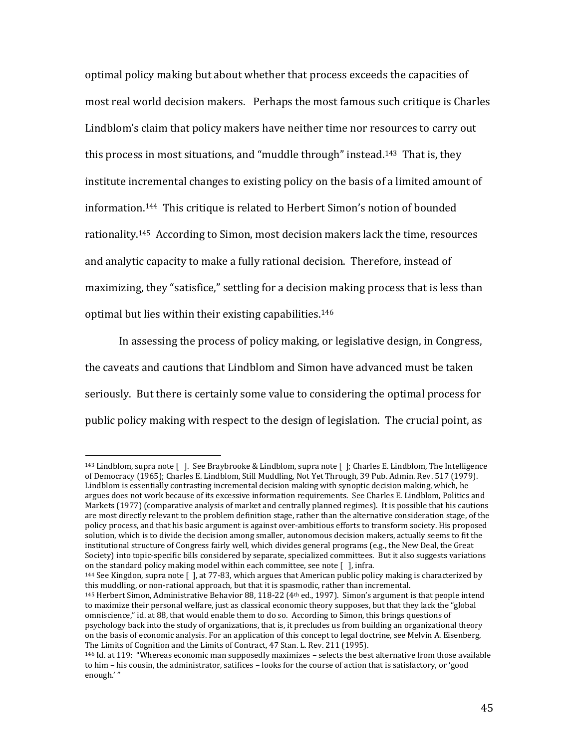optimal policy making but about whether that process exceeds the capacities of most real world decision makers. Perhaps the most famous such critique is Charles Lindblom's claim that policy makers have neither time nor resources to carry out this process in most situations, and "muddle through" instead.[143] That is, they institute incremental changes to existing policy on the basis of a limited amount of information.[144] This critique is related to Herbert Simon's notion of bounded rationality.[145] According to Simon, most decision makers lack the time, resources and analytic capacity to make a fully rational decision. Therefore, instead of maximizing, they "satisfice," settling for a decision making process that is less than optimal but lies within their existing capabilities.[146]

In assessing the process of policy making, or legislative design, in Congress, the caveats and cautions that Lindblom and Simon have advanced must be taken seriously. But there is certainly some value to considering the optimal process for public policy making with respect to the design of legislation. The crucial point, as

---

[143] Lindblom, supra note [ ]. See Braybrooke & Lindblom, supra note [ ]; Charles E. Lindblom, The Intelligence of Democracy (1965); Charles E. Lindblom, Still Muddling, Not Yet Through, 39 Pub. Admin. Rev. 517 (1979). Lindblom is essentially contrasting incremental decision making with synoptic decision making, which, he argues does not work because of its excessive information requirements. See Charles E. Lindblom, Politics and Markets (1977) (comparative analysis of market and centrally planned regimes). It is possible that his cautions are most directly relevant to the problem definition stage, rather than the alternative consideration stage, of the policy process, and that his basic argument is against over-ambitious efforts to transform society. His proposed solution, which is to divide the decision among smaller, autonomous decision makers, actually seems to fit the institutional structure of Congress fairly well, which divides general programs (e.g., the New Deal, the Great Society) into topic-specific bills considered by separate, specialized committees. But it also suggests variations on the standard policy making model within each committee, see note [ ], infra.

[144] See Kingdon, supra note [ ], at 77-83, which argues that American public policy making is characterized by this muddling, or non-rational approach, but that it is spasmodic, rather than incremental.

[145] Herbert Simon, Administrative Behavior 88, 118-22 (4th ed., 1997). Simon's argument is that people intend to maximize their personal welfare, just as classical economic theory supposes, but that they lack the "global omniscience," id. at 88, that would enable them to do so. According to Simon, this brings questions of psychology back into the study of organizations, that is, it precludes us from building an organizational theory on the basis of economic analysis. For an application of this concept to legal doctrine, see Melvin A. Eisenberg, The Limits of Cognition and the Limits of Contract, 47 Stan. L. Rev. 211 (1995).

[146] Id. at 119: "Whereas economic man supposedly maximizes – selects the best alternative from those available to him – his cousin, the administrator, satifices – looks for the course of action that is satisfactory, or 'good enough.' "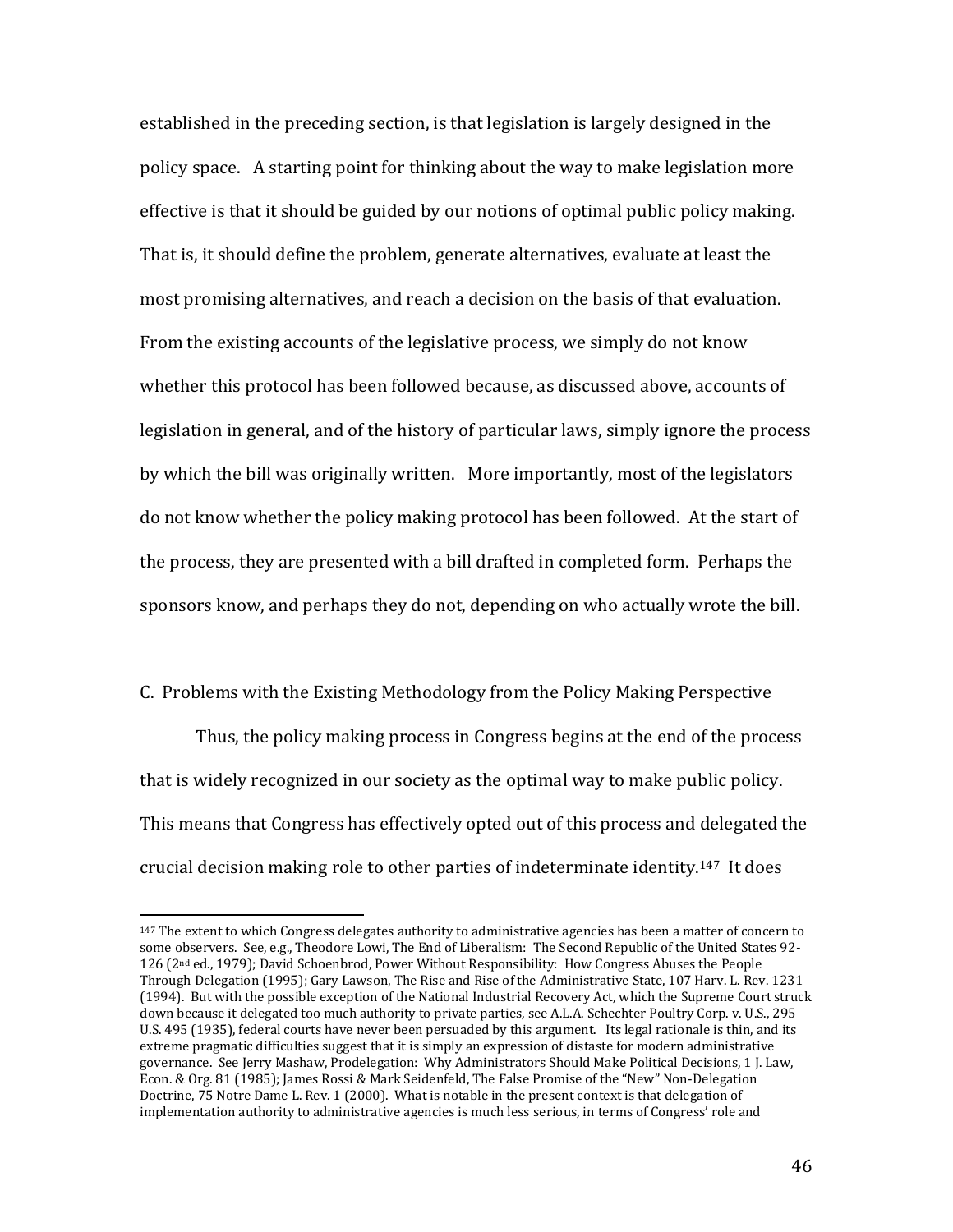established in the preceding section, is that legislation is largely designed in the policy space. A starting point for thinking about the way to make legislation more effective is that it should be guided by our notions of optimal public policy making. That is, it should define the problem, generate alternatives, evaluate at least the most promising alternatives, and reach a decision on the basis of that evaluation. From the existing accounts of the legislative process, we simply do not know whether this protocol has been followed because, as discussed above, accounts of legislation in general, and of the history of particular laws, simply ignore the process by which the bill was originally written. More importantly, most of the legislators do not know whether the policy making protocol has been followed. At the start of the process, they are presented with a bill drafted in completed form. Perhaps the sponsors know, and perhaps they do not, depending on who actually wrote the bill.

## C. Problems with the Existing Methodology from the Policy Making Perspective

Thus, the policy making process in Congress begins at the end of the process that is widely recognized in our society as the optimal way to make public policy. This means that Congress has effectively opted out of this process and delegated the crucial decision making role to other parties of indeterminate identity.[147] It does

---

[147] The extent to which Congress delegates authority to administrative agencies has been a matter of concern to some observers. See, e.g., Theodore Lowi, The End of Liberalism: The Second Republic of the United States 92-126 (2nd ed., 1979); David Schoenbrod, Power Without Responsibility: How Congress Abuses the People Through Delegation (1995); Gary Lawson, The Rise and Rise of the Administrative State, 107 Harv. L. Rev. 1231 (1994). But with the possible exception of the National Industrial Recovery Act, which the Supreme Court struck down because it delegated too much authority to private parties, see A.L.A. Schechter Poultry Corp. v. U.S., 295 U.S. 495 (1935), federal courts have never been persuaded by this argument. Its legal rationale is thin, and its extreme pragmatic difficulties suggest that it is simply an expression of distaste for modern administrative governance. See Jerry Mashaw, Prodelegation: Why Administrators Should Make Political Decisions, 1 J. Law, Econ. & Org. 81 (1985); James Rossi & Mark Seidenfeld, The False Promise of the "New" Non-Delegation Doctrine, 75 Notre Dame L. Rev. 1 (2000). What is notable in the present context is that delegation of implementation authority to administrative agencies is much less serious, in terms of Congress' role and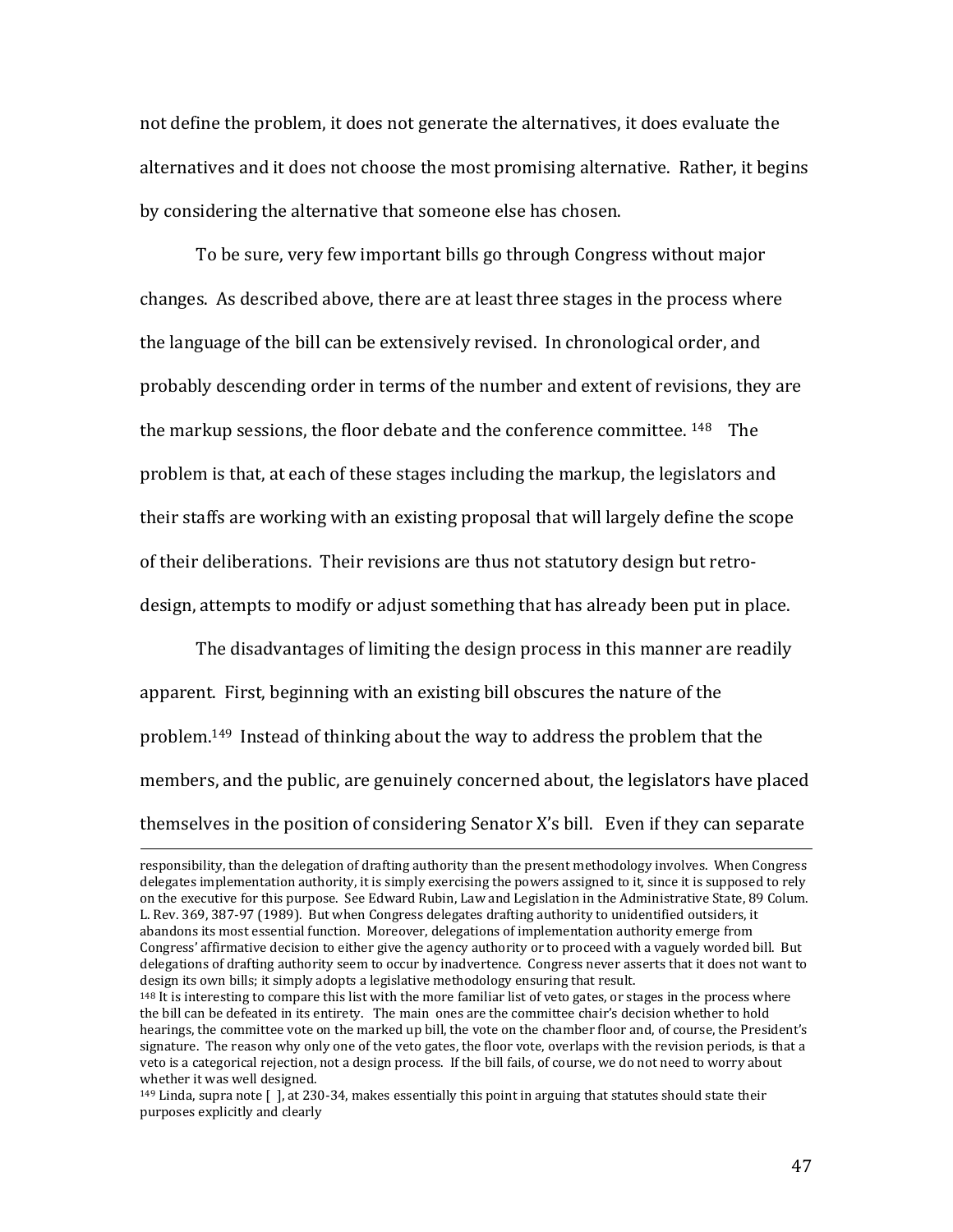not define the problem, it does not generate the alternatives, it does evaluate the alternatives and it does not choose the most promising alternative. Rather, it begins by considering the alternative that someone else has chosen.

To be sure, very few important bills go through Congress without major changes. As described above, there are at least three stages in the process where the language of the bill can be extensively revised. In chronological order, and probably descending order in terms of the number and extent of revisions, they are the markup sessions, the floor debate and the conference committee. [148] The problem is that, at each of these stages including the markup, the legislators and their staffs are working with an existing proposal that will largely define the scope of their deliberations. Their revisions are thus not statutory design but retro-design, attempts to modify or adjust something that has already been put in place.

The disadvantages of limiting the design process in this manner are readily apparent. First, beginning with an existing bill obscures the nature of the problem.[149] Instead of thinking about the way to address the problem that the members, and the public, are genuinely concerned about, the legislators have placed themselves in the position of considering Senator X's bill. Even if they can separate

---

responsibility, than the delegation of drafting authority than the present methodology involves. When Congress delegates implementation authority, it is simply exercising the powers assigned to it, since it is supposed to rely on the executive for this purpose. See Edward Rubin, Law and Legislation in the Administrative State, 89 Colum. L. Rev. 369, 387-97 (1989). But when Congress delegates drafting authority to unidentified outsiders, it abandons its most essential function. Moreover, delegations of implementation authority emerge from Congress' affirmative decision to either give the agency authority or to proceed with a vaguely worded bill. But delegations of drafting authority seem to occur by inadvertence. Congress never asserts that it does not want to design its own bills; it simply adopts a legislative methodology ensuring that result.

[148] It is interesting to compare this list with the more familiar list of veto gates, or stages in the process where the bill can be defeated in its entirety. The main ones are the committee chair's decision whether to hold hearings, the committee vote on the marked up bill, the vote on the chamber floor and, of course, the President's signature. The reason why only one of the veto gates, the floor vote, overlaps with the revision periods, is that a veto is a categorical rejection, not a design process. If the bill fails, of course, we do not need to worry about whether it was well designed.

[149] Linda, supra note [ ], at 230-34, makes essentially this point in arguing that statutes should state their purposes explicitly and clearly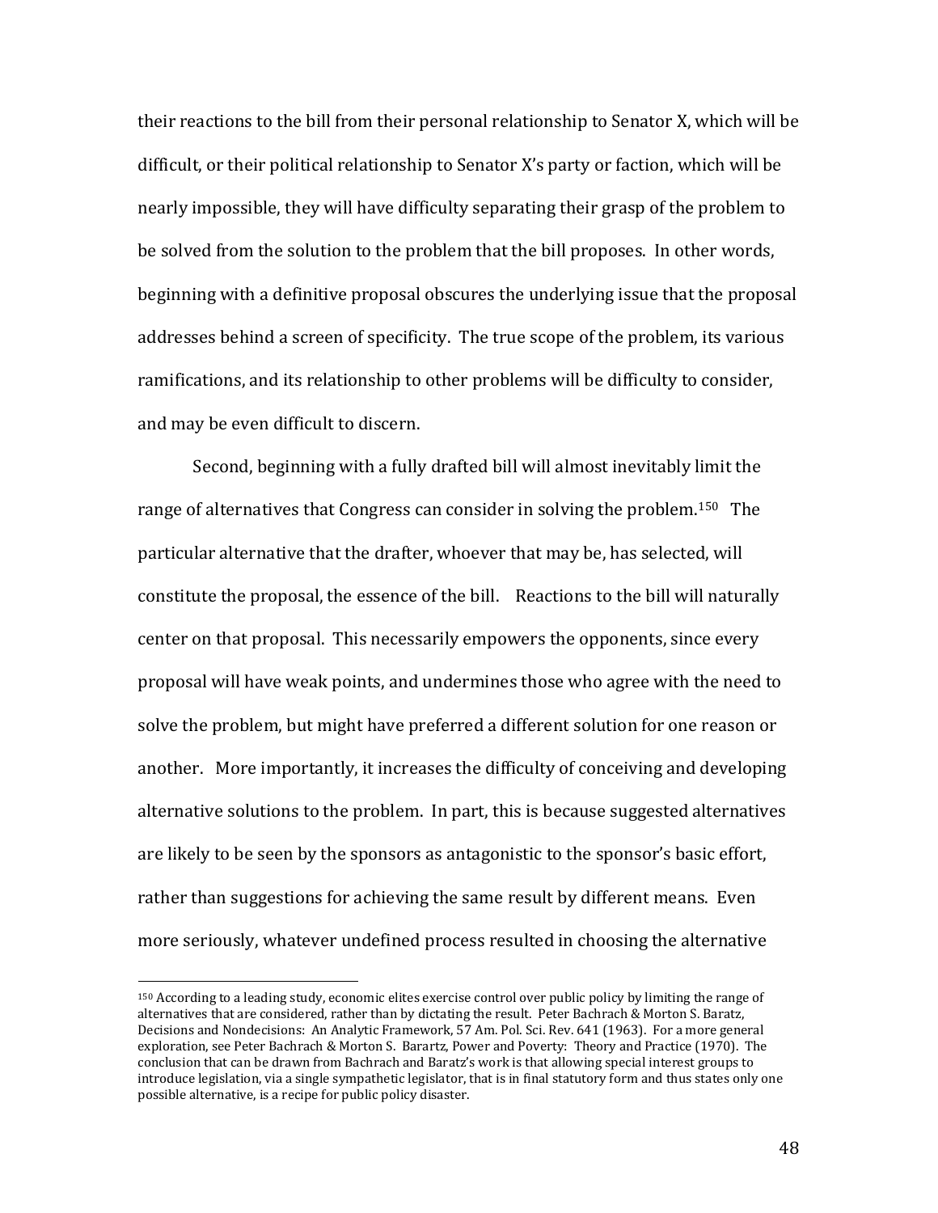their reactions to the bill from their personal relationship to Senator X, which will be difficult, or their political relationship to Senator X's party or faction, which will be nearly impossible, they will have difficulty separating their grasp of the problem to be solved from the solution to the problem that the bill proposes. In other words, beginning with a definitive proposal obscures the underlying issue that the proposal addresses behind a screen of specificity. The true scope of the problem, its various ramifications, and its relationship to other problems will be difficulty to consider, and may be even difficult to discern.

Second, beginning with a fully drafted bill will almost inevitably limit the range of alternatives that Congress can consider in solving the problem.[150] The particular alternative that the drafter, whoever that may be, has selected, will constitute the proposal, the essence of the bill. Reactions to the bill will naturally center on that proposal. This necessarily empowers the opponents, since every proposal will have weak points, and undermines those who agree with the need to solve the problem, but might have preferred a different solution for one reason or another. More importantly, it increases the difficulty of conceiving and developing alternative solutions to the problem. In part, this is because suggested alternatives are likely to be seen by the sponsors as antagonistic to the sponsor's basic effort, rather than suggestions for achieving the same result by different means. Even more seriously, whatever undefined process resulted in choosing the alternative

---

[150] According to a leading study, economic elites exercise control over public policy by limiting the range of alternatives that are considered, rather than by dictating the result. Peter Bachrach & Morton S. Baratz, Decisions and Nondecisions: An Analytic Framework, 57 Am. Pol. Sci. Rev. 641 (1963). For a more general exploration, see Peter Bachrach & Morton S. Barartz, Power and Poverty: Theory and Practice (1970). The conclusion that can be drawn from Bachrach and Baratz's work is that allowing special interest groups to introduce legislation, via a single sympathetic legislator, that is in final statutory form and thus states only one possible alternative, is a recipe for public policy disaster.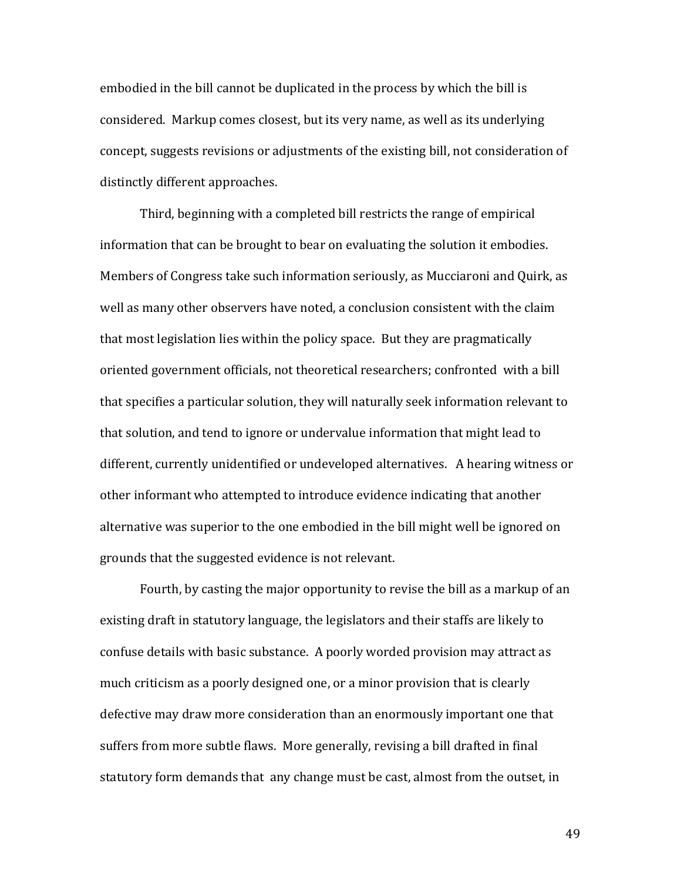embodied in the bill cannot be duplicated in the process by which the bill is considered. Markup comes closest, but its very name, as well as its underlying concept, suggests revisions or adjustments of the existing bill, not consideration of distinctly different approaches.

Third, beginning with a completed bill restricts the range of empirical information that can be brought to bear on evaluating the solution it embodies. Members of Congress take such information seriously, as Mucciaroni and Quirk, as well as many other observers have noted, a conclusion consistent with the claim that most legislation lies within the policy space. But they are pragmatically oriented government officials, not theoretical researchers; confronted with a bill that specifies a particular solution, they will naturally seek information relevant to that solution, and tend to ignore or undervalue information that might lead to different, currently unidentified or undeveloped alternatives. A hearing witness or other informant who attempted to introduce evidence indicating that another alternative was superior to the one embodied in the bill might well be ignored on grounds that the suggested evidence is not relevant.

Fourth, by casting the major opportunity to revise the bill as a markup of an existing draft in statutory language, the legislators and their staffs are likely to confuse details with basic substance. A poorly worded provision may attract as much criticism as a poorly designed one, or a minor provision that is clearly defective may draw more consideration than an enormously important one that suffers from more subtle flaws. More generally, revising a bill drafted in final statutory form demands that any change must be cast, almost from the outset, in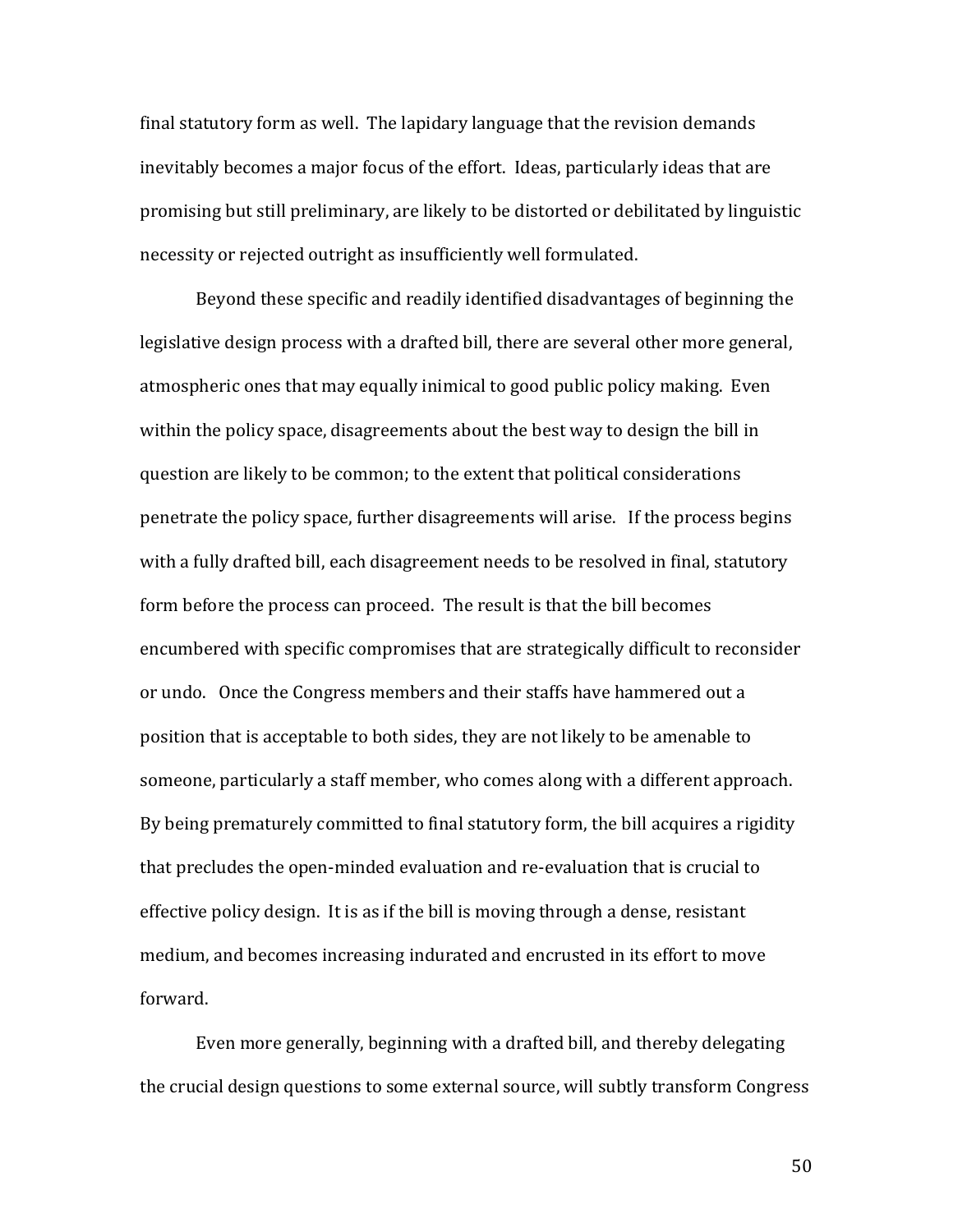final statutory form as well. The lapidary language that the revision demands inevitably becomes a major focus of the effort. Ideas, particularly ideas that are promising but still preliminary, are likely to be distorted or debilitated by linguistic necessity or rejected outright as insufficiently well formulated.

Beyond these specific and readily identified disadvantages of beginning the legislative design process with a drafted bill, there are several other more general, atmospheric ones that may equally inimical to good public policy making. Even within the policy space, disagreements about the best way to design the bill in question are likely to be common; to the extent that political considerations penetrate the policy space, further disagreements will arise. If the process begins with a fully drafted bill, each disagreement needs to be resolved in final, statutory form before the process can proceed. The result is that the bill becomes encumbered with specific compromises that are strategically difficult to reconsider or undo. Once the Congress members and their staffs have hammered out a position that is acceptable to both sides, they are not likely to be amenable to someone, particularly a staff member, who comes along with a different approach. By being prematurely committed to final statutory form, the bill acquires a rigidity that precludes the open-minded evaluation and re-evaluation that is crucial to effective policy design. It is as if the bill is moving through a dense, resistant medium, and becomes increasing indurated and encrusted in its effort to move forward.

Even more generally, beginning with a drafted bill, and thereby delegating the crucial design questions to some external source, will subtly transform Congress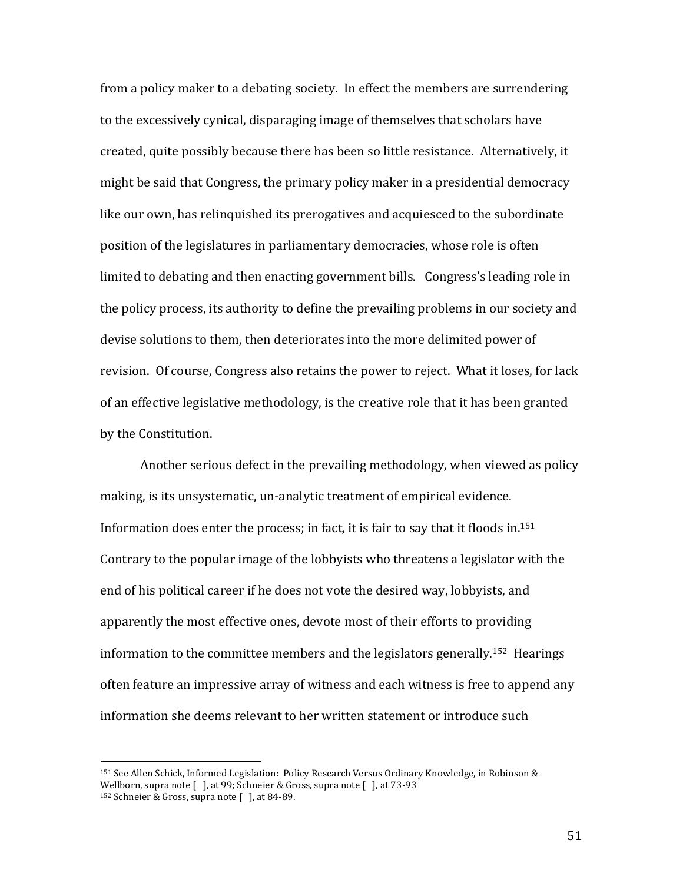from a policy maker to a debating society. In effect the members are surrendering to the excessively cynical, disparaging image of themselves that scholars have created, quite possibly because there has been so little resistance. Alternatively, it might be said that Congress, the primary policy maker in a presidential democracy like our own, has relinquished its prerogatives and acquiesced to the subordinate position of the legislatures in parliamentary democracies, whose role is often limited to debating and then enacting government bills. Congress's leading role in the policy process, its authority to define the prevailing problems in our society and devise solutions to them, then deteriorates into the more delimited power of revision. Of course, Congress also retains the power to reject. What it loses, for lack of an effective legislative methodology, is the creative role that it has been granted by the Constitution.

Another serious defect in the prevailing methodology, when viewed as policy making, is its unsystematic, un-analytic treatment of empirical evidence. Information does enter the process; in fact, it is fair to say that it floods in.[151] Contrary to the popular image of the lobbyists who threatens a legislator with the end of his political career if he does not vote the desired way, lobbyists, and apparently the most effective ones, devote most of their efforts to providing information to the committee members and the legislators generally.[152] Hearings often feature an impressive array of witness and each witness is free to append any information she deems relevant to her written statement or introduce such

---

[151] See Allen Schick, Informed Legislation: Policy Research Versus Ordinary Knowledge, in Robinson & Wellborn, supra note [ ], at 99; Schneier & Gross, supra note [ ], at 73-93

[152] Schneier & Gross, supra note [ ], at 84-89.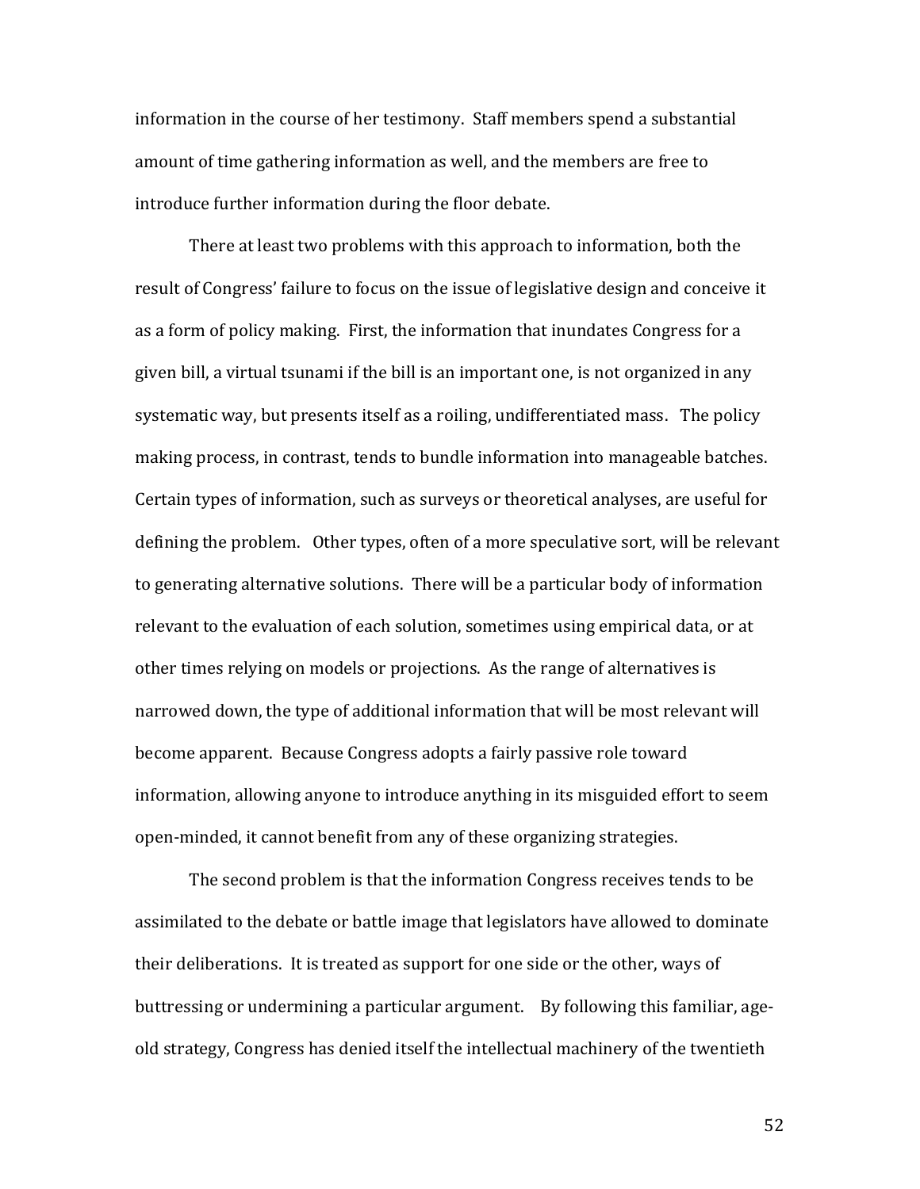information in the course of her testimony. Staff members spend a substantial amount of time gathering information as well, and the members are free to introduce further information during the floor debate.

There at least two problems with this approach to information, both the result of Congress' failure to focus on the issue of legislative design and conceive it as a form of policy making. First, the information that inundates Congress for a given bill, a virtual tsunami if the bill is an important one, is not organized in any systematic way, but presents itself as a roiling, undifferentiated mass. The policy making process, in contrast, tends to bundle information into manageable batches. Certain types of information, such as surveys or theoretical analyses, are useful for defining the problem. Other types, often of a more speculative sort, will be relevant to generating alternative solutions. There will be a particular body of information relevant to the evaluation of each solution, sometimes using empirical data, or at other times relying on models or projections. As the range of alternatives is narrowed down, the type of additional information that will be most relevant will become apparent. Because Congress adopts a fairly passive role toward information, allowing anyone to introduce anything in its misguided effort to seem open-minded, it cannot benefit from any of these organizing strategies.

The second problem is that the information Congress receives tends to be assimilated to the debate or battle image that legislators have allowed to dominate their deliberations. It is treated as support for one side or the other, ways of buttressing or undermining a particular argument. By following this familiar, age-old strategy, Congress has denied itself the intellectual machinery of the twentieth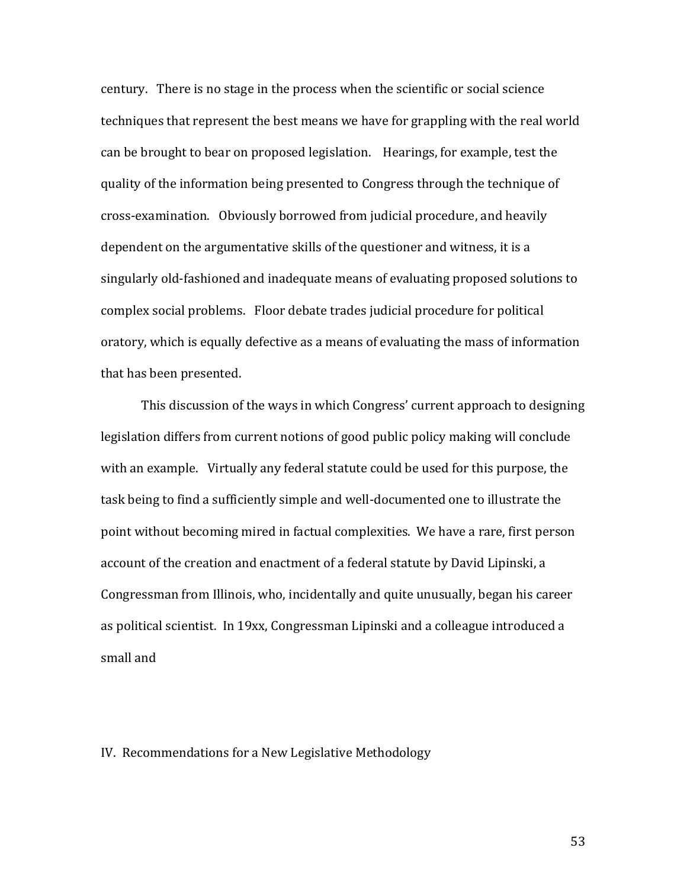century. There is no stage in the process when the scientific or social science techniques that represent the best means we have for grappling with the real world can be brought to bear on proposed legislation. Hearings, for example, test the quality of the information being presented to Congress through the technique of cross-examination. Obviously borrowed from judicial procedure, and heavily dependent on the argumentative skills of the questioner and witness, it is a singularly old-fashioned and inadequate means of evaluating proposed solutions to complex social problems. Floor debate trades judicial procedure for political oratory, which is equally defective as a means of evaluating the mass of information that has been presented.

This discussion of the ways in which Congress' current approach to designing legislation differs from current notions of good public policy making will conclude with an example. Virtually any federal statute could be used for this purpose, the task being to find a sufficiently simple and well-documented one to illustrate the point without becoming mired in factual complexities. We have a rare, first person account of the creation and enactment of a federal statute by David Lipinski, a Congressman from Illinois, who, incidentally and quite unusually, began his career as political scientist. In 19xx, Congressman Lipinski and a colleague introduced a small and

## IV. Recommendations for a New Legislative Methodology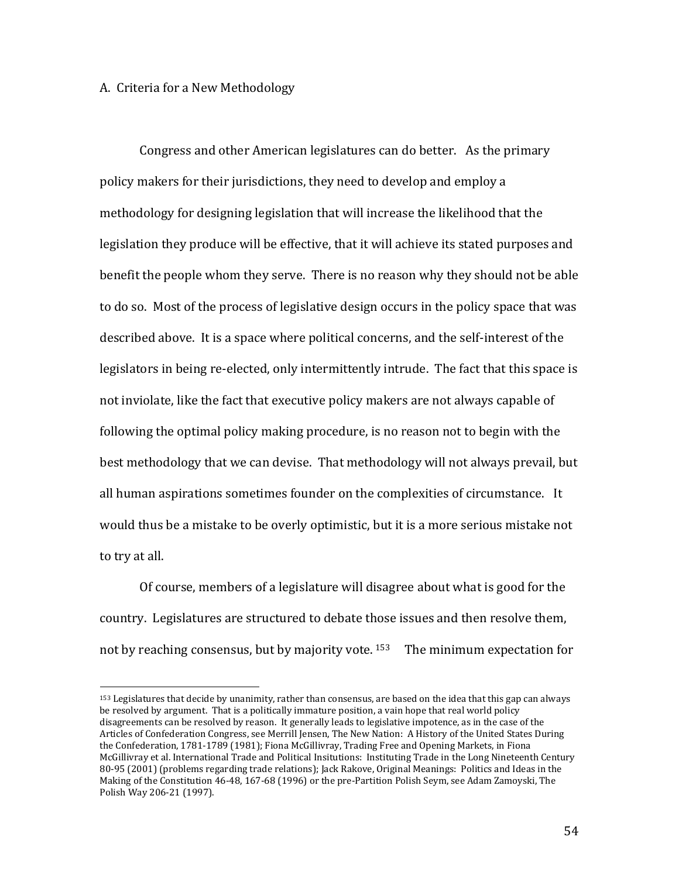## A. Criteria for a New Methodology

Congress and other American legislatures can do better. As the primary policy makers for their jurisdictions, they need to develop and employ a methodology for designing legislation that will increase the likelihood that the legislation they produce will be effective, that it will achieve its stated purposes and benefit the people whom they serve. There is no reason why they should not be able to do so. Most of the process of legislative design occurs in the policy space that was described above. It is a space where political concerns, and the self-interest of the legislators in being re-elected, only intermittently intrude. The fact that this space is not inviolate, like the fact that executive policy makers are not always capable of following the optimal policy making procedure, is no reason not to begin with the best methodology that we can devise. That methodology will not always prevail, but all human aspirations sometimes founder on the complexities of circumstance. It would thus be a mistake to be overly optimistic, but it is a more serious mistake not to try at all.

Of course, members of a legislature will disagree about what is good for the country. Legislatures are structured to debate those issues and then resolve them, not by reaching consensus, but by majority vote.[153] The minimum expectation for

---

[153] Legislatures that decide by unanimity, rather than consensus, are based on the idea that this gap can always be resolved by argument. That is a politically immature position, a vain hope that real world policy disagreements can be resolved by reason. It generally leads to legislative impotence, as in the case of the Articles of Confederation Congress, see Merrill Jensen, The New Nation: A History of the United States During the Confederation, 1781-1789 (1981); Fiona McGillivray, Trading Free and Opening Markets, in Fiona McGillivray et al. International Trade and Political Insitutions: Instituting Trade in the Long Nineteenth Century 80-95 (2001) (problems regarding trade relations); Jack Rakove, Original Meanings: Politics and Ideas in the Making of the Constitution 46-48, 167-68 (1996) or the pre-Partition Polish Seym, see Adam Zamoyski, The Polish Way 206-21 (1997).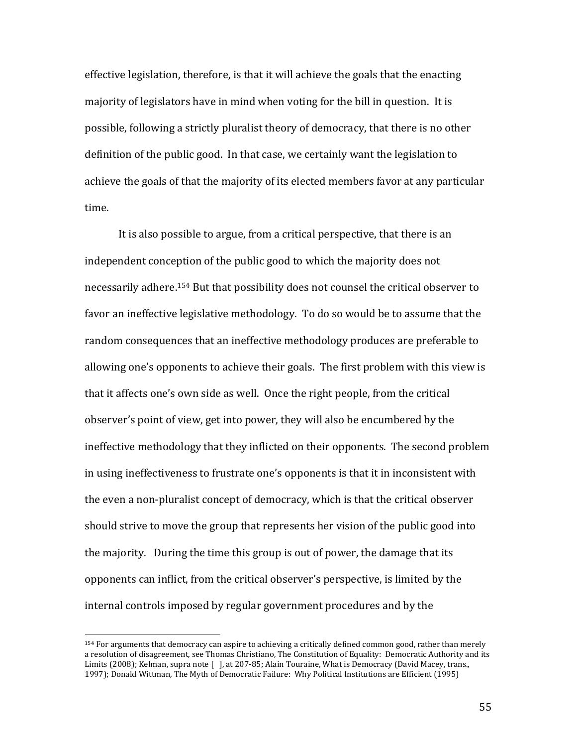effective legislation, therefore, is that it will achieve the goals that the enacting majority of legislators have in mind when voting for the bill in question. It is possible, following a strictly pluralist theory of democracy, that there is no other definition of the public good. In that case, we certainly want the legislation to achieve the goals of that the majority of its elected members favor at any particular time.

It is also possible to argue, from a critical perspective, that there is an independent conception of the public good to which the majority does not necessarily adhere.[154] But that possibility does not counsel the critical observer to favor an ineffective legislative methodology. To do so would be to assume that the random consequences that an ineffective methodology produces are preferable to allowing one's opponents to achieve their goals. The first problem with this view is that it affects one's own side as well. Once the right people, from the critical observer's point of view, get into power, they will also be encumbered by the ineffective methodology that they inflicted on their opponents. The second problem in using ineffectiveness to frustrate one's opponents is that it in inconsistent with the even a non-pluralist concept of democracy, which is that the critical observer should strive to move the group that represents her vision of the public good into the majority. During the time this group is out of power, the damage that its opponents can inflict, from the critical observer's perspective, is limited by the internal controls imposed by regular government procedures and by the

---

[154] For arguments that democracy can aspire to achieving a critically defined common good, rather than merely a resolution of disagreement, see Thomas Christiano, The Constitution of Equality: Democratic Authority and its Limits (2008); Kelman, supra note [ ], at 207-85; Alain Touraine, What is Democracy (David Macey, trans., 1997); Donald Wittman, The Myth of Democratic Failure: Why Political Institutions are Efficient (1995)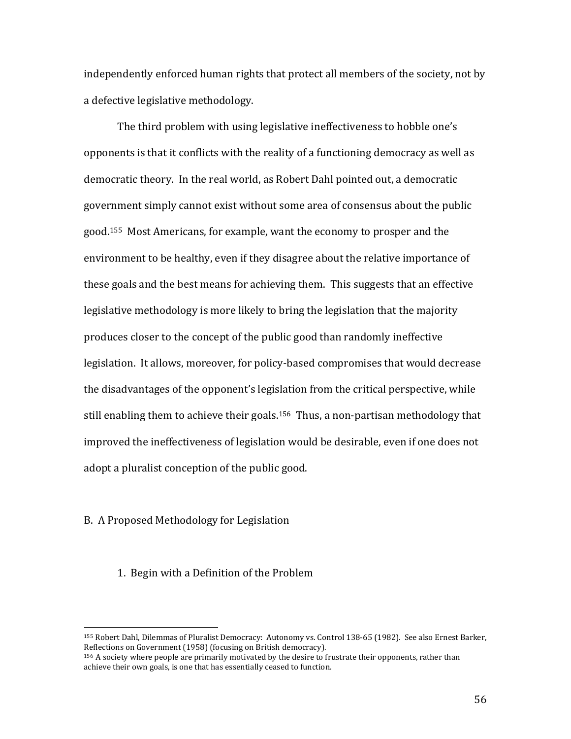independently enforced human rights that protect all members of the society, not by a defective legislative methodology.

The third problem with using legislative ineffectiveness to hobble one's opponents is that it conflicts with the reality of a functioning democracy as well as democratic theory. In the real world, as Robert Dahl pointed out, a democratic government simply cannot exist without some area of consensus about the public good.[155] Most Americans, for example, want the economy to prosper and the environment to be healthy, even if they disagree about the relative importance of these goals and the best means for achieving them. This suggests that an effective legislative methodology is more likely to bring the legislation that the majority produces closer to the concept of the public good than randomly ineffective legislation. It allows, moreover, for policy-based compromises that would decrease the disadvantages of the opponent's legislation from the critical perspective, while still enabling them to achieve their goals.[156] Thus, a non-partisan methodology that improved the ineffectiveness of legislation would be desirable, even if one does not adopt a pluralist conception of the public good.

## B. A Proposed Methodology for Legislation

### 1. Begin with a Definition of the Problem

---

[155] Robert Dahl, Dilemmas of Pluralist Democracy: Autonomy vs. Control 138-65 (1982). See also Ernest Barker, Reflections on Government (1958) (focusing on British democracy).

[156] A society where people are primarily motivated by the desire to frustrate their opponents, rather than achieve their own goals, is one that has essentially ceased to function.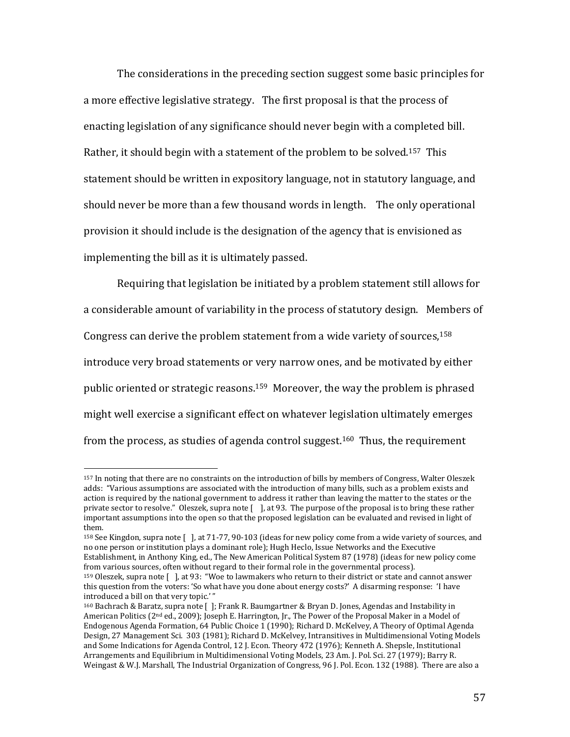The considerations in the preceding section suggest some basic principles for a more effective legislative strategy. The first proposal is that the process of enacting legislation of any significance should never begin with a completed bill. Rather, it should begin with a statement of the problem to be solved.[157] This statement should be written in expository language, not in statutory language, and should never be more than a few thousand words in length. The only operational provision it should include is the designation of the agency that is envisioned as implementing the bill as it is ultimately passed.

Requiring that legislation be initiated by a problem statement still allows for a considerable amount of variability in the process of statutory design. Members of Congress can derive the problem statement from a wide variety of sources,[158] introduce very broad statements or very narrow ones, and be motivated by either public oriented or strategic reasons.[159] Moreover, the way the problem is phrased might well exercise a significant effect on whatever legislation ultimately emerges from the process, as studies of agenda control suggest.[160] Thus, the requirement

---

[157] In noting that there are no constraints on the introduction of bills by members of Congress, Walter Oleszek adds: "Various assumptions are associated with the introduction of many bills, such as a problem exists and action is required by the national government to address it rather than leaving the matter to the states or the private sector to resolve." Oleszek, supra note [ ], at 93. The purpose of the proposal is to bring these rather important assumptions into the open so that the proposed legislation can be evaluated and revised in light of them.

[158] See Kingdon, supra note [ ], at 71-77, 90-103 (ideas for new policy come from a wide variety of sources, and no one person or institution plays a dominant role); Hugh Heclo, Issue Networks and the Executive Establishment, in Anthony King, ed., The New American Political System 87 (1978) (ideas for new policy come from various sources, often without regard to their formal role in the governmental process).

[159] Oleszek, supra note [ ], at 93: "Woe to lawmakers who return to their district or state and cannot answer this question from the voters: 'So what have you done about energy costs?' A disarming response: 'I have introduced a bill on that very topic.' "

[160] Bachrach & Baratz, supra note [ ]; Frank R. Baumgartner & Bryan D. Jones, Agendas and Instability in American Politics (2nd ed., 2009); Joseph E. Harrington, Jr., The Power of the Proposal Maker in a Model of Endogenous Agenda Formation, 64 Public Choice 1 (1990); Richard D. McKelvey, A Theory of Optimal Agenda Design, 27 Management Sci. 303 (1981); Richard D. McKelvey, Intransitives in Multidimensional Voting Models and Some Indications for Agenda Control, 12 J. Econ. Theory 472 (1976); Kenneth A. Shepsle, Institutional Arrangements and Equilibrium in Multidimensional Voting Models, 23 Am. J. Pol. Sci. 27 (1979); Barry R. Weingast & W.J. Marshall, The Industrial Organization of Congress, 96 J. Pol. Econ. 132 (1988). There are also a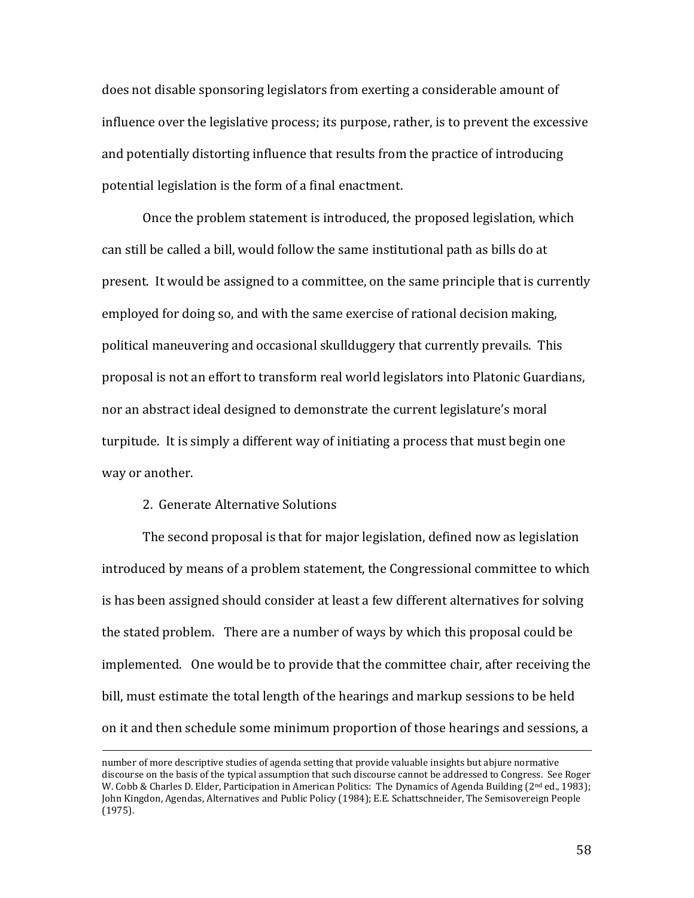does not disable sponsoring legislators from exerting a considerable amount of influence over the legislative process; its purpose, rather, is to prevent the excessive and potentially distorting influence that results from the practice of introducing potential legislation is the form of a final enactment.

Once the problem statement is introduced, the proposed legislation, which can still be called a bill, would follow the same institutional path as bills do at present. It would be assigned to a committee, on the same principle that is currently employed for doing so, and with the same exercise of rational decision making, political maneuvering and occasional skullduggery that currently prevails. This proposal is not an effort to transform real world legislators into Platonic Guardians, nor an abstract ideal designed to demonstrate the current legislature's moral turpitude. It is simply a different way of initiating a process that must begin one way or another.

2. Generate Alternative Solutions

The second proposal is that for major legislation, defined now as legislation introduced by means of a problem statement, the Congressional committee to which is has been assigned should consider at least a few different alternatives for solving the stated problem. There are a number of ways by which this proposal could be implemented. One would be to provide that the committee chair, after receiving the bill, must estimate the total length of the hearings and markup sessions to be held on it and then schedule some minimum proportion of those hearings and sessions, a

---

number of more descriptive studies of agenda setting that provide valuable insights but abjure normative discourse on the basis of the typical assumption that such discourse cannot be addressed to Congress. See Roger W. Cobb & Charles D. Elder, Participation in American Politics: The Dynamics of Agenda Building (2nd ed., 1983); John Kingdon, Agendas, Alternatives and Public Policy (1984); E.E. Schattschneider, The Semisovereign People (1975).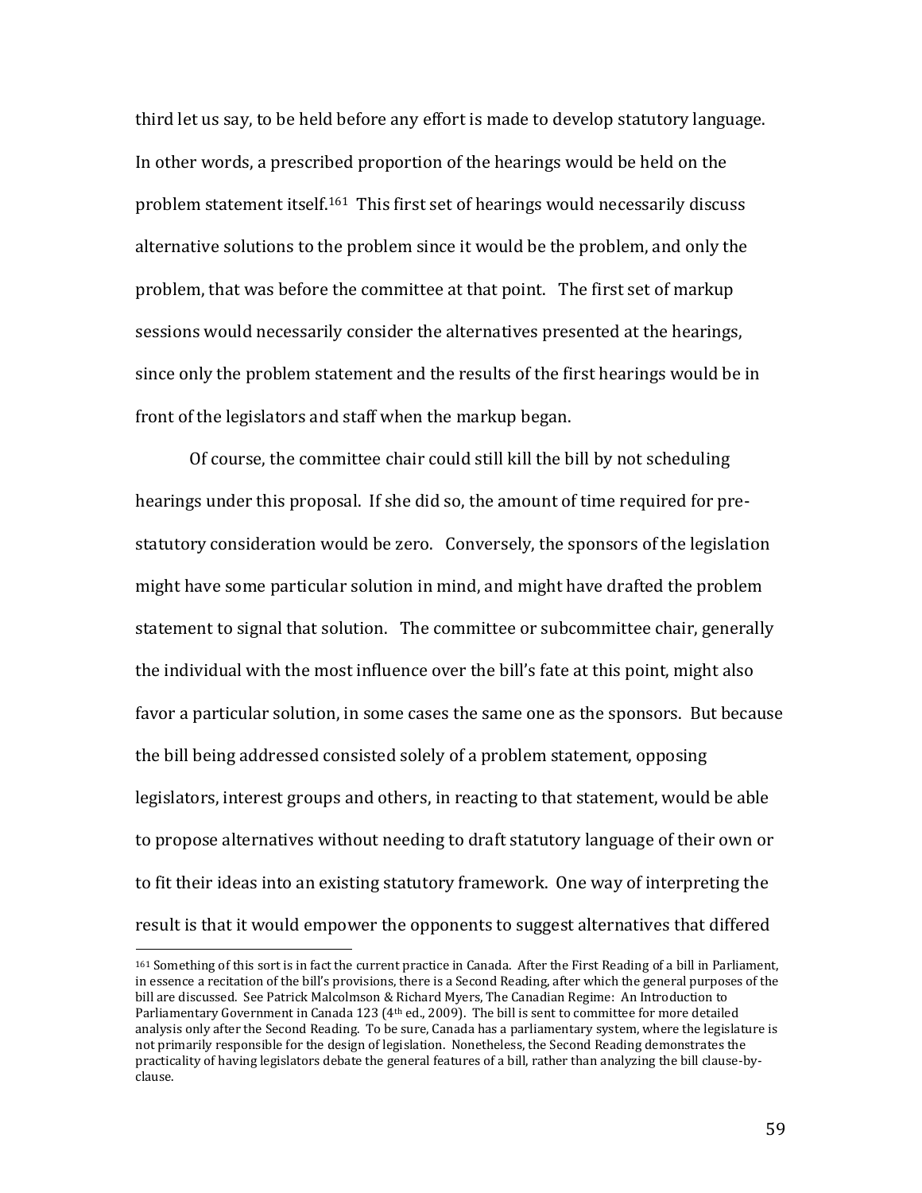third let us say, to be held before any effort is made to develop statutory language. In other words, a prescribed proportion of the hearings would be held on the problem statement itself.[161] This first set of hearings would necessarily discuss alternative solutions to the problem since it would be the problem, and only the problem, that was before the committee at that point. The first set of markup sessions would necessarily consider the alternatives presented at the hearings, since only the problem statement and the results of the first hearings would be in front of the legislators and staff when the markup began.

Of course, the committee chair could still kill the bill by not scheduling hearings under this proposal. If she did so, the amount of time required for pre-statutory consideration would be zero. Conversely, the sponsors of the legislation might have some particular solution in mind, and might have drafted the problem statement to signal that solution. The committee or subcommittee chair, generally the individual with the most influence over the bill's fate at this point, might also favor a particular solution, in some cases the same one as the sponsors. But because the bill being addressed consisted solely of a problem statement, opposing legislators, interest groups and others, in reacting to that statement, would be able to propose alternatives without needing to draft statutory language of their own or to fit their ideas into an existing statutory framework. One way of interpreting the result is that it would empower the opponents to suggest alternatives that differed

[161] Something of this sort is in fact the current practice in Canada. After the First Reading of a bill in Parliament, in essence a recitation of the bill's provisions, there is a Second Reading, after which the general purposes of the bill are discussed. See Patrick Malcolmson & Richard Myers, The Canadian Regime: An Introduction to Parliamentary Government in Canada 123 (4th ed., 2009). The bill is sent to committee for more detailed analysis only after the Second Reading. To be sure, Canada has a parliamentary system, where the legislature is not primarily responsible for the design of legislation. Nonetheless, the Second Reading demonstrates the practicality of having legislators debate the general features of a bill, rather than analyzing the bill clause-by-clause.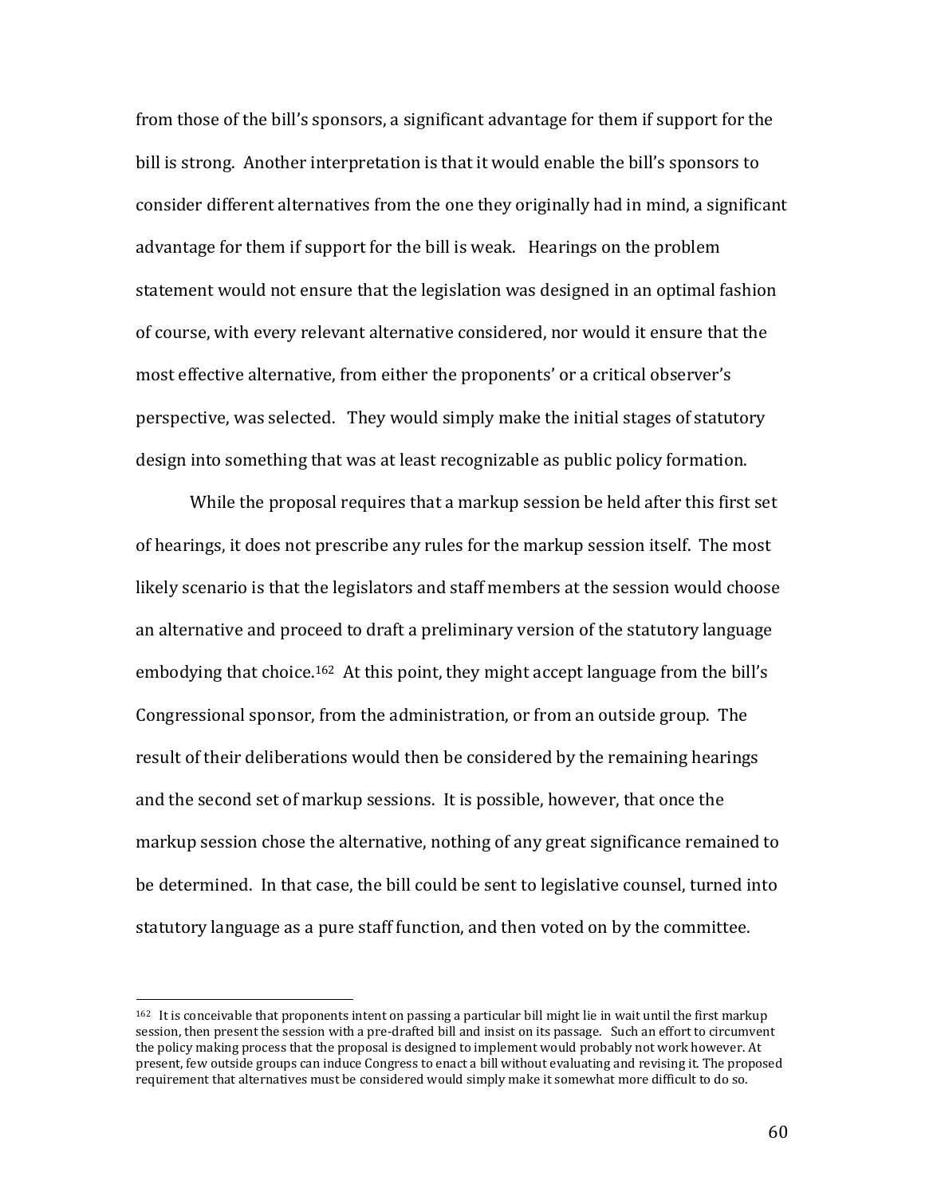from those of the bill's sponsors, a significant advantage for them if support for the bill is strong. Another interpretation is that it would enable the bill's sponsors to consider different alternatives from the one they originally had in mind, a significant advantage for them if support for the bill is weak. Hearings on the problem statement would not ensure that the legislation was designed in an optimal fashion of course, with every relevant alternative considered, nor would it ensure that the most effective alternative, from either the proponents' or a critical observer's perspective, was selected. They would simply make the initial stages of statutory design into something that was at least recognizable as public policy formation.

While the proposal requires that a markup session be held after this first set of hearings, it does not prescribe any rules for the markup session itself. The most likely scenario is that the legislators and staff members at the session would choose an alternative and proceed to draft a preliminary version of the statutory language embodying that choice.[162] At this point, they might accept language from the bill's Congressional sponsor, from the administration, or from an outside group. The result of their deliberations would then be considered by the remaining hearings and the second set of markup sessions. It is possible, however, that once the markup session chose the alternative, nothing of any great significance remained to be determined. In that case, the bill could be sent to legislative counsel, turned into statutory language as a pure staff function, and then voted on by the committee.

---

[162] It is conceivable that proponents intent on passing a particular bill might lie in wait until the first markup session, then present the session with a pre-drafted bill and insist on its passage. Such an effort to circumvent the policy making process that the proposal is designed to implement would probably not work however. At present, few outside groups can induce Congress to enact a bill without evaluating and revising it. The proposed requirement that alternatives must be considered would simply make it somewhat more difficult to do so.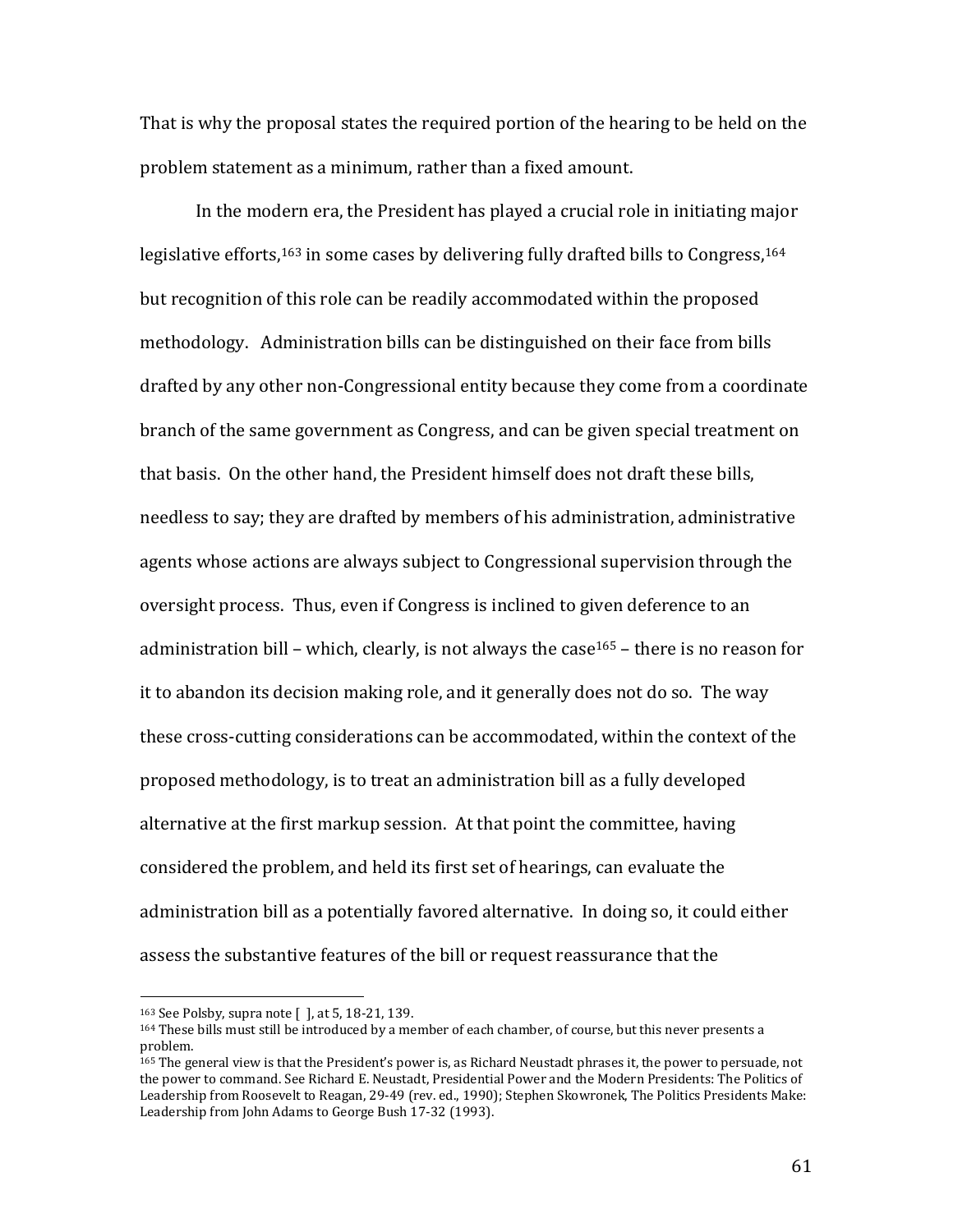That is why the proposal states the required portion of the hearing to be held on the problem statement as a minimum, rather than a fixed amount.

In the modern era, the President has played a crucial role in initiating major legislative efforts,[163] in some cases by delivering fully drafted bills to Congress,[164] but recognition of this role can be readily accommodated within the proposed methodology. Administration bills can be distinguished on their face from bills drafted by any other non-Congressional entity because they come from a coordinate branch of the same government as Congress, and can be given special treatment on that basis. On the other hand, the President himself does not draft these bills, needless to say; they are drafted by members of his administration, administrative agents whose actions are always subject to Congressional supervision through the oversight process. Thus, even if Congress is inclined to given deference to an administration bill – which, clearly, is not always the case[165] – there is no reason for it to abandon its decision making role, and it generally does not do so. The way these cross-cutting considerations can be accommodated, within the context of the proposed methodology, is to treat an administration bill as a fully developed alternative at the first markup session. At that point the committee, having considered the problem, and held its first set of hearings, can evaluate the administration bill as a potentially favored alternative. In doing so, it could either assess the substantive features of the bill or request reassurance that the

---

[163] See Polsby, supra note [ ], at 5, 18-21, 139.

[164] These bills must still be introduced by a member of each chamber, of course, but this never presents a problem.

[165] The general view is that the President's power is, as Richard Neustadt phrases it, the power to persuade, not the power to command. See Richard E. Neustadt, Presidential Power and the Modern Presidents: The Politics of Leadership from Roosevelt to Reagan, 29-49 (rev. ed., 1990); Stephen Skowronek, The Politics Presidents Make: Leadership from John Adams to George Bush 17-32 (1993).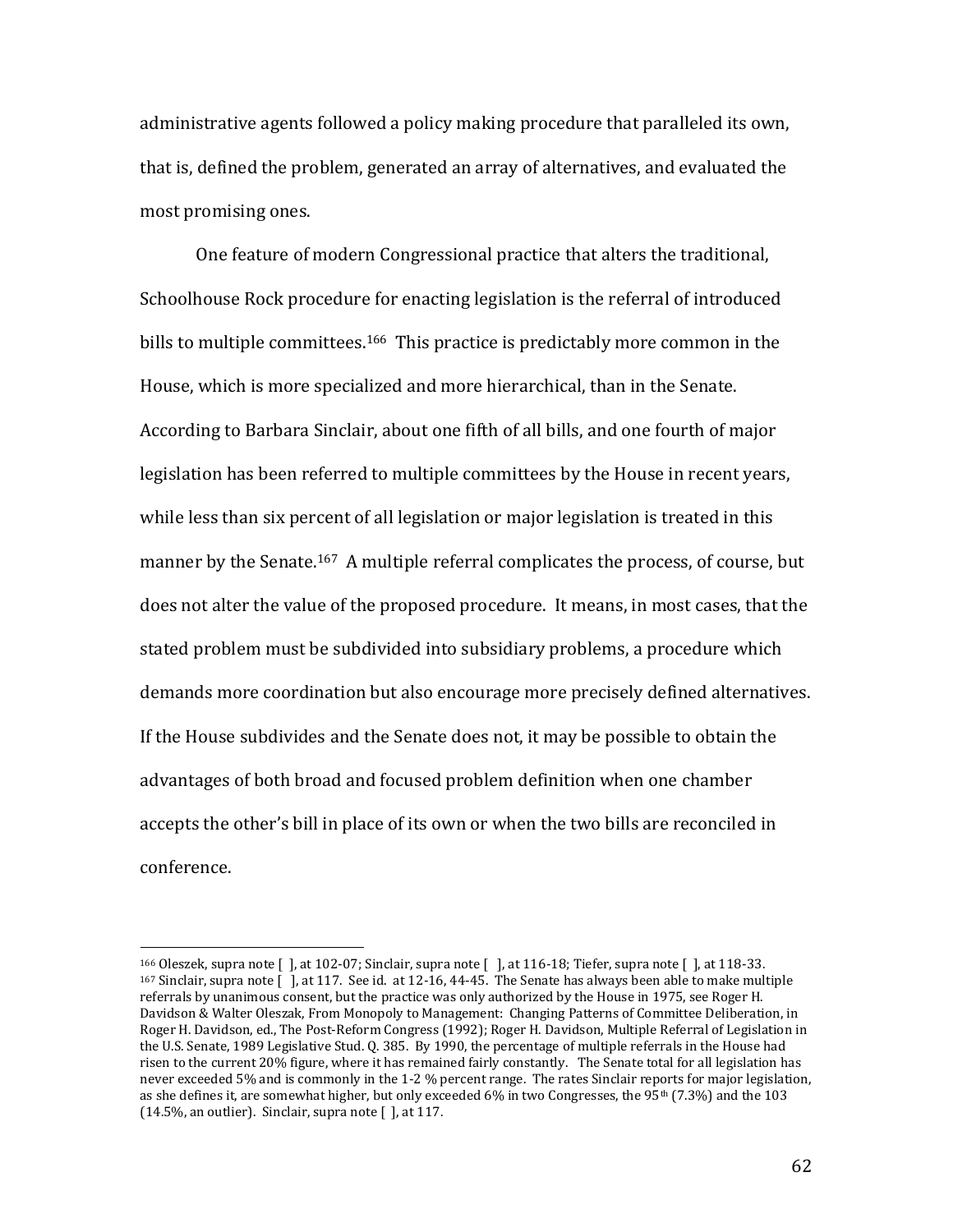administrative agents followed a policy making procedure that paralleled its own, that is, defined the problem, generated an array of alternatives, and evaluated the most promising ones.

One feature of modern Congressional practice that alters the traditional, Schoolhouse Rock procedure for enacting legislation is the referral of introduced bills to multiple committees.[166] This practice is predictably more common in the House, which is more specialized and more hierarchical, than in the Senate. According to Barbara Sinclair, about one fifth of all bills, and one fourth of major legislation has been referred to multiple committees by the House in recent years, while less than six percent of all legislation or major legislation is treated in this manner by the Senate.[167] A multiple referral complicates the process, of course, but does not alter the value of the proposed procedure. It means, in most cases, that the stated problem must be subdivided into subsidiary problems, a procedure which demands more coordination but also encourage more precisely defined alternatives. If the House subdivides and the Senate does not, it may be possible to obtain the advantages of both broad and focused problem definition when one chamber accepts the other's bill in place of its own or when the two bills are reconciled in conference.

---

[166] Oleszek, supra note [ ], at 102-07; Sinclair, supra note [ ], at 116-18; Tiefer, supra note [ ], at 118-33.

[167] Sinclair, supra note [ ], at 117. See id. at 12-16, 44-45. The Senate has always been able to make multiple referrals by unanimous consent, but the practice was only authorized by the House in 1975, see Roger H. Davidson & Walter Oleszak, From Monopoly to Management: Changing Patterns of Committee Deliberation, in Roger H. Davidson, ed., The Post-Reform Congress (1992); Roger H. Davidson, Multiple Referral of Legislation in the U.S. Senate, 1989 Legislative Stud. Q. 385. By 1990, the percentage of multiple referrals in the House had risen to the current 20% figure, where it has remained fairly constantly. The Senate total for all legislation has never exceeded 5% and is commonly in the 1-2 % percent range. The rates Sinclair reports for major legislation, as she defines it, are somewhat higher, but only exceeded 6% in two Congresses, the 95th (7.3%) and the 103 (14.5%, an outlier). Sinclair, supra note [ ], at 117.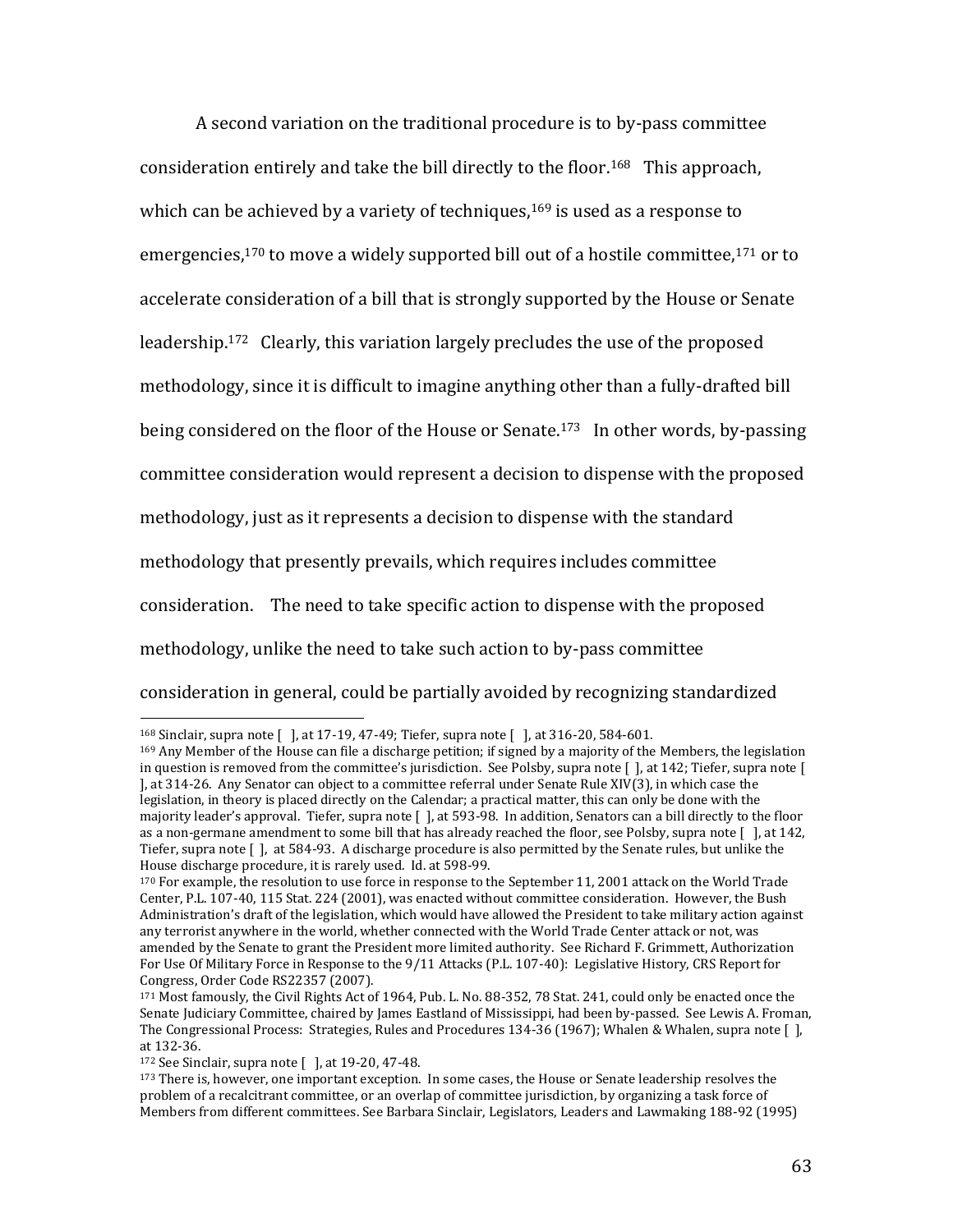A second variation on the traditional procedure is to by-pass committee consideration entirely and take the bill directly to the floor.[168] This approach, which can be achieved by a variety of techniques,[169] is used as a response to emergencies,[170] to move a widely supported bill out of a hostile committee,[171] or to accelerate consideration of a bill that is strongly supported by the House or Senate leadership.[172] Clearly, this variation largely precludes the use of the proposed methodology, since it is difficult to imagine anything other than a fully-drafted bill being considered on the floor of the House or Senate.[173] In other words, by-passing committee consideration would represent a decision to dispense with the proposed methodology, just as it represents a decision to dispense with the standard methodology that presently prevails, which requires includes committee consideration. The need to take specific action to dispense with the proposed methodology, unlike the need to take such action to by-pass committee consideration in general, could be partially avoided by recognizing standardized

---

[168] Sinclair, supra note [ ], at 17-19, 47-49; Tiefer, supra note [ ], at 316-20, 584-601.

[169] Any Member of the House can file a discharge petition; if signed by a majority of the Members, the legislation in question is removed from the committee's jurisdiction. See Polsby, supra note [ ], at 142; Tiefer, supra note [ ], at 314-26. Any Senator can object to a committee referral under Senate Rule XIV(3), in which case the legislation, in theory is placed directly on the Calendar; a practical matter, this can only be done with the majority leader's approval. Tiefer, supra note [ ], at 593-98. In addition, Senators can a bill directly to the floor as a non-germane amendment to some bill that has already reached the floor, see Polsby, supra note [ ], at 142, Tiefer, supra note [ ], at 584-93. A discharge procedure is also permitted by the Senate rules, but unlike the House discharge procedure, it is rarely used. Id. at 598-99.

[170] For example, the resolution to use force in response to the September 11, 2001 attack on the World Trade Center, P.L. 107-40, 115 Stat. 224 (2001), was enacted without committee consideration. However, the Bush Administration's draft of the legislation, which would have allowed the President to take military action against any terrorist anywhere in the world, whether connected with the World Trade Center attack or not, was amended by the Senate to grant the President more limited authority. See Richard F. Grimmett, Authorization For Use Of Military Force in Response to the 9/11 Attacks (P.L. 107-40): Legislative History, CRS Report for Congress, Order Code RS22357 (2007).

[171] Most famously, the Civil Rights Act of 1964, Pub. L. No. 88-352, 78 Stat. 241, could only be enacted once the Senate Judiciary Committee, chaired by James Eastland of Mississippi, had been by-passed. See Lewis A. Froman, The Congressional Process: Strategies, Rules and Procedures 134-36 (1967); Whalen & Whalen, supra note [ ], at 132-36.

[172] See Sinclair, supra note [ ], at 19-20, 47-48.

[173] There is, however, one important exception. In some cases, the House or Senate leadership resolves the problem of a recalcitrant committee, or an overlap of committee jurisdiction, by organizing a task force of Members from different committees. See Barbara Sinclair, Legislators, Leaders and Lawmaking 188-92 (1995)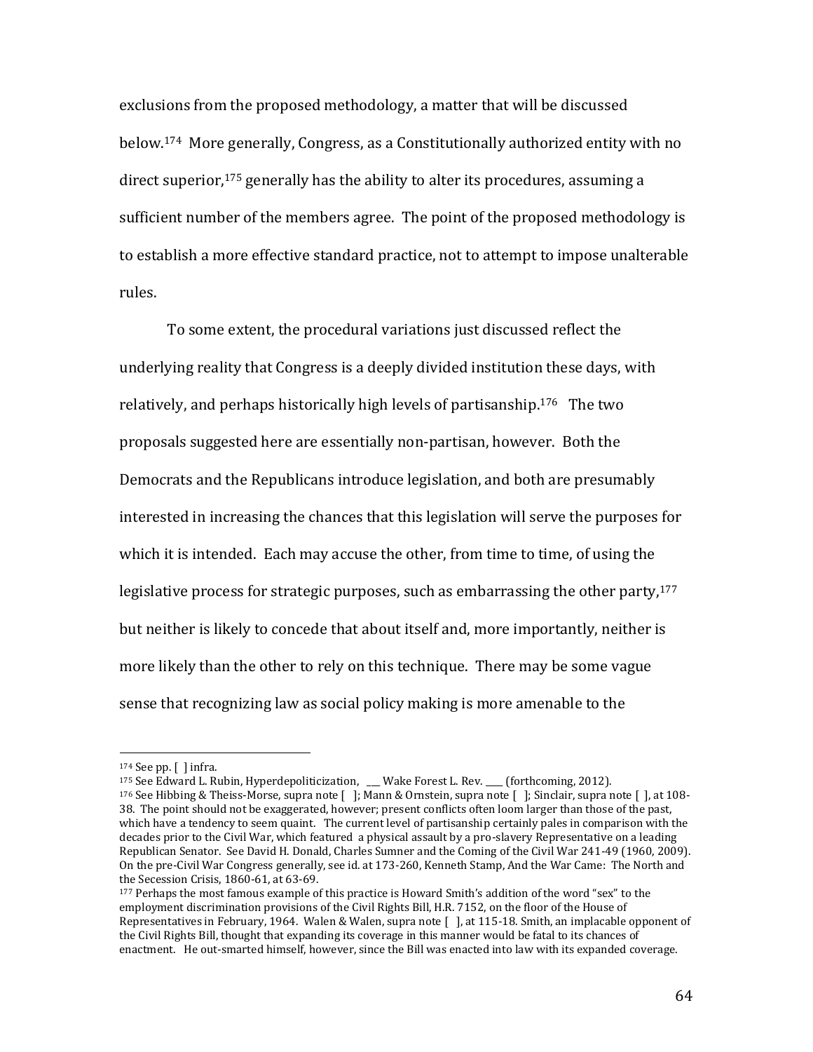exclusions from the proposed methodology, a matter that will be discussed below.[174] More generally, Congress, as a Constitutionally authorized entity with no direct superior,[175] generally has the ability to alter its procedures, assuming a sufficient number of the members agree. The point of the proposed methodology is to establish a more effective standard practice, not to attempt to impose unalterable rules.

To some extent, the procedural variations just discussed reflect the underlying reality that Congress is a deeply divided institution these days, with relatively, and perhaps historically high levels of partisanship.[176] The two proposals suggested here are essentially non-partisan, however. Both the Democrats and the Republicans introduce legislation, and both are presumably interested in increasing the chances that this legislation will serve the purposes for which it is intended. Each may accuse the other, from time to time, of using the legislative process for strategic purposes, such as embarrassing the other party,[177] but neither is likely to concede that about itself and, more importantly, neither is more likely than the other to rely on this technique. There may be some vague sense that recognizing law as social policy making is more amenable to the

---

[174] See pp. [ ] infra.

[175] See Edward L. Rubin, Hyperdepoliticization, ___ Wake Forest L. Rev. ___ (forthcoming, 2012).

[176] See Hibbing & Theiss-Morse, supra note [ ]; Mann & Ornstein, supra note [ ]; Sinclair, supra note [ ], at 108-38. The point should not be exaggerated, however; present conflicts often loom larger than those of the past, which have a tendency to seem quaint. The current level of partisanship certainly pales in comparison with the decades prior to the Civil War, which featured a physical assault by a pro-slavery Representative on a leading Republican Senator. See David H. Donald, Charles Sumner and the Coming of the Civil War 241-49 (1960, 2009). On the pre-Civil War Congress generally, see id. at 173-260, Kenneth Stamp, And the War Came: The North and the Secession Crisis, 1860-61, at 63-69.

[177] Perhaps the most famous example of this practice is Howard Smith's addition of the word "sex" to the employment discrimination provisions of the Civil Rights Bill, H.R. 7152, on the floor of the House of Representatives in February, 1964. Walen & Walen, supra note [ ], at 115-18. Smith, an implacable opponent of the Civil Rights Bill, thought that expanding its coverage in this manner would be fatal to its chances of enactment. He out-smarted himself, however, since the Bill was enacted into law with its expanded coverage.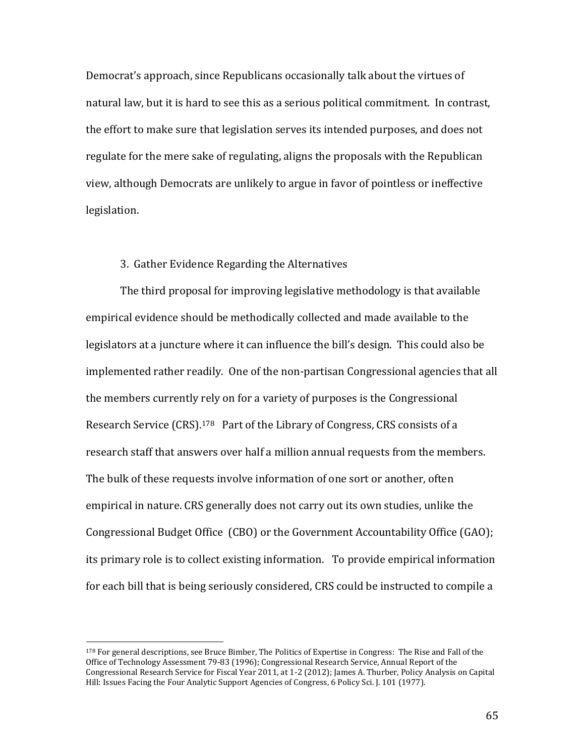Democrat's approach, since Republicans occasionally talk about the virtues of natural law, but it is hard to see this as a serious political commitment. In contrast, the effort to make sure that legislation serves its intended purposes, and does not regulate for the mere sake of regulating, aligns the proposals with the Republican view, although Democrats are unlikely to argue in favor of pointless or ineffective legislation.

### 3. Gather Evidence Regarding the Alternatives

The third proposal for improving legislative methodology is that available empirical evidence should be methodically collected and made available to the legislators at a juncture where it can influence the bill's design. This could also be implemented rather readily. One of the non-partisan Congressional agencies that all the members currently rely on for a variety of purposes is the Congressional Research Service (CRS).[178] Part of the Library of Congress, CRS consists of a research staff that answers over half a million annual requests from the members. The bulk of these requests involve information of one sort or another, often empirical in nature. CRS generally does not carry out its own studies, unlike the Congressional Budget Office (CBO) or the Government Accountability Office (GAO); its primary role is to collect existing information. To provide empirical information for each bill that is being seriously considered, CRS could be instructed to compile a

---

[178] For general descriptions, see Bruce Bimber, The Politics of Expertise in Congress: The Rise and Fall of the Office of Technology Assessment 79-83 (1996); Congressional Research Service, Annual Report of the Congressional Research Service for Fiscal Year 2011, at 1-2 (2012); James A. Thurber, Policy Analysis on Capital Hill: Issues Facing the Four Analytic Support Agencies of Congress, 6 Policy Sci. J. 101 (1977).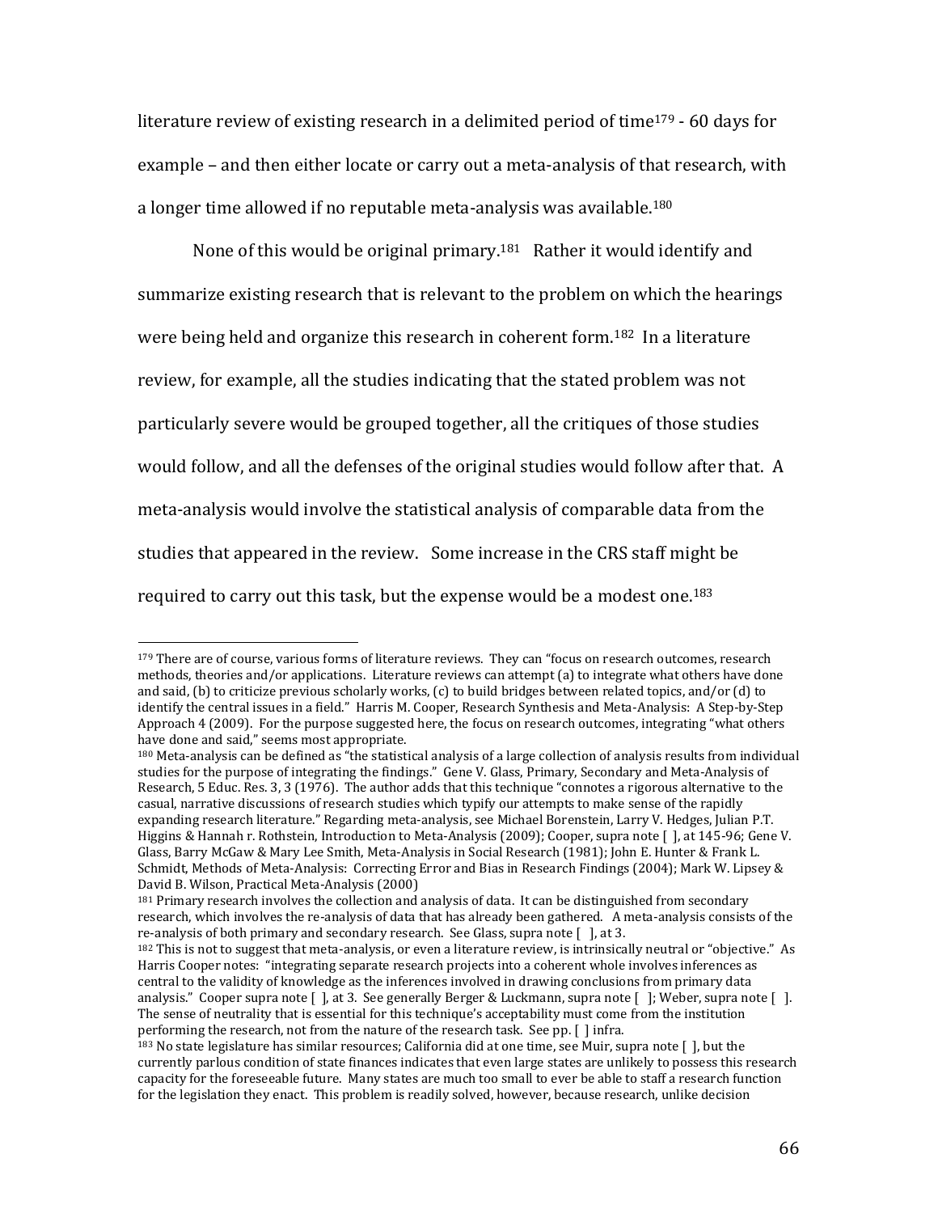literature review of existing research in a delimited period of time[179] - 60 days for example – and then either locate or carry out a meta-analysis of that research, with a longer time allowed if no reputable meta-analysis was available.[180]

None of this would be original primary.[181] Rather it would identify and summarize existing research that is relevant to the problem on which the hearings were being held and organize this research in coherent form.[182] In a literature review, for example, all the studies indicating that the stated problem was not particularly severe would be grouped together, all the critiques of those studies would follow, and all the defenses of the original studies would follow after that. A meta-analysis would involve the statistical analysis of comparable data from the studies that appeared in the review. Some increase in the CRS staff might be required to carry out this task, but the expense would be a modest one.[183]

---

[179] There are of course, various forms of literature reviews. They can "focus on research outcomes, research methods, theories and/or applications. Literature reviews can attempt (a) to integrate what others have done and said, (b) to criticize previous scholarly works, (c) to build bridges between related topics, and/or (d) to identify the central issues in a field." Harris M. Cooper, Research Synthesis and Meta-Analysis: A Step-by-Step Approach 4 (2009). For the purpose suggested here, the focus on research outcomes, integrating "what others have done and said," seems most appropriate.

[180] Meta-analysis can be defined as "the statistical analysis of a large collection of analysis results from individual studies for the purpose of integrating the findings." Gene V. Glass, Primary, Secondary and Meta-Analysis of Research, 5 Educ. Res. 3, 3 (1976). The author adds that this technique "connotes a rigorous alternative to the casual, narrative discussions of research studies which typify our attempts to make sense of the rapidly expanding research literature." Regarding meta-analysis, see Michael Borenstein, Larry V. Hedges, Julian P.T. Higgins & Hannah r. Rothstein, Introduction to Meta-Analysis (2009); Cooper, supra note [ ], at 145-96; Gene V. Glass, Barry McGaw & Mary Lee Smith, Meta-Analysis in Social Research (1981); John E. Hunter & Frank L. Schmidt, Methods of Meta-Analysis: Correcting Error and Bias in Research Findings (2004); Mark W. Lipsey & David B. Wilson, Practical Meta-Analysis (2000)

[181] Primary research involves the collection and analysis of data. It can be distinguished from secondary research, which involves the re-analysis of data that has already been gathered. A meta-analysis consists of the re-analysis of both primary and secondary research. See Glass, supra note [ ], at 3.

[182] This is not to suggest that meta-analysis, or even a literature review, is intrinsically neutral or "objective." As Harris Cooper notes: "integrating separate research projects into a coherent whole involves inferences as central to the validity of knowledge as the inferences involved in drawing conclusions from primary data analysis." Cooper supra note [ ], at 3. See generally Berger & Luckmann, supra note [ ]; Weber, supra note [ ]. The sense of neutrality that is essential for this technique's acceptability must come from the institution performing the research, not from the nature of the research task. See pp. [ ] infra.

[183] No state legislature has similar resources; California did at one time, see Muir, supra note [ ], but the currently parlous condition of state finances indicates that even large states are unlikely to possess this research capacity for the foreseeable future. Many states are much too small to ever be able to staff a research function for the legislation they enact. This problem is readily solved, however, because research, unlike decision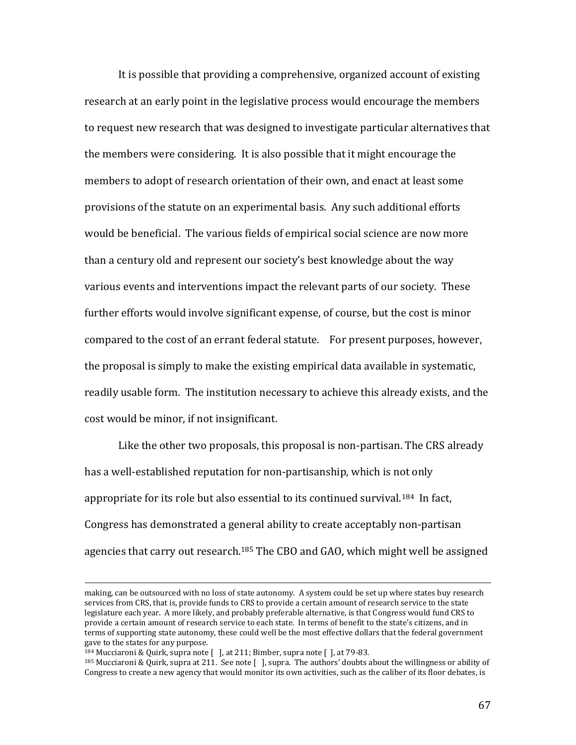It is possible that providing a comprehensive, organized account of existing research at an early point in the legislative process would encourage the members to request new research that was designed to investigate particular alternatives that the members were considering. It is also possible that it might encourage the members to adopt of research orientation of their own, and enact at least some provisions of the statute on an experimental basis. Any such additional efforts would be beneficial. The various fields of empirical social science are now more than a century old and represent our society's best knowledge about the way various events and interventions impact the relevant parts of our society. These further efforts would involve significant expense, of course, but the cost is minor compared to the cost of an errant federal statute. For present purposes, however, the proposal is simply to make the existing empirical data available in systematic, readily usable form. The institution necessary to achieve this already exists, and the cost would be minor, if not insignificant.

Like the other two proposals, this proposal is non-partisan. The CRS already has a well-established reputation for non-partisanship, which is not only appropriate for its role but also essential to its continued survival.[184] In fact, Congress has demonstrated a general ability to create acceptably non-partisan agencies that carry out research.[185] The CBO and GAO, which might well be assigned

---

making, can be outsourced with no loss of state autonomy. A system could be set up where states buy research services from CRS, that is, provide funds to CRS to provide a certain amount of research service to the state legislature each year. A more likely, and probably preferable alternative, is that Congress would fund CRS to provide a certain amount of research service to each state. In terms of benefit to the state's citizens, and in terms of supporting state autonomy, these could well be the most effective dollars that the federal government gave to the states for any purpose.

[184] Mucciaroni & Quirk, supra note [ ], at 211; Bimber, supra note [ ], at 79-83.

[185] Mucciaroni & Quirk, supra at 211. See note [ ], supra. The authors' doubts about the willingness or ability of Congress to create a new agency that would monitor its own activities, such as the caliber of its floor debates, is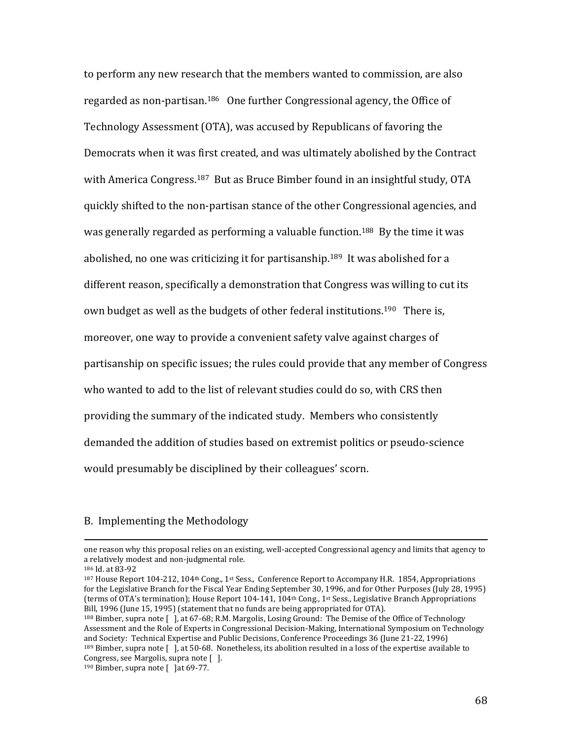to perform any new research that the members wanted to commission, are also regarded as non-partisan.[186] One further Congressional agency, the Office of Technology Assessment (OTA), was accused by Republicans of favoring the Democrats when it was first created, and was ultimately abolished by the Contract with America Congress.[187] But as Bruce Bimber found in an insightful study, OTA quickly shifted to the non-partisan stance of the other Congressional agencies, and was generally regarded as performing a valuable function.[188] By the time it was abolished, no one was criticizing it for partisanship.[189] It was abolished for a different reason, specifically a demonstration that Congress was willing to cut its own budget as well as the budgets of other federal institutions.[190] There is, moreover, one way to provide a convenient safety valve against charges of partisanship on specific issues; the rules could provide that any member of Congress who wanted to add to the list of relevant studies could do so, with CRS then providing the summary of the indicated study. Members who consistently demanded the addition of studies based on extremist politics or pseudo-science would presumably be disciplined by their colleagues' scorn.

## B. Implementing the Methodology

---

one reason why this proposal relies on an existing, well-accepted Congressional agency and limits that agency to a relatively modest and non-judgmental role.

[186] Id. at 83-92

[187] House Report 104-212, 104th Cong., 1st Sess., Conference Report to Accompany H.R. 1854, Appropriations for the Legislative Branch for the Fiscal Year Ending September 30, 1996, and for Other Purposes (July 28, 1995) (terms of OTA's termination); House Report 104-141, 104th Cong., 1st Sess., Legislative Branch Appropriations Bill, 1996 (June 15, 1995) (statement that no funds are being appropriated for OTA).

[188] Bimber, supra note [ ], at 67-68; R.M. Margolis, Losing Ground: The Demise of the Office of Technology Assessment and the Role of Experts in Congressional Decision-Making, International Symposium on Technology and Society: Technical Expertise and Public Decisions, Conference Proceedings 36 (June 21-22, 1996)

[189] Bimber, supra note [ ], at 50-68. Nonetheless, its abolition resulted in a loss of the expertise available to Congress, see Margolis, supra note [ ].

[190] Bimber, supra note [ ]at 69-77.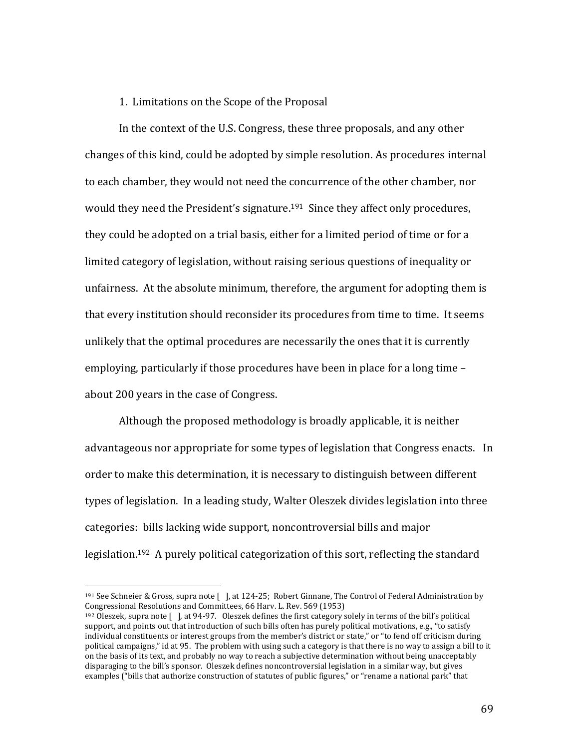1. Limitations on the Scope of the Proposal

In the context of the U.S. Congress, these three proposals, and any other changes of this kind, could be adopted by simple resolution. As procedures internal to each chamber, they would not need the concurrence of the other chamber, nor would they need the President's signature.[191] Since they affect only procedures, they could be adopted on a trial basis, either for a limited period of time or for a limited category of legislation, without raising serious questions of inequality or unfairness. At the absolute minimum, therefore, the argument for adopting them is that every institution should reconsider its procedures from time to time. It seems unlikely that the optimal procedures are necessarily the ones that it is currently employing, particularly if those procedures have been in place for a long time – about 200 years in the case of Congress.

Although the proposed methodology is broadly applicable, it is neither advantageous nor appropriate for some types of legislation that Congress enacts. In order to make this determination, it is necessary to distinguish between different types of legislation. In a leading study, Walter Oleszek divides legislation into three categories: bills lacking wide support, noncontroversial bills and major legislation.[192] A purely political categorization of this sort, reflecting the standard

---

[191] See Schneier & Gross, supra note [ ], at 124-25; Robert Ginnane, The Control of Federal Administration by Congressional Resolutions and Committees, 66 Harv. L. Rev. 569 (1953)

[192] Oleszek, supra note [ ], at 94-97. Oleszek defines the first category solely in terms of the bill's political support, and points out that introduction of such bills often has purely political motivations, e.g., "to satisfy individual constituents or interest groups from the member's district or state," or "to fend off criticism during political campaigns," id at 95. The problem with using such a category is that there is no way to assign a bill to it on the basis of its text, and probably no way to reach a subjective determination without being unacceptably disparaging to the bill's sponsor. Oleszek defines noncontroversial legislation in a similar way, but gives examples ("bills that authorize construction of statutes of public figures," or "rename a national park" that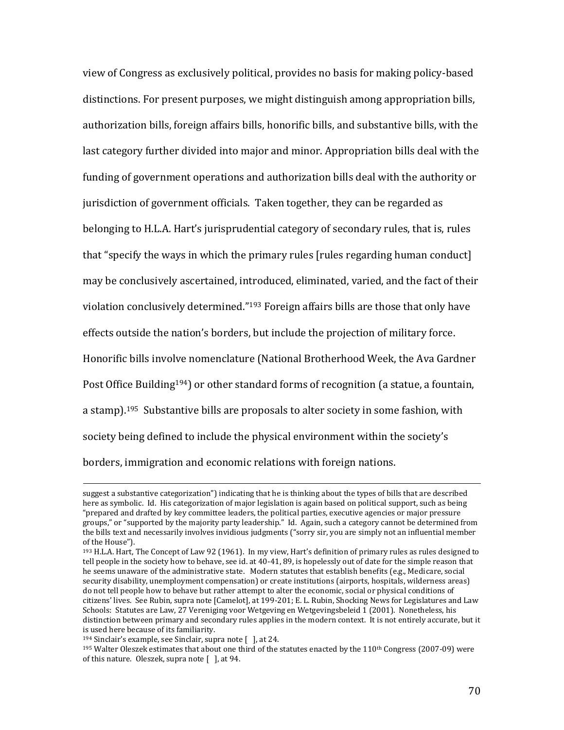view of Congress as exclusively political, provides no basis for making policy-based distinctions. For present purposes, we might distinguish among appropriation bills, authorization bills, foreign affairs bills, honorific bills, and substantive bills, with the last category further divided into major and minor. Appropriation bills deal with the funding of government operations and authorization bills deal with the authority or jurisdiction of government officials. Taken together, they can be regarded as belonging to H.L.A. Hart's jurisprudential category of secondary rules, that is, rules that "specify the ways in which the primary rules [rules regarding human conduct] may be conclusively ascertained, introduced, eliminated, varied, and the fact of their violation conclusively determined."[193] Foreign affairs bills are those that only have effects outside the nation's borders, but include the projection of military force. Honorific bills involve nomenclature (National Brotherhood Week, the Ava Gardner Post Office Building[194]) or other standard forms of recognition (a statue, a fountain, a stamp).[195] Substantive bills are proposals to alter society in some fashion, with society being defined to include the physical environment within the society's borders, immigration and economic relations with foreign nations.

---

suggest a substantive categorization") indicating that he is thinking about the types of bills that are described here as symbolic. Id. His categorization of major legislation is again based on political support, such as being "prepared and drafted by key committee leaders, the political parties, executive agencies or major pressure groups," or "supported by the majority party leadership." Id. Again, such a category cannot be determined from the bills text and necessarily involves invidious judgments ("sorry sir, you are simply not an influential member of the House").

[193] H.L.A. Hart, The Concept of Law 92 (1961). In my view, Hart's definition of primary rules as rules designed to tell people in the society how to behave, see id. at 40-41, 89, is hopelessly out of date for the simple reason that he seems unaware of the administrative state. Modern statutes that establish benefits (e.g., Medicare, social security disability, unemployment compensation) or create institutions (airports, hospitals, wilderness areas) do not tell people how to behave but rather attempt to alter the economic, social or physical conditions of citizens' lives. See Rubin, supra note [Camelot], at 199-201; E. L. Rubin, Shocking News for Legislatures and Law Schools: Statutes are Law, 27 Vereniging voor Wetgeving en Wetgevingsbeleid 1 (2001). Nonetheless, his distinction between primary and secondary rules applies in the modern context. It is not entirely accurate, but it is used here because of its familiarity.

[194] Sinclair's example, see Sinclair, supra note [ ], at 24.

[195] Walter Oleszek estimates that about one third of the statutes enacted by the 110th Congress (2007-09) were of this nature. Oleszek, supra note [ ], at 94.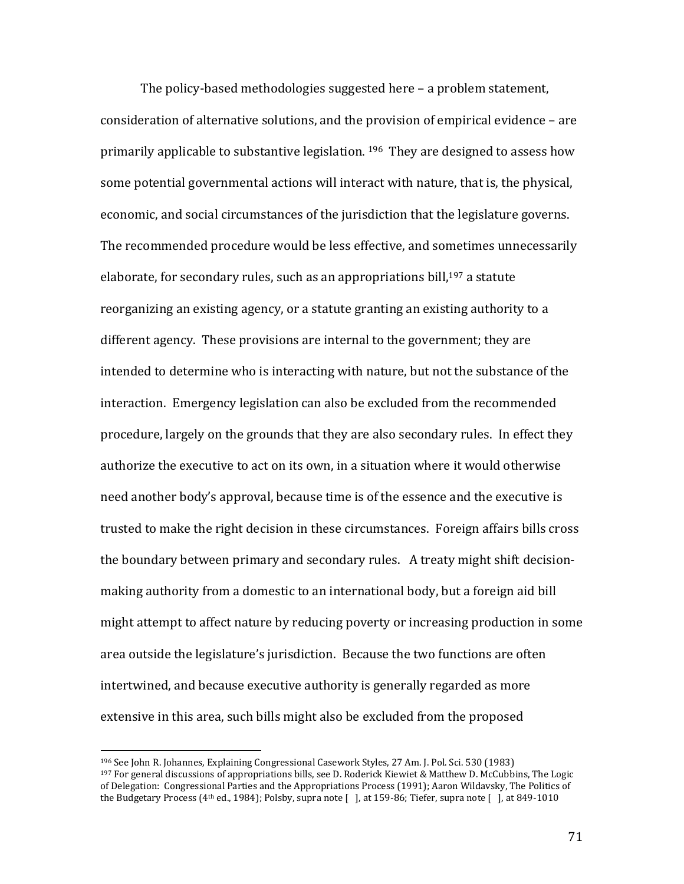The policy-based methodologies suggested here – a problem statement, consideration of alternative solutions, and the provision of empirical evidence – are primarily applicable to substantive legislation. [196] They are designed to assess how some potential governmental actions will interact with nature, that is, the physical, economic, and social circumstances of the jurisdiction that the legislature governs. The recommended procedure would be less effective, and sometimes unnecessarily elaborate, for secondary rules, such as an appropriations bill,[197] a statute reorganizing an existing agency, or a statute granting an existing authority to a different agency. These provisions are internal to the government; they are intended to determine who is interacting with nature, but not the substance of the interaction. Emergency legislation can also be excluded from the recommended procedure, largely on the grounds that they are also secondary rules. In effect they authorize the executive to act on its own, in a situation where it would otherwise need another body's approval, because time is of the essence and the executive is trusted to make the right decision in these circumstances. Foreign affairs bills cross the boundary between primary and secondary rules. A treaty might shift decision-making authority from a domestic to an international body, but a foreign aid bill might attempt to affect nature by reducing poverty or increasing production in some area outside the legislature's jurisdiction. Because the two functions are often intertwined, and because executive authority is generally regarded as more extensive in this area, such bills might also be excluded from the proposed

---

[196] See John R. Johannes, Explaining Congressional Casework Styles, 27 Am. J. Pol. Sci. 530 (1983)

[197] For general discussions of appropriations bills, see D. Roderick Kiewiet & Matthew D. McCubbins, The Logic of Delegation: Congressional Parties and the Appropriations Process (1991); Aaron Wildavsky, The Politics of the Budgetary Process (4th ed., 1984); Polsby, supra note [ ], at 159-86; Tiefer, supra note [ ], at 849-1010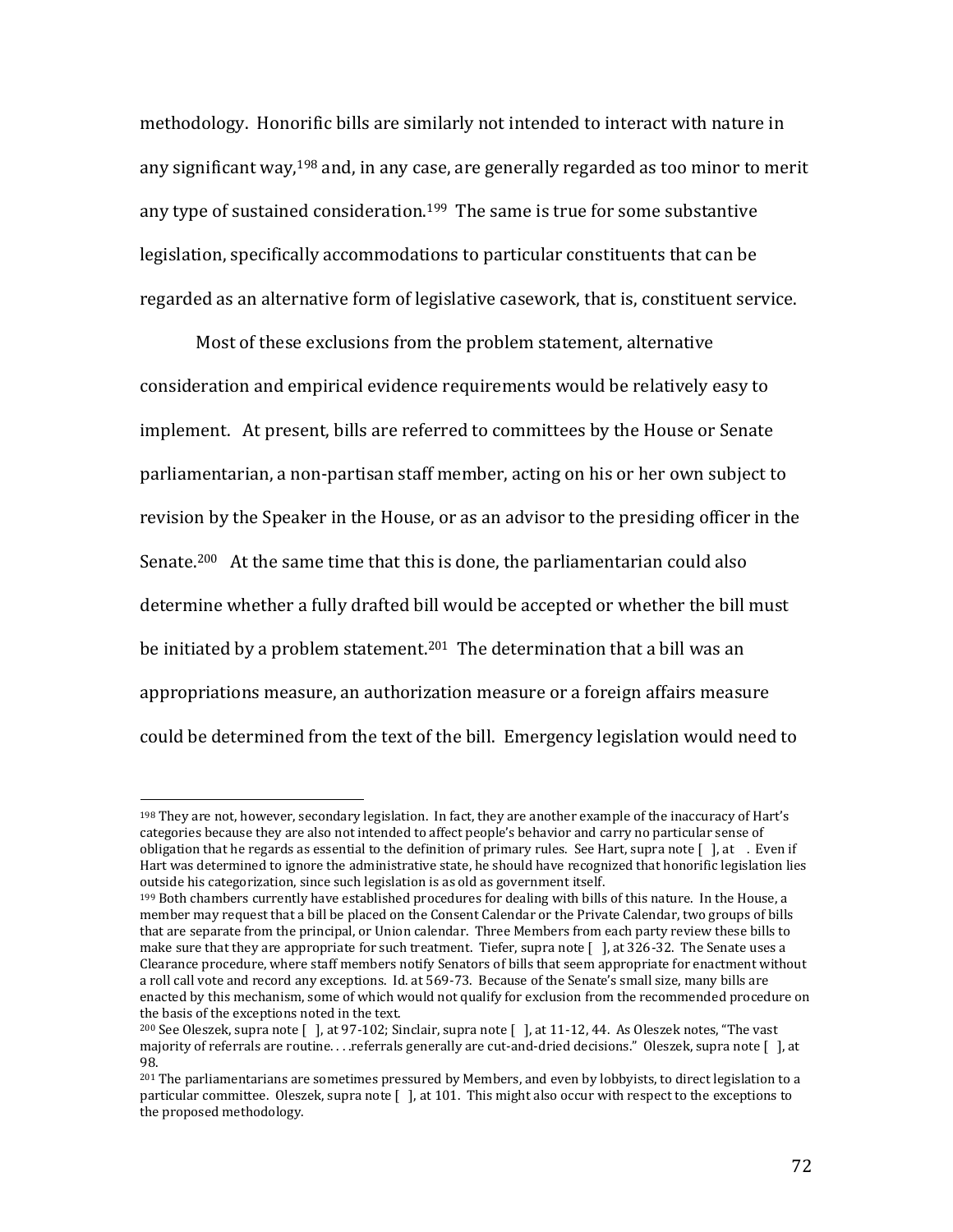methodology. Honorific bills are similarly not intended to interact with nature in any significant way,[198] and, in any case, are generally regarded as too minor to merit any type of sustained consideration.[199] The same is true for some substantive legislation, specifically accommodations to particular constituents that can be regarded as an alternative form of legislative casework, that is, constituent service.

Most of these exclusions from the problem statement, alternative consideration and empirical evidence requirements would be relatively easy to implement. At present, bills are referred to committees by the House or Senate parliamentarian, a non-partisan staff member, acting on his or her own subject to revision by the Speaker in the House, or as an advisor to the presiding officer in the Senate.[200] At the same time that this is done, the parliamentarian could also determine whether a fully drafted bill would be accepted or whether the bill must be initiated by a problem statement.[201] The determination that a bill was an appropriations measure, an authorization measure or a foreign affairs measure could be determined from the text of the bill. Emergency legislation would need to

---

[198] They are not, however, secondary legislation. In fact, they are another example of the inaccuracy of Hart's categories because they are also not intended to affect people's behavior and carry no particular sense of obligation that he regards as essential to the definition of primary rules. See Hart, supra note [ ], at . Even if Hart was determined to ignore the administrative state, he should have recognized that honorific legislation lies outside his categorization, since such legislation is as old as government itself.

[199] Both chambers currently have established procedures for dealing with bills of this nature. In the House, a member may request that a bill be placed on the Consent Calendar or the Private Calendar, two groups of bills that are separate from the principal, or Union calendar. Three Members from each party review these bills to make sure that they are appropriate for such treatment. Tiefer, supra note [ ], at 326-32. The Senate uses a Clearance procedure, where staff members notify Senators of bills that seem appropriate for enactment without a roll call vote and record any exceptions. Id. at 569-73. Because of the Senate's small size, many bills are enacted by this mechanism, some of which would not qualify for exclusion from the recommended procedure on the basis of the exceptions noted in the text.

[200] See Oleszek, supra note [ ], at 97-102; Sinclair, supra note [ ], at 11-12, 44. As Oleszek notes, "The vast majority of referrals are routine. . . .referrals generally are cut-and-dried decisions." Oleszek, supra note [ ], at 98.

[201] The parliamentarians are sometimes pressured by Members, and even by lobbyists, to direct legislation to a particular committee. Oleszek, supra note [ ], at 101. This might also occur with respect to the exceptions to the proposed methodology.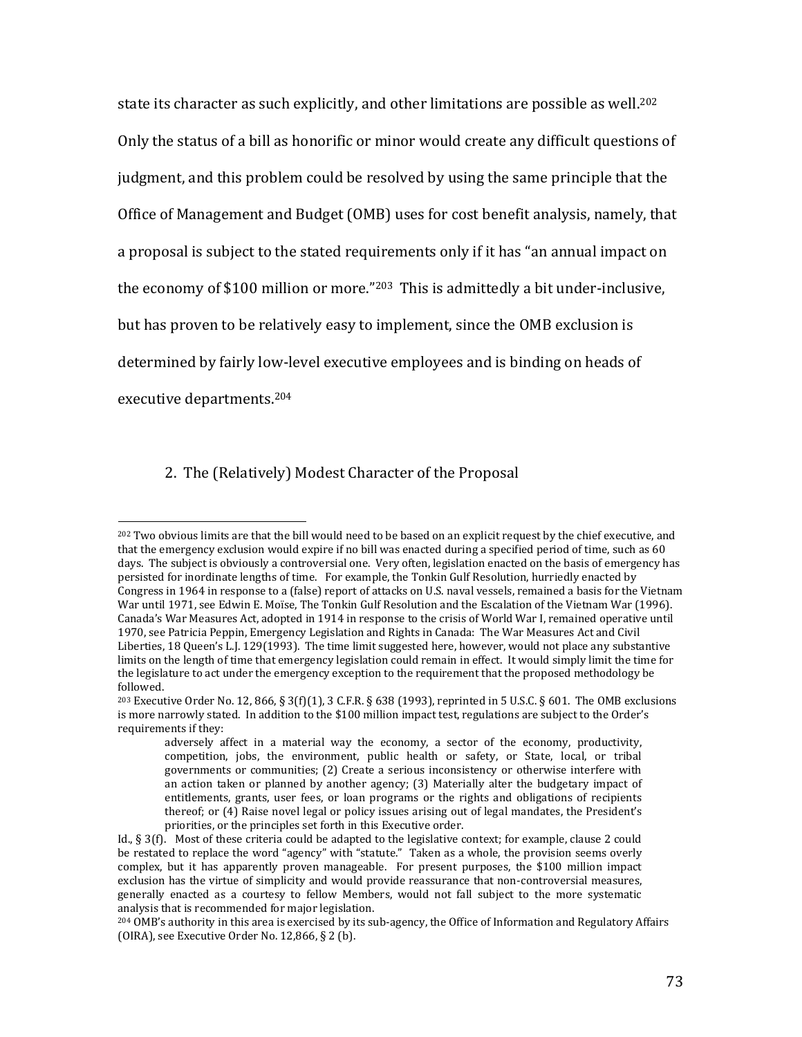state its character as such explicitly, and other limitations are possible as well.[202] Only the status of a bill as honorific or minor would create any difficult questions of judgment, and this problem could be resolved by using the same principle that the Office of Management and Budget (OMB) uses for cost benefit analysis, namely, that a proposal is subject to the stated requirements only if it has "an annual impact on the economy of $100 million or more."[203] This is admittedly a bit under-inclusive, but has proven to be relatively easy to implement, since the OMB exclusion is determined by fairly low-level executive employees and is binding on heads of executive departments.[204]

2. The (Relatively) Modest Character of the Proposal

---

[202] Two obvious limits are that the bill would need to be based on an explicit request by the chief executive, and that the emergency exclusion would expire if no bill was enacted during a specified period of time, such as 60 days. The subject is obviously a controversial one. Very often, legislation enacted on the basis of emergency has persisted for inordinate lengths of time. For example, the Tonkin Gulf Resolution, hurriedly enacted by Congress in 1964 in response to a (false) report of attacks on U.S. naval vessels, remained a basis for the Vietnam War until 1971, see Edwin E. Moïse, The Tonkin Gulf Resolution and the Escalation of the Vietnam War (1996). Canada's War Measures Act, adopted in 1914 in response to the crisis of World War I, remained operative until 1970, see Patricia Peppin, Emergency Legislation and Rights in Canada: The War Measures Act and Civil Liberties, 18 Queen's L.J. 129(1993). The time limit suggested here, however, would not place any substantive limits on the length of time that emergency legislation could remain in effect. It would simply limit the time for the legislature to act under the emergency exception to the requirement that the proposed methodology be followed.

[203] Executive Order No. 12, 866, § 3(f)(1), 3 C.F.R. § 638 (1993), reprinted in 5 U.S.C. § 601. The OMB exclusions is more narrowly stated. In addition to the $100 million impact test, regulations are subject to the Order's requirements if they:

> adversely affect in a material way the economy, a sector of the economy, productivity, competition, jobs, the environment, public health or safety, or State, local, or tribal governments or communities; (2) Create a serious inconsistency or otherwise interfere with an action taken or planned by another agency; (3) Materially alter the budgetary impact of entitlements, grants, user fees, or loan programs or the rights and obligations of recipients thereof; or (4) Raise novel legal or policy issues arising out of legal mandates, the President's priorities, or the principles set forth in this Executive order.

Id., § 3(f). Most of these criteria could be adapted to the legislative context; for example, clause 2 could be restated to replace the word "agency" with "statute." Taken as a whole, the provision seems overly complex, but it has apparently proven manageable. For present purposes, the $100 million impact exclusion has the virtue of simplicity and would provide reassurance that non-controversial measures, generally enacted as a courtesy to fellow Members, would not fall subject to the more systematic analysis that is recommended for major legislation.

[204] OMB's authority in this area is exercised by its sub-agency, the Office of Information and Regulatory Affairs (OIRA), see Executive Order No. 12,866, § 2 (b).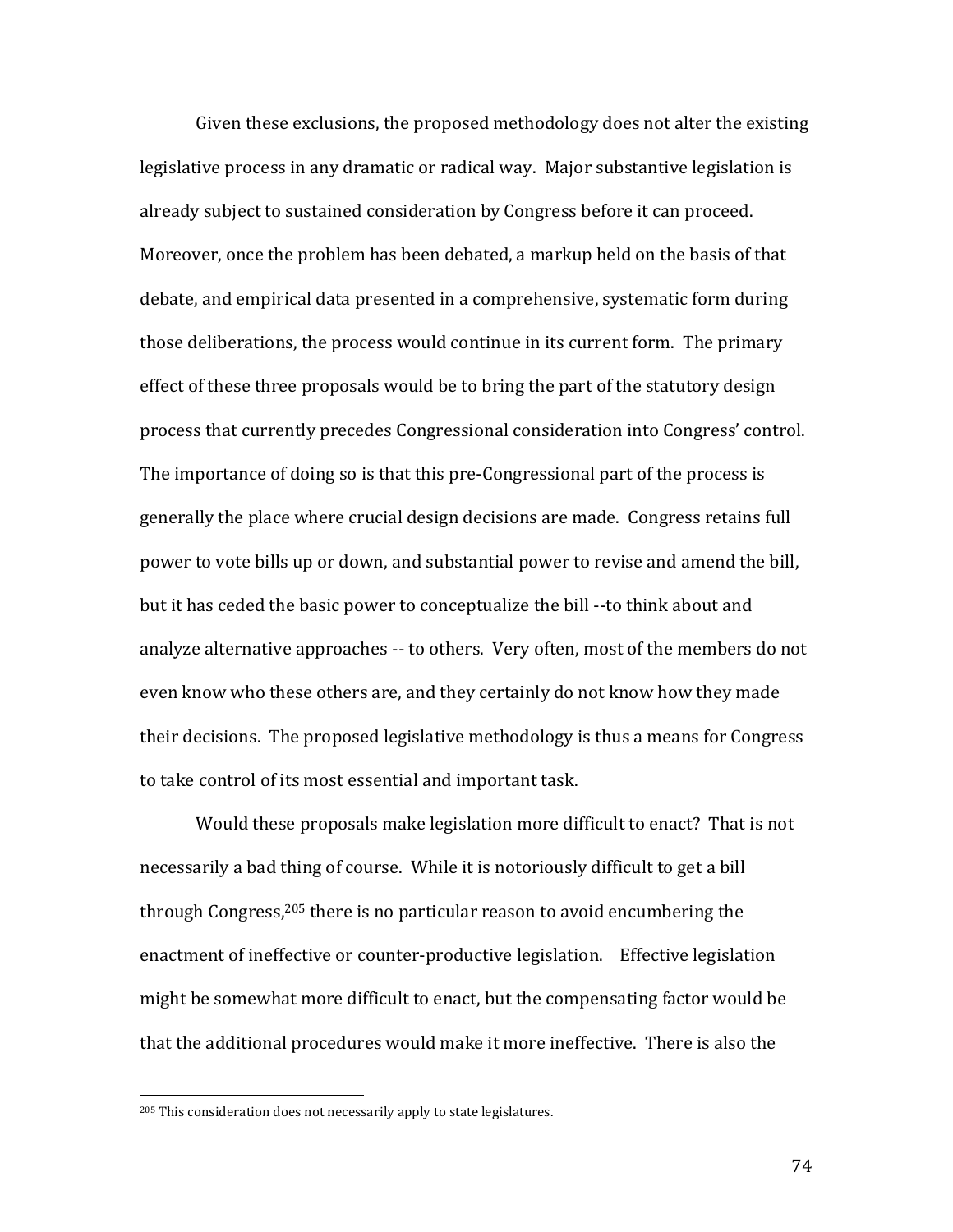Given these exclusions, the proposed methodology does not alter the existing legislative process in any dramatic or radical way. Major substantive legislation is already subject to sustained consideration by Congress before it can proceed. Moreover, once the problem has been debated, a markup held on the basis of that debate, and empirical data presented in a comprehensive, systematic form during those deliberations, the process would continue in its current form. The primary effect of these three proposals would be to bring the part of the statutory design process that currently precedes Congressional consideration into Congress' control. The importance of doing so is that this pre-Congressional part of the process is generally the place where crucial design decisions are made. Congress retains full power to vote bills up or down, and substantial power to revise and amend the bill, but it has ceded the basic power to conceptualize the bill --to think about and analyze alternative approaches -- to others. Very often, most of the members do not even know who these others are, and they certainly do not know how they made their decisions. The proposed legislative methodology is thus a means for Congress to take control of its most essential and important task.

Would these proposals make legislation more difficult to enact? That is not necessarily a bad thing of course. While it is notoriously difficult to get a bill through Congress,[205] there is no particular reason to avoid encumbering the enactment of ineffective or counter-productive legislation. Effective legislation might be somewhat more difficult to enact, but the compensating factor would be that the additional procedures would make it more ineffective. There is also the

[205] This consideration does not necessarily apply to state legislatures.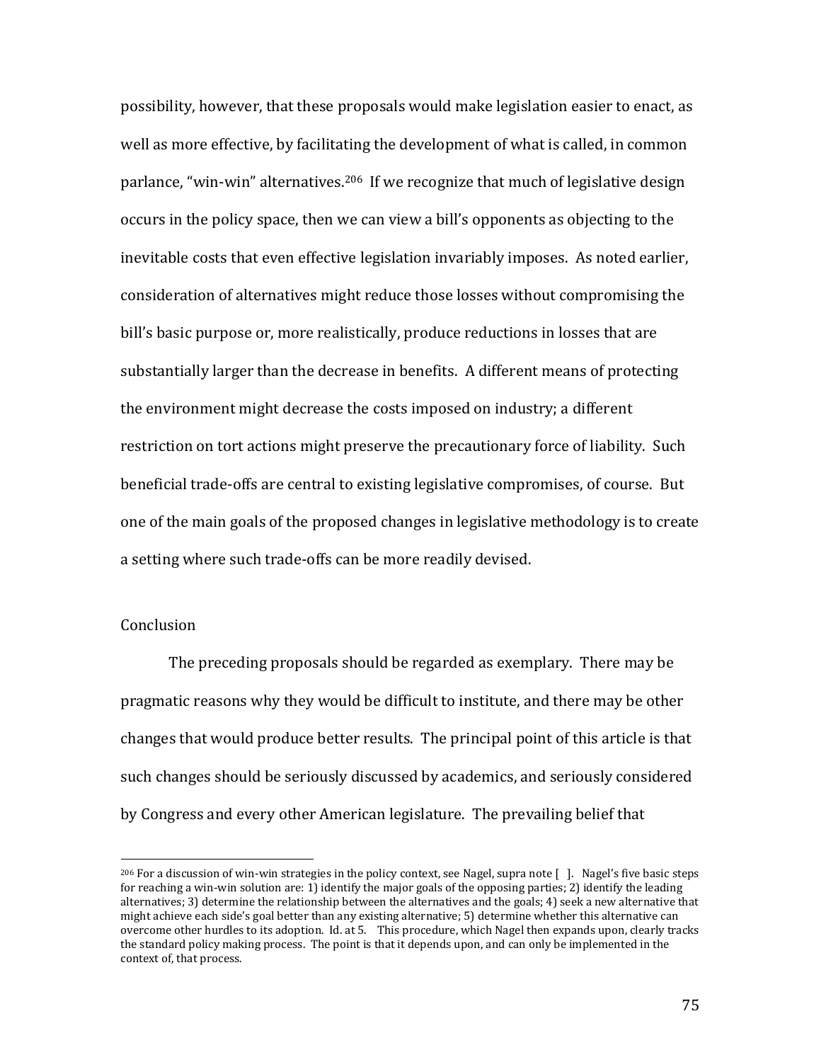possibility, however, that these proposals would make legislation easier to enact, as well as more effective, by facilitating the development of what is called, in common parlance, "win-win" alternatives.[206] If we recognize that much of legislative design occurs in the policy space, then we can view a bill's opponents as objecting to the inevitable costs that even effective legislation invariably imposes. As noted earlier, consideration of alternatives might reduce those losses without compromising the bill's basic purpose or, more realistically, produce reductions in losses that are substantially larger than the decrease in benefits. A different means of protecting the environment might decrease the costs imposed on industry; a different restriction on tort actions might preserve the precautionary force of liability. Such beneficial trade-offs are central to existing legislative compromises, of course. But one of the main goals of the proposed changes in legislative methodology is to create a setting where such trade-offs can be more readily devised.

## Conclusion

The preceding proposals should be regarded as exemplary. There may be pragmatic reasons why they would be difficult to institute, and there may be other changes that would produce better results. The principal point of this article is that such changes should be seriously discussed by academics, and seriously considered by Congress and every other American legislature. The prevailing belief that

---

[206] For a discussion of win-win strategies in the policy context, see Nagel, supra note [ ]. Nagel's five basic steps for reaching a win-win solution are: 1) identify the major goals of the opposing parties; 2) identify the leading alternatives; 3) determine the relationship between the alternatives and the goals; 4) seek a new alternative that might achieve each side's goal better than any existing alternative; 5) determine whether this alternative can overcome other hurdles to its adoption. Id. at 5. This procedure, which Nagel then expands upon, clearly tracks the standard policy making process. The point is that it depends upon, and can only be implemented in the context of, that process.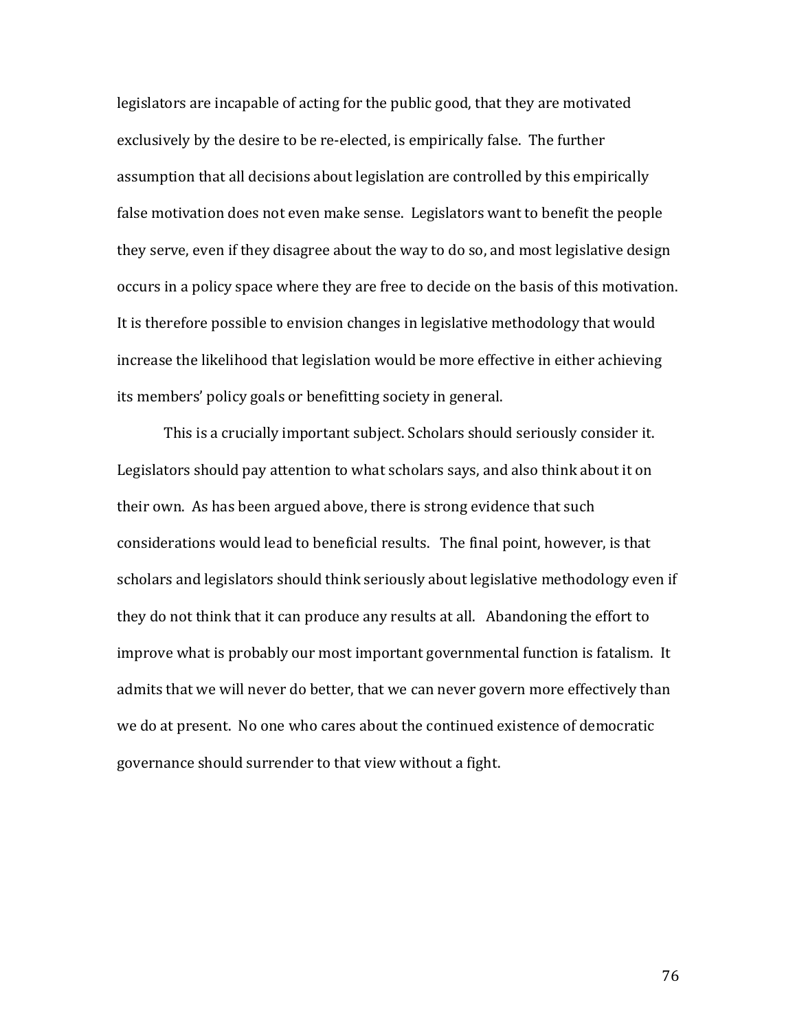legislators are incapable of acting for the public good, that they are motivated exclusively by the desire to be re-elected, is empirically false. The further assumption that all decisions about legislation are controlled by this empirically false motivation does not even make sense. Legislators want to benefit the people they serve, even if they disagree about the way to do so, and most legislative design occurs in a policy space where they are free to decide on the basis of this motivation. It is therefore possible to envision changes in legislative methodology that would increase the likelihood that legislation would be more effective in either achieving its members' policy goals or benefitting society in general.

This is a crucially important subject. Scholars should seriously consider it. Legislators should pay attention to what scholars says, and also think about it on their own. As has been argued above, there is strong evidence that such considerations would lead to beneficial results. The final point, however, is that scholars and legislators should think seriously about legislative methodology even if they do not think that it can produce any results at all. Abandoning the effort to improve what is probably our most important governmental function is fatalism. It admits that we will never do better, that we can never govern more effectively than we do at present. No one who cares about the continued existence of democratic governance should surrender to that view without a fight.